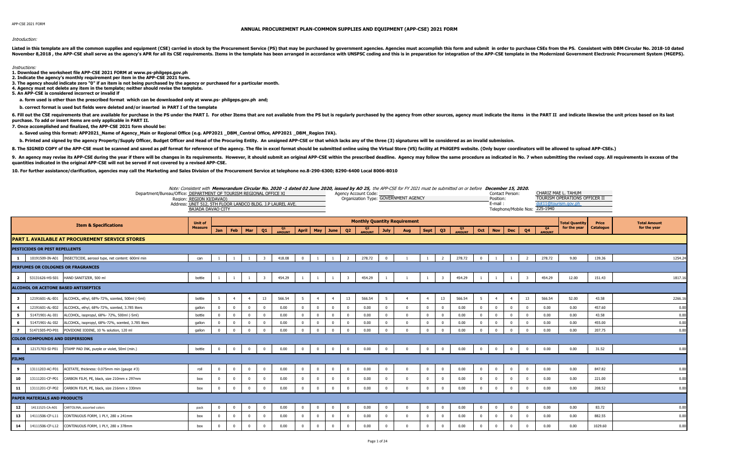APP-CSE 2021 FORM

# ANNUAL PROCUREMENT PLAN-COMMON SUPPLIES AND EQUIPMENT (APP-CSE) 2021 FORM

*Introduction:*

Listed in this template are all the common supplies and equipment (CSE) carried in stock by the Procurement Service (PS) that may be purchased by government agencies. Agencies must accomplish this form and submit in order to purchase CSEs from the PS. Consistent with DBM Circular No. 2018-10 dated November 8,2018 , the APP-CSE shall serve as the agency's APR for all its CSE requirements. Items in the template has been arranged in accordance with UNSPSC coding and this is in preparation for integration of the APP-CSE template in the Modernized Government Electronic Procurement System (MGEPS).

*Instructions:*

1. Download the worksheet file APP-CSE 2021 FORM at www.ps-philgeps.gov.ph
2. Indicate the agency's monthly requirement per item in the APP-CSE 2021 form.
3. The agency should indicate zero "0" if an item is not being purchased by the agency or purchased for a particular month.
4. Agency must not delete any item in the template; neither should revise the template.
5. An APP-CSE is considered incorrect or invalid if
   a. form used is other than the prescribed format which can be downloaded only at www.ps- philgeps.gov.ph and;
   b. correct format is used but fields were deleted and/or inserted in PART I of the template
6. Fill out the CSE requirements that are available for purchase in the PS under the PART I. For other Items that are not available from the PS but is regularly purchased by the agency from other sources, agency must indicate the items in the PART II and indicate likewise the unit prices based on its last purchase. To add or insert items are only applicable in PART II.
7. Once accomplished and finalized, the APP-CSE 2021 form should be:
   a. Saved using this format: APP2021_Name of Agency_Main or Regional Office (e.g. APP2021 _DBM_Central Office, APP2021 _DBM_Region IVA).
   b. Printed and signed by the agency Property/Supply Officer, Budget Officer and Head of the Procuring Entity. An unsigned APP-CSE or that which lacks any of the three (3) signatures will be considered as an invalid submission.
8. The SIGNED COPY of the APP-CSE must be scanned and saved as pdf format for reference of the agency. The file in excel format should be submitted online using the Virtual Store (VS) facility at PhilGEPS website. (Only buyer coordinators will be allowed to upload APP-CSEs.)
9. An agency may revise its APP-CSE during the year if there will be changes in its requirements. However, it should submit an original APP-CSE within the prescribed deadline. Agency may follow the same procedure as indicated in No. 7 when submitting the revised copy. All requirements in excess of the quantities indicated in the original APP-CSE will not be served if not covered by a revised APP-CSE.
10. For further assistance/clarification, agencies may call the Marketing and Sales Division of the Procurement Service at telephone no.8-290-6300; 8290-6400 Local 8006-8010

*Note: Consistent with **Memorandum Circular No. 2020 -1 dated 02 June 2020, issued by AO 25**, the APP-CSE for FY 2021 must be submitted on or before **December 15, 2020.***

Department/Bureau/Office: DEPARTMENT OF TOURISM REGIONAL OFFICE XI
Region: REGION XI(DAVAO)
Address: UNIT 512, 5TH FLOOR LANDCO BLDG. J.P LAUREL AVE. BAJADA DAVAO CITY

Agency Account Code:
Organization Type: GOVERNMENT AGENCY

Contact Person: CHARIZ MAE L. TAHUM
Position: TOURISM OPERATIONS OFFICER II
E-mail : dot11@tourism.gov.ph
Telephone/Mobile Nos: 225-1940

| | | Item & Specifications | Unit of Measure | Jan | Feb | Mar | Q1 | Q1 AMOUNT | April | May | June | Q2 | Q2 AMOUNT | July | Aug | Sept | Q3 | Q3 AMOUNT | Oct | Nov | Dec | Q4 | Q4 AMOUNT | Total Quantity for the year | Price Catalogue | Total Amount for the year |
|---|---|---|---|---|---|---|---|---|---|---|---|---|---|---|---|---|---|---|---|---|---|---|---|---|---|---|
| **PART I. AVAILABLE AT PROCUREMENT SERVICE STORES** | | | | | | | | | | | | | | | | | | | | | | | | | | |
| **PESTICIDES OR PEST REPELLENTS** | | | | | | | | | | | | | | | | | | | | | | | | | | |
| 1 | 10191509-IN-A01 | INSECTICIDE, aerosol type, net content: 600ml min | can | 1 | 1 | 1 | 3 | 418.08 | 0 | 1 | 1 | 2 | 278.72 | 0 | 1 | 1 | 2 | 278.72 | 0 | 1 | 1 | 2 | 278.72 | 9.00 | 139.36 | 1254.24 |
| **PERFUMES OR COLOGNES OR FRAGRANCES** | | | | | | | | | | | | | | | | | | | | | | | | | | |
| 2 | 53131626-HS-S01 | HAND SANITIZER, 500 ml | bottle | 1 | 1 | 1 | 3 | 454.29 | 1 | 1 | 1 | 3 | 454.29 | 1 | 1 | 1 | 3 | 454.29 | 1 | 1 | 1 | 3 | 454.29 | 12.00 | 151.43 | 1817.16 |
| **ALCOHOL OR ACETONE BASED ANTISEPTICS** | | | | | | | | | | | | | | | | | | | | | | | | | | |
| 3 | 12191601-AL-E01 | ALCOHOL, ethyl, 68%-72%, scented, 500ml (-5ml) | bottle | 5 | 4 | 4 | 13 | 566.54 | 5 | 4 | 4 | 13 | 566.54 | 5 | 4 | 4 | 13 | 566.54 | 5 | 4 | 4 | 13 | 566.54 | 52.00 | 43.58 | 2266.16 |
| 4 | 12191601-AL-E02 | ALCOHOL, ethyl, 68%-72%, scented, 3.785 liters | gallon | 0 | 0 | 0 | 0 | 0.00 | 0 | 0 | 0 | 0 | 0.00 | 0 | 0 | 0 | 0 | 0.00 | 0 | 0 | 0 | 0 | 0.00 | 0.00 | 457.60 | 0.00 |
| 5 | 51471901-AL-I01 | ALCOHOL, isopropyl, 68%- 72%, 500ml (-5ml) | bottle | 0 | 0 | 0 | 0 | 0.00 | 0 | 0 | 0 | 0 | 0.00 | 0 | 0 | 0 | 0 | 0.00 | 0 | 0 | 0 | 0 | 0.00 | 0.00 | 43.58 | 0.00 |
| 6 | 51471901-AL-I02 | ALCOHOL, isopropyl, 68%-72%, scented, 3.785 liters | gallon | 0 | 0 | 0 | 0 | 0.00 | 0 | 0 | 0 | 0 | 0.00 | 0 | 0 | 0 | 0 | 0.00 | 0 | 0 | 0 | 0 | 0.00 | 0.00 | 455.00 | 0.00 |
| 7 | 51471505-PO-P01 | POVIDONE IODINE, 10 % solution, 120 ml | gallon | 0 | 0 | 0 | 0 | 0.00 | 0 | 0 | 0 | 0 | 0.00 | 0 | 0 | 0 | 0 | 0.00 | 0 | 0 | 0 | 0 | 0.00 | 0.00 | 207.75 | 0.00 |
| **COLOR COMPOUNDS AND DISPERSIONS** | | | | | | | | | | | | | | | | | | | | | | | | | | |
| 8 | 12171703-SI-P01 | STAMP PAD INK, purple or violet, 50ml (min.) | bottle | 0 | 0 | 0 | 0 | 0.00 | 0 | 0 | 0 | 0 | 0.00 | 0 | 0 | 0 | 0 | 0.00 | 0 | 0 | 0 | 0 | 0.00 | 0.00 | 31.52 | 0.00 |
| **FILMS** | | | | | | | | | | | | | | | | | | | | | | | | | | |
| 9 | 13111203-AC-F01 | ACETATE, thickness: 0.075mm min (gauge #3) | roll | 0 | 0 | 0 | 0 | 0.00 | 0 | 0 | 0 | 0 | 0.00 | 0 | 0 | 0 | 0 | 0.00 | 0 | 0 | 0 | 0 | 0.00 | 0.00 | 847.82 | 0.00 |
| 10 | 13111201-CF-P01 | CARBON FILM, PE, black, size 210mm x 297mm | box | 0 | 0 | 0 | 0 | 0.00 | 0 | 0 | 0 | 0 | 0.00 | 0 | 0 | 0 | 0 | 0.00 | 0 | 0 | 0 | 0 | 0.00 | 0.00 | 221.00 | 0.00 |
| 11 | 13111201-CF-P02 | CARBON FILM, PE, black, size 216mm x 330mm | box | 0 | 0 | 0 | 0 | 0.00 | 0 | 0 | 0 | 0 | 0.00 | 0 | 0 | 0 | 0 | 0.00 | 0 | 0 | 0 | 0 | 0.00 | 0.00 | 208.52 | 0.00 |
| **PAPER MATERIALS AND PRODUCTS** | | | | | | | | | | | | | | | | | | | | | | | | | | |
| 12 | 14111525-CA-A01 | CARTOLINA, assorted colors | pack | 0 | 0 | 0 | 0 | 0.00 | 0 | 0 | 0 | 0 | 0.00 | 0 | 0 | 0 | 0 | 0.00 | 0 | 0 | 0 | 0 | 0.00 | 0.00 | 83.72 | 0.00 |
| 13 | 14111506-CF-L11 | CONTINUOUS FORM, 1 PLY, 280 x 241mm | box | 0 | 0 | 0 | 0 | 0.00 | 0 | 0 | 0 | 0 | 0.00 | 0 | 0 | 0 | 0 | 0.00 | 0 | 0 | 0 | 0 | 0.00 | 0.00 | 882.55 | 0.00 |
| 14 | 14111506-CF-L12 | CONTINUOUS FORM, 1 PLY, 280 x 378mm | box | 0 | 0 | 0 | 0 | 0.00 | 0 | 0 | 0 | 0 | 0.00 | 0 | 0 | 0 | 0 | 0.00 | 0 | 0 | 0 | 0 | 0.00 | 0.00 | 1029.60 | 0.00 |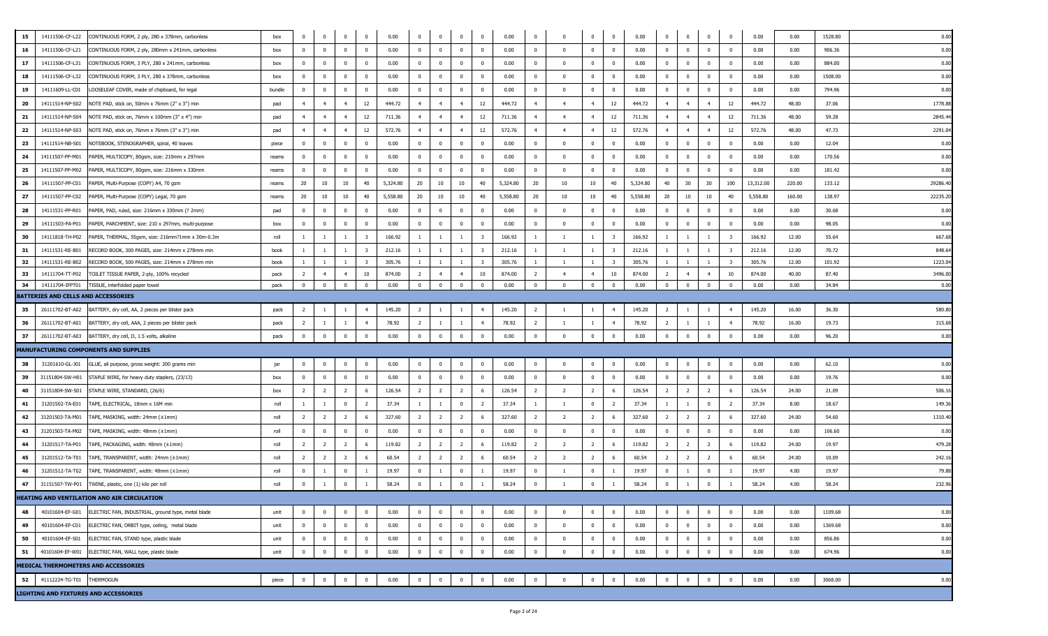| | | | | | | | | | | | | | | | | | | | | | | | | | | | | |
|---|---|---|---|---|---|---|---|---|---|---|---|---|---|---|---|---|---|---|---|---|---|---|---|---|---|---|---|---|
| 15 | 14111506-CF-L22 | CONTINUOUS FORM, 2 ply, 280 x 378mm, carbonless | box | 0 | 0 | 0 | 0 | 0.00 | 0 | 0 | 0 | 0 | 0.00 | 0 | 0 | 0 | 0 | 0.00 | 0 | 0 | 0 | 0 | 0.00 | 0.00 | 1528.80 | 0.00 |
| 16 | 14111506-CF-L21 | CONTINUOUS FORM, 2 ply, 280mm x 241mm, carbonless | box | 0 | 0 | 0 | 0 | 0.00 | 0 | 0 | 0 | 0 | 0.00 | 0 | 0 | 0 | 0 | 0.00 | 0 | 0 | 0 | 0 | 0.00 | 0.00 | 906.36 | 0.00 |
| 17 | 14111506-CF-L31 | CONTINUOUS FORM, 3 PLY, 280 x 241mm, carbonless | box | 0 | 0 | 0 | 0 | 0.00 | 0 | 0 | 0 | 0 | 0.00 | 0 | 0 | 0 | 0 | 0.00 | 0 | 0 | 0 | 0 | 0.00 | 0.00 | 884.00 | 0.00 |
| 18 | 14111506-CF-L32 | CONTINUOUS FORM, 3 PLY, 280 x 378mm, carbonless | box | 0 | 0 | 0 | 0 | 0.00 | 0 | 0 | 0 | 0 | 0.00 | 0 | 0 | 0 | 0 | 0.00 | 0 | 0 | 0 | 0 | 0.00 | 0.00 | 1508.00 | 0.00 |
| 19 | 14111609-LL-C01 | LOOSELEAF COVER, made of chipboard, for legal | bundle | 0 | 0 | 0 | 0 | 0.00 | 0 | 0 | 0 | 0 | 0.00 | 0 | 0 | 0 | 0 | 0.00 | 0 | 0 | 0 | 0 | 0.00 | 0.00 | 794.96 | 0.00 |
| 20 | 14111514-NP-S02 | NOTE PAD, stick on, 50mm x 76mm (2" x 3") min | pad | 4 | 4 | 4 | 12 | 444.72 | 4 | 4 | 4 | 12 | 444.72 | 4 | 4 | 4 | 12 | 444.72 | 4 | 4 | 4 | 12 | 444.72 | 48.00 | 37.06 | 1778.88 |
| 21 | 14111514-NP-S04 | NOTE PAD, stick on, 76mm x 100mm (3" x 4") min | pad | 4 | 4 | 4 | 12 | 711.36 | 4 | 4 | 4 | 12 | 711.36 | 4 | 4 | 4 | 12 | 711.36 | 4 | 4 | 4 | 12 | 711.36 | 48.00 | 59.28 | 2845.44 |
| 22 | 14111514-NP-S03 | NOTE PAD, stick on, 76mm x 76mm (3" x 3") min | pad | 4 | 4 | 4 | 12 | 572.76 | 4 | 4 | 4 | 12 | 572.76 | 4 | 4 | 4 | 12 | 572.76 | 4 | 4 | 4 | 12 | 572.76 | 48.00 | 47.73 | 2291.04 |
| 23 | 14111514-NB-S01 | NOTEBOOK, STENOGRAPHER, spiral, 40 leaves | piece | 0 | 0 | 0 | 0 | 0.00 | 0 | 0 | 0 | 0 | 0.00 | 0 | 0 | 0 | 0 | 0.00 | 0 | 0 | 0 | 0 | 0.00 | 0.00 | 12.04 | 0.00 |
| 24 | 14111507-PP-M01 | PAPER, MULTICOPY, 80gsm, size: 210mm x 297mm | reams | 0 | 0 | 0 | 0 | 0.00 | 0 | 0 | 0 | 0 | 0.00 | 0 | 0 | 0 | 0 | 0.00 | 0 | 0 | 0 | 0 | 0.00 | 0.00 | 170.56 | 0.00 |
| 25 | 14111507-PP-M02 | PAPER, MULTICOPY, 80gsm, size: 216mm x 330mm | reams | 0 | 0 | 0 | 0 | 0.00 | 0 | 0 | 0 | 0 | 0.00 | 0 | 0 | 0 | 0 | 0.00 | 0 | 0 | 0 | 0 | 0.00 | 0.00 | 181.42 | 0.00 |
| 26 | 14111507-PP-C01 | PAPER, Multi-Purpose (COPY) A4, 70 gsm | reams | 20 | 10 | 10 | 40 | 5,324.80 | 20 | 10 | 10 | 40 | 5,324.80 | 20 | 10 | 10 | 40 | 5,324.80 | 40 | 30 | 30 | 100 | 13,312.00 | 220.00 | 133.12 | 29286.40 |
| 27 | 14111507-PP-C02 | PAPER, Multi-Purpose (COPY) Legal, 70 gsm | reams | 20 | 10 | 10 | 40 | 5,558.80 | 20 | 10 | 10 | 40 | 5,558.80 | 20 | 10 | 10 | 40 | 5,558.80 | 20 | 10 | 10 | 40 | 5,558.80 | 160.00 | 138.97 | 22235.20 |
| 28 | 14111531-PP-R01 | PAPER, PAD, ruled, size: 216mm x 330mm (? 2mm) | pad | 0 | 0 | 0 | 0 | 0.00 | 0 | 0 | 0 | 0 | 0.00 | 0 | 0 | 0 | 0 | 0.00 | 0 | 0 | 0 | 0 | 0.00 | 0.00 | 30.68 | 0.00 |
| 29 | 14111503-PA-P01 | PAPER, PARCHMENT, size: 210 x 297mm, multi-purpose | box | 0 | 0 | 0 | 0 | 0.00 | 0 | 0 | 0 | 0 | 0.00 | 0 | 0 | 0 | 0 | 0.00 | 0 | 0 | 0 | 0 | 0.00 | 0.00 | 98.05 | 0.00 |
| 30 | 14111818-TH-P02 | PAPER, THERMAL, 55gsm, size: 216mm?1mm x 30m-0.3m | roll | 1 | 1 | 1 | 3 | 166.92 | 1 | 1 | 1 | 3 | 166.92 | 1 | 1 | 1 | 3 | 166.92 | 1 | 1 | 1 | 3 | 166.92 | 12.00 | 55.64 | 667.68 |
| 31 | 14111531-RE-B01 | RECORD BOOK, 300 PAGES, size: 214mm x 278mm min | book | 1 | 1 | 1 | 3 | 212.16 | 1 | 1 | 1 | 3 | 212.16 | 1 | 1 | 1 | 3 | 212.16 | 1 | 1 | 1 | 3 | 212.16 | 12.00 | 70.72 | 848.64 |
| 32 | 14111531-RE-B02 | RECORD BOOK, 500 PAGES, size: 214mm x 278mm min | book | 1 | 1 | 1 | 3 | 305.76 | 1 | 1 | 1 | 3 | 305.76 | 1 | 1 | 1 | 3 | 305.76 | 1 | 1 | 1 | 3 | 305.76 | 12.00 | 101.92 | 1223.04 |
| 33 | 14111704-TT-P02 | TOILET TISSUE PAPER, 2-ply, 100% recycled | pack | 2 | 4 | 4 | 10 | 874.00 | 2 | 4 | 4 | 10 | 874.00 | 2 | 4 | 4 | 10 | 874.00 | 2 | 4 | 4 | 10 | 874.00 | 40.00 | 87.40 | 3496.00 |
| 34 | 14111704-IFPT01 | TISSUE, interfolded paper towel | pack | 0 | 0 | 0 | 0 | 0.00 | 0 | 0 | 0 | 0 | 0.00 | 0 | 0 | 0 | 0 | 0.00 | 0 | 0 | 0 | 0 | 0.00 | 0.00 | 34.84 | 0.00 |
| **BATTERIES AND CELLS AND ACCESSORIES** | | | | | | | | | | | | | | | | | | | | | | | | | | | | |
| 35 | 26111702-BT-A02 | BATTERY, dry cell, AA, 2 pieces per blister pack | pack | 2 | 1 | 1 | 4 | 145.20 | 2 | 1 | 1 | 4 | 145.20 | 2 | 1 | 1 | 4 | 145.20 | 2 | 1 | 1 | 4 | 145.20 | 16.00 | 36.30 | 580.80 |
| 36 | 26111702-BT-A01 | BATTERY, dry cell, AAA, 2 pieces per blister pack | pack | 2 | 1 | 1 | 4 | 78.92 | 2 | 1 | 1 | 4 | 78.92 | 2 | 1 | 1 | 4 | 78.92 | 2 | 1 | 1 | 4 | 78.92 | 16.00 | 19.73 | 315.68 |
| 37 | 26111702-BT-A03 | BATTERY, dry cell, D, 1.5 volts, alkaline | pack | 0 | 0 | 0 | 0 | 0.00 | 0 | 0 | 0 | 0 | 0.00 | 0 | 0 | 0 | 0 | 0.00 | 0 | 0 | 0 | 0 | 0.00 | 0.00 | 96.20 | 0.00 |
| **MANUFACTURING COMPONENTS AND SUPPLIES** | | | | | | | | | | | | | | | | | | | | | | | | | | | | |
| 38 | 31201610-GL-J01 | GLUE, all purpose, gross weight: 200 grams min | jar | 0 | 0 | 0 | 0 | 0.00 | 0 | 0 | 0 | 0 | 0.00 | 0 | 0 | 0 | 0 | 0.00 | 0 | 0 | 0 | 0 | 0.00 | 0.00 | 62.10 | 0.00 |
| 39 | 31151804-SW-H01 | STAPLE WIRE, for heavy duty staplers, (23/13) | box | 0 | 0 | 0 | 0 | 0.00 | 0 | 0 | 0 | 0 | 0.00 | 0 | 0 | 0 | 0 | 0.00 | 0 | 0 | 0 | 0 | 0.00 | 0.00 | 19.76 | 0.00 |
| 40 | 31151804-SW-S01 | STAPLE WIRE, STANDARD, (26/6) | box | 2 | 2 | 2 | 6 | 126.54 | 2 | 2 | 2 | 6 | 126.54 | 2 | 2 | 2 | 6 | 126.54 | 2 | 2 | 2 | 6 | 126.54 | 24.00 | 21.09 | 506.16 |
| 41 | 31201502-TA-E01 | TAPE, ELECTRICAL, 18mm x 16M min | roll | 1 | 1 | 0 | 2 | 37.34 | 1 | 1 | 0 | 2 | 37.34 | 1 | 1 | 0 | 2 | 37.34 | 1 | 1 | 0 | 2 | 37.34 | 8.00 | 18.67 | 149.36 |
| 42 | 31201503-TA-M01 | TAPE, MASKING, width: 24mm (±1mm) | roll | 2 | 2 | 2 | 6 | 327.60 | 2 | 2 | 2 | 6 | 327.60 | 2 | 2 | 2 | 6 | 327.60 | 2 | 2 | 2 | 6 | 327.60 | 24.00 | 54.60 | 1310.40 |
| 43 | 31201503-TA-M02 | TAPE, MASKING, width: 48mm (±1mm) | roll | 0 | 0 | 0 | 0 | 0.00 | 0 | 0 | 0 | 0 | 0.00 | 0 | 0 | 0 | 0 | 0.00 | 0 | 0 | 0 | 0 | 0.00 | 0.00 | 106.60 | 0.00 |
| 44 | 31201517-TA-P01 | TAPE, PACKAGING, width: 48mm (±1mm) | roll | 2 | 2 | 2 | 6 | 119.82 | 2 | 2 | 2 | 6 | 119.82 | 2 | 2 | 2 | 6 | 119.82 | 2 | 2 | 2 | 6 | 119.82 | 24.00 | 19.97 | 479.28 |
| 45 | 31201512-TA-T01 | TAPE, TRANSPARENT, width: 24mm (±1mm) | roll | 2 | 2 | 2 | 6 | 60.54 | 2 | 2 | 2 | 6 | 60.54 | 2 | 2 | 2 | 6 | 60.54 | 2 | 2 | 2 | 6 | 60.54 | 24.00 | 10.09 | 242.16 |
| 46 | 31201512-TA-T02 | TAPE, TRANSPARENT, width: 48mm (±1mm) | roll | 0 | 1 | 0 | 1 | 19.97 | 0 | 1 | 0 | 1 | 19.97 | 0 | 1 | 0 | 1 | 19.97 | 0 | 1 | 0 | 1 | 19.97 | 4.00 | 19.97 | 79.88 |
| 47 | 31151507-TW-P01 | TWINE, plastic, one (1) kilo per roll | roll | 0 | 1 | 0 | 1 | 58.24 | 0 | 1 | 0 | 1 | 58.24 | 0 | 1 | 0 | 1 | 58.24 | 0 | 1 | 0 | 1 | 58.24 | 4.00 | 58.24 | 232.96 |
| **HEATING AND VENTILATION AND AIR CIRCULATION** | | | | | | | | | | | | | | | | | | | | | | | | | | | | |
| 48 | 40101604-EF-G01 | ELECTRIC FAN, INDUSTRIAL, ground type, metal blade | unit | 0 | 0 | 0 | 0 | 0.00 | 0 | 0 | 0 | 0 | 0.00 | 0 | 0 | 0 | 0 | 0.00 | 0 | 0 | 0 | 0 | 0.00 | 0.00 | 1109.68 | 0.00 |
| 49 | 40101604-EF-C01 | ELECTRIC FAN, ORBIT type, ceiling, metal blade | unit | 0 | 0 | 0 | 0 | 0.00 | 0 | 0 | 0 | 0 | 0.00 | 0 | 0 | 0 | 0 | 0.00 | 0 | 0 | 0 | 0 | 0.00 | 0.00 | 1369.68 | 0.00 |
| 50 | 40101604-EF-S01 | ELECTRIC FAN, STAND type, plastic blade | unit | 0 | 0 | 0 | 0 | 0.00 | 0 | 0 | 0 | 0 | 0.00 | 0 | 0 | 0 | 0 | 0.00 | 0 | 0 | 0 | 0 | 0.00 | 0.00 | 856.86 | 0.00 |
| 51 | 40101604-EF-W01 | ELECTRIC FAN, WALL type, plastic blade | unit | 0 | 0 | 0 | 0 | 0.00 | 0 | 0 | 0 | 0 | 0.00 | 0 | 0 | 0 | 0 | 0.00 | 0 | 0 | 0 | 0 | 0.00 | 0.00 | 674.96 | 0.00 |
| **MEDICAL THERMOMETERS AND ACCESSORIES** | | | | | | | | | | | | | | | | | | | | | | | | | | | | |
| 52 | 41112224-TG-T01 | THERMOGUN | piece | 0 | 0 | 0 | 0 | 0.00 | 0 | 0 | 0 | 0 | 0.00 | 0 | 0 | 0 | 0 | 0.00 | 0 | 0 | 0 | 0 | 0.00 | 0.00 | 3068.00 | 0.00 |
| **LIGHTING AND FIXTURES AND ACCESSORIES** | | | | | | | | | | | | | | | | | | | | | | | | | | | | |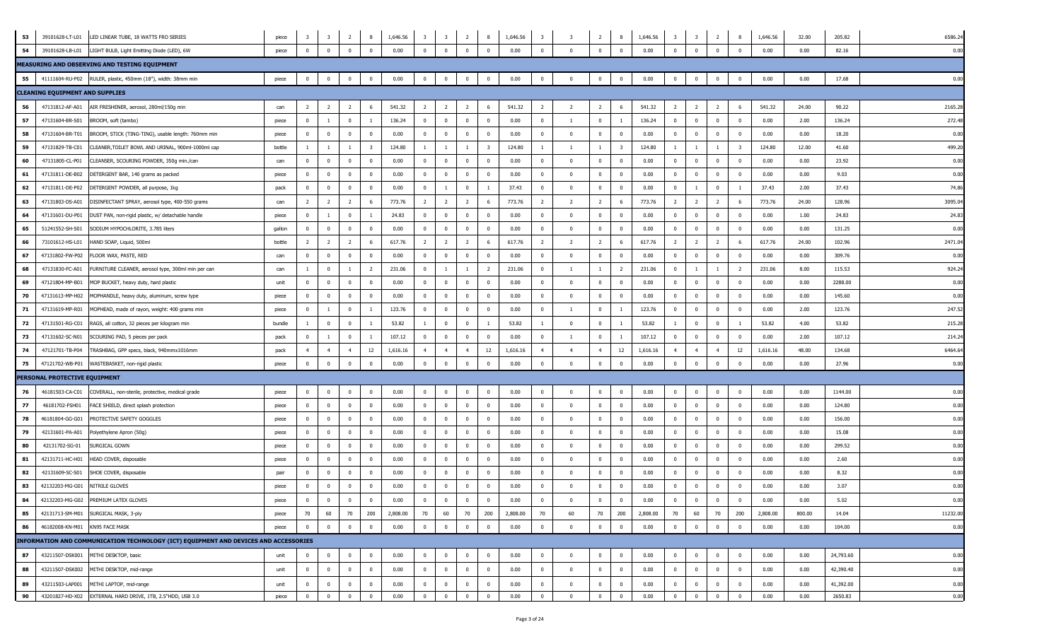| 53 | 39101628-LT-L01 | LED LINEAR TUBE, 18 WATTS FRO SERIES | piece | 3 | 3 | 2 | 8 | 1,646.56 | 3 | 3 | 2 | 8 | 1,646.56 | 3 | 3 | 2 | 8 | 1,646.56 | 3 | 3 | 2 | 8 | 1,646.56 | 32.00 | 205.82 | 6586.24 |
|---|---|---|---|---|---|---|---|---|---|---|---|---|---|---|---|---|---|---|---|---|---|---|---|---|---|---|
| 54 | 39101628-LB-L01 | LIGHT BULB, Light Emitting Diode (LED), 6W | piece | 0 | 0 | 0 | 0 | 0.00 | 0 | 0 | 0 | 0 | 0.00 | 0 | 0 | 0 | 0 | 0.00 | 0 | 0 | 0 | 0 | 0.00 | 0.00 | 82.16 | 0.00 |
| **MEASURING AND OBSERVING AND TESTING EQUIPMENT** | | | | | | | | | | | | | | | | | | | | | | | | | | |
| 55 | 41111604-RU-P02 | RULER, plastic, 450mm (18"), width: 38mm min | piece | 0 | 0 | 0 | 0 | 0.00 | 0 | 0 | 0 | 0 | 0.00 | 0 | 0 | 0 | 0 | 0.00 | 0 | 0 | 0 | 0 | 0.00 | 0.00 | 17.68 | 0.00 |
| **CLEANING EQUIPMENT AND SUPPLIES** | | | | | | | | | | | | | | | | | | | | | | | | | | |
| 56 | 47131812-AF-A01 | AIR FRESHENER, aerosol, 280ml/150g min | can | 2 | 2 | 2 | 6 | 541.32 | 2 | 2 | 2 | 6 | 541.32 | 2 | 2 | 2 | 6 | 541.32 | 2 | 2 | 2 | 6 | 541.32 | 24.00 | 90.22 | 2165.28 |
| 57 | 47131604-BR-S01 | BROOM, soft (tambo) | piece | 0 | 1 | 0 | 1 | 136.24 | 0 | 0 | 0 | 0 | 0.00 | 0 | 1 | 0 | 1 | 136.24 | 0 | 0 | 0 | 0 | 0.00 | 2.00 | 136.24 | 272.48 |
| 58 | 47131604-BR-T01 | BROOM, STICK (TING-TING), usable length: 760mm min | piece | 0 | 0 | 0 | 0 | 0.00 | 0 | 0 | 0 | 0 | 0.00 | 0 | 0 | 0 | 0 | 0.00 | 0 | 0 | 0 | 0 | 0.00 | 0.00 | 18.20 | 0.00 |
| 59 | 47131829-TB-C01 | CLEANER,TOILET BOWL AND URINAL, 900ml-1000ml cap | bottle | 1 | 1 | 1 | 3 | 124.80 | 1 | 1 | 1 | 3 | 124.80 | 1 | 1 | 1 | 3 | 124.80 | 1 | 1 | 1 | 3 | 124.80 | 12.00 | 41.60 | 499.20 |
| 60 | 47131805-CL-P01 | CLEANSER, SCOURING POWDER, 350g min./can | can | 0 | 0 | 0 | 0 | 0.00 | 0 | 0 | 0 | 0 | 0.00 | 0 | 0 | 0 | 0 | 0.00 | 0 | 0 | 0 | 0 | 0.00 | 0.00 | 23.92 | 0.00 |
| 61 | 47131811-DE-B02 | DETERGENT BAR, 140 grams as packed | piece | 0 | 0 | 0 | 0 | 0.00 | 0 | 0 | 0 | 0 | 0.00 | 0 | 0 | 0 | 0 | 0.00 | 0 | 0 | 0 | 0 | 0.00 | 0.00 | 9.03 | 0.00 |
| 62 | 47131811-DE-P02 | DETERGENT POWDER, all purpose, 1kg | pack | 0 | 0 | 0 | 0 | 0.00 | 0 | 1 | 0 | 1 | 37.43 | 0 | 0 | 0 | 0 | 0.00 | 0 | 1 | 0 | 1 | 37.43 | 2.00 | 37.43 | 74.86 |
| 63 | 47131803-DS-A01 | DISINFECTANT SPRAY, aerosol type, 400-550 grams | can | 2 | 2 | 2 | 6 | 773.76 | 2 | 2 | 2 | 6 | 773.76 | 2 | 2 | 2 | 6 | 773.76 | 2 | 2 | 2 | 6 | 773.76 | 24.00 | 128.96 | 3095.04 |
| 64 | 47131601-DU-P01 | DUST PAN, non-rigid plastic, w/ detachable handle | piece | 0 | 1 | 0 | 1 | 24.83 | 0 | 0 | 0 | 0 | 0.00 | 0 | 0 | 0 | 0 | 0.00 | 0 | 0 | 0 | 0 | 0.00 | 1.00 | 24.83 | 24.83 |
| 65 | 51241552-SH-S01 | SODIUM HYPOCHLORITE, 3.785 liters | gallon | 0 | 0 | 0 | 0 | 0.00 | 0 | 0 | 0 | 0 | 0.00 | 0 | 0 | 0 | 0 | 0.00 | 0 | 0 | 0 | 0 | 0.00 | 0.00 | 131.25 | 0.00 |
| 66 | 73101612-HS-L01 | HAND SOAP, Liquid, 500ml | bottle | 2 | 2 | 2 | 6 | 617.76 | 2 | 2 | 2 | 6 | 617.76 | 2 | 2 | 2 | 6 | 617.76 | 2 | 2 | 2 | 6 | 617.76 | 24.00 | 102.96 | 2471.04 |
| 67 | 47131802-FW-P02 | FLOOR WAX, PASTE, RED | can | 0 | 0 | 0 | 0 | 0.00 | 0 | 0 | 0 | 0 | 0.00 | 0 | 0 | 0 | 0 | 0.00 | 0 | 0 | 0 | 0 | 0.00 | 0.00 | 309.76 | 0.00 |
| 68 | 47131830-FC-A01 | FURNITURE CLEANER, aerosol type, 300ml min per can | can | 1 | 0 | 1 | 2 | 231.06 | 0 | 1 | 1 | 2 | 231.06 | 0 | 1 | 1 | 2 | 231.06 | 0 | 1 | 1 | 2 | 231.06 | 8.00 | 115.53 | 924.24 |
| 69 | 47121804-MP-B01 | MOP BUCKET, heavy duty, hard plastic | unit | 0 | 0 | 0 | 0 | 0.00 | 0 | 0 | 0 | 0 | 0.00 | 0 | 0 | 0 | 0 | 0.00 | 0 | 0 | 0 | 0 | 0.00 | 0.00 | 2288.00 | 0.00 |
| 70 | 47131613-MP-H02 | MOPHANDLE, heavy duty, aluminum, screw type | piece | 0 | 0 | 0 | 0 | 0.00 | 0 | 0 | 0 | 0 | 0.00 | 0 | 0 | 0 | 0 | 0.00 | 0 | 0 | 0 | 0 | 0.00 | 0.00 | 145.60 | 0.00 |
| 71 | 47131619-MP-R01 | MOPHEAD, made of rayon, weight: 400 grams min | piece | 0 | 1 | 0 | 1 | 123.76 | 0 | 0 | 0 | 0 | 0.00 | 0 | 1 | 0 | 1 | 123.76 | 0 | 0 | 0 | 0 | 0.00 | 2.00 | 123.76 | 247.52 |
| 72 | 47131501-RG-C01 | RAGS, all cotton, 32 pieces per kilogram min | bundle | 1 | 0 | 0 | 1 | 53.82 | 1 | 0 | 0 | 1 | 53.82 | 1 | 0 | 0 | 1 | 53.82 | 1 | 0 | 0 | 1 | 53.82 | 4.00 | 53.82 | 215.28 |
| 73 | 47131602-SC-N01 | SCOURING PAD, 5 pieces per pack | pack | 0 | 1 | 0 | 1 | 107.12 | 0 | 0 | 0 | 0 | 0.00 | 0 | 1 | 0 | 1 | 107.12 | 0 | 0 | 0 | 0 | 0.00 | 2.00 | 107.12 | 214.24 |
| 74 | 47121701-TB-P04 | TRASHBAG, GPP specs, black, 940mmx1016mm | pack | 4 | 4 | 4 | 12 | 1,616.16 | 4 | 4 | 4 | 12 | 1,616.16 | 4 | 4 | 4 | 12 | 1,616.16 | 4 | 4 | 4 | 12 | 1,616.16 | 48.00 | 134.68 | 6464.64 |
| 75 | 47121702-WB-P01 | WASTEBASKET, non-rigid plastic | piece | 0 | 0 | 0 | 0 | 0.00 | 0 | 0 | 0 | 0 | 0.00 | 0 | 0 | 0 | 0 | 0.00 | 0 | 0 | 0 | 0 | 0.00 | 0.00 | 27.96 | 0.00 |
| **PERSONAL PROTECTIVE EQUIPMENT** | | | | | | | | | | | | | | | | | | | | | | | | | | |
| 76 | 46181503-CA-C01 | COVERALL, non-sterile, protective, medical grade | piece | 0 | 0 | 0 | 0 | 0.00 | 0 | 0 | 0 | 0 | 0.00 | 0 | 0 | 0 | 0 | 0.00 | 0 | 0 | 0 | 0 | 0.00 | 0.00 | 1144.00 | 0.00 |
| 77 | 46181702-FSH01 | FACE SHIELD, direct splash protection | piece | 0 | 0 | 0 | 0 | 0.00 | 0 | 0 | 0 | 0 | 0.00 | 0 | 0 | 0 | 0 | 0.00 | 0 | 0 | 0 | 0 | 0.00 | 0.00 | 124.80 | 0.00 |
| 78 | 46181804-GG-G01 | PROTECTIVE SAFETY GOGGLES | piece | 0 | 0 | 0 | 0 | 0.00 | 0 | 0 | 0 | 0 | 0.00 | 0 | 0 | 0 | 0 | 0.00 | 0 | 0 | 0 | 0 | 0.00 | 0.00 | 156.00 | 0.00 |
| 79 | 42131601-PA-A01 | Polyethylene Apron (50g) | piece | 0 | 0 | 0 | 0 | 0.00 | 0 | 0 | 0 | 0 | 0.00 | 0 | 0 | 0 | 0 | 0.00 | 0 | 0 | 0 | 0 | 0.00 | 0.00 | 15.08 | 0.00 |
| 80 | 42131702-SG-01 | SURGICAL GOWN | piece | 0 | 0 | 0 | 0 | 0.00 | 0 | 0 | 0 | 0 | 0.00 | 0 | 0 | 0 | 0 | 0.00 | 0 | 0 | 0 | 0 | 0.00 | 0.00 | 299.52 | 0.00 |
| 81 | 42131711-HC-H01 | HEAD COVER, disposable | piece | 0 | 0 | 0 | 0 | 0.00 | 0 | 0 | 0 | 0 | 0.00 | 0 | 0 | 0 | 0 | 0.00 | 0 | 0 | 0 | 0 | 0.00 | 0.00 | 2.60 | 0.00 |
| 82 | 42131609-SC-S01 | SHOE COVER, disposable | pair | 0 | 0 | 0 | 0 | 0.00 | 0 | 0 | 0 | 0 | 0.00 | 0 | 0 | 0 | 0 | 0.00 | 0 | 0 | 0 | 0 | 0.00 | 0.00 | 8.32 | 0.00 |
| 83 | 42132203-MG-G01 | NITRILE GLOVES | piece | 0 | 0 | 0 | 0 | 0.00 | 0 | 0 | 0 | 0 | 0.00 | 0 | 0 | 0 | 0 | 0.00 | 0 | 0 | 0 | 0 | 0.00 | 0.00 | 3.07 | 0.00 |
| 84 | 42132203-MG-G02 | PREMIUM LATEX GLOVES | piece | 0 | 0 | 0 | 0 | 0.00 | 0 | 0 | 0 | 0 | 0.00 | 0 | 0 | 0 | 0 | 0.00 | 0 | 0 | 0 | 0 | 0.00 | 0.00 | 5.02 | 0.00 |
| 85 | 42131713-SM-M01 | SURGICAL MASK, 3-ply | piece | 70 | 60 | 70 | 200 | 2,808.00 | 70 | 60 | 70 | 200 | 2,808.00 | 70 | 60 | 70 | 200 | 2,808.00 | 70 | 60 | 70 | 200 | 2,808.00 | 800.00 | 14.04 | 11232.00 |
| 86 | 46182008-KN-M01 | KN95 FACE MASK | piece | 0 | 0 | 0 | 0 | 0.00 | 0 | 0 | 0 | 0 | 0.00 | 0 | 0 | 0 | 0 | 0.00 | 0 | 0 | 0 | 0 | 0.00 | 0.00 | 104.00 | 0.00 |
| **INFORMATION AND COMMUNICATION TECHNOLOGY (ICT) EQUIPMENT AND DEVICES AND ACCESSORIES** | | | | | | | | | | | | | | | | | | | | | | | | | | |
| 87 | 43211507-DSK001 | MITHI DESKTOP, basic | unit | 0 | 0 | 0 | 0 | 0.00 | 0 | 0 | 0 | 0 | 0.00 | 0 | 0 | 0 | 0 | 0.00 | 0 | 0 | 0 | 0 | 0.00 | 0.00 | 24,793.60 | 0.00 |
| 88 | 43211507-DSK002 | MITHI DESKTOP, mid-range | unit | 0 | 0 | 0 | 0 | 0.00 | 0 | 0 | 0 | 0 | 0.00 | 0 | 0 | 0 | 0 | 0.00 | 0 | 0 | 0 | 0 | 0.00 | 0.00 | 42,390.40 | 0.00 |
| 89 | 43211503-LAP001 | MITHI LAPTOP, mid-range | unit | 0 | 0 | 0 | 0 | 0.00 | 0 | 0 | 0 | 0 | 0.00 | 0 | 0 | 0 | 0 | 0.00 | 0 | 0 | 0 | 0 | 0.00 | 0.00 | 41,392.00 | 0.00 |
| 90 | 43201827-HD-X02 | EXTERNAL HARD DRIVE, 1TB, 2.5"HDD, USB 3.0 | piece | 0 | 0 | 0 | 0 | 0.00 | 0 | 0 | 0 | 0 | 0.00 | 0 | 0 | 0 | 0 | 0.00 | 0 | 0 | 0 | 0 | 0.00 | 0.00 | 2650.83 | 0.00 |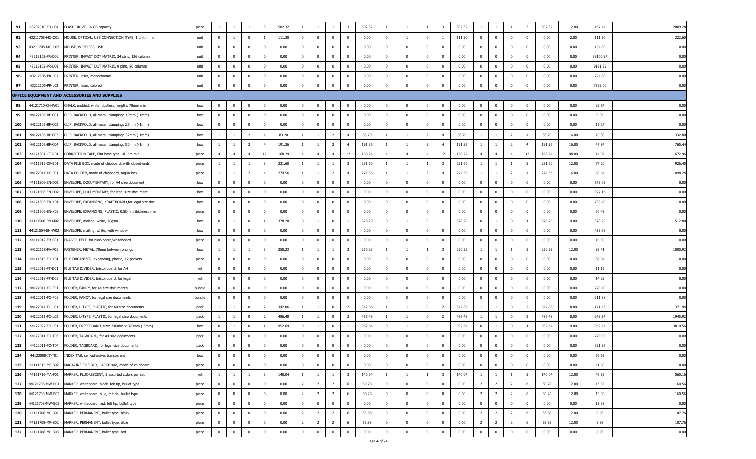| 91 | 43202010-FD-U01 | FLASH DRIVE, 16 GB capacity | piece | 1 | 1 | 1 | 3 | 502.32 | 1 | 1 | 1 | 3 | 502.32 | 1 | 1 | 1 | 3 | 502.32 | 1 | 1 | 1 | 3 | 502.32 | 12.00 | 167.44 | 2009.28 |
|---|---|---|---|---|---|---|---|---|---|---|---|---|---|---|---|---|---|---|---|---|---|---|---|---|---|---|
| 92 | 43211708-MO-O01 | MOUSE, OPTICAL, USB CONNECTION TYPE, 1 unit in ind | unit | 0 | 1 | 0 | 1 | 111.30 | 0 | 0 | 0 | 0 | 0.00 | 0 | 1 | 0 | 1 | 111.30 | 0 | 0 | 0 | 0 | 0.00 | 2.00 | 111.30 | 222.60 |
| 93 | 43211708-MO-O02 | MOUSE, WIRELESS, USB | unit | 0 | 0 | 0 | 0 | 0.00 | 0 | 0 | 0 | 0 | 0.00 | 0 | 0 | 0 | 0 | 0.00 | 0 | 0 | 0 | 0 | 0.00 | 0.00 | 154.00 | 0.00 |
| 94 | 43212102-PR-D02 | PRINTER, IMPACT DOT MATRIX, 24 pins, 136 column | unit | 0 | 0 | 0 | 0 | 0.00 | 0 | 0 | 0 | 0 | 0.00 | 0 | 0 | 0 | 0 | 0.00 | 0 | 0 | 0 | 0 | 0.00 | 0.00 | 38100.97 | 0.00 |
| 95 | 43212102-PR-D01 | PRINTER, IMPACT DOT MATRIX, 9 pins, 80 columns | unit | 0 | 0 | 0 | 0 | 0.00 | 0 | 0 | 0 | 0 | 0.00 | 0 | 0 | 0 | 0 | 0.00 | 0 | 0 | 0 | 0 | 0.00 | 0.00 | 9191.52 | 0.00 |
| 96 | 43212105-PR-L01 | PRINTER, laser, monochrome | unit | 0 | 0 | 0 | 0 | 0.00 | 0 | 0 | 0 | 0 | 0.00 | 0 | 0 | 0 | 0 | 0.00 | 0 | 0 | 0 | 0 | 0.00 | 0.00 | 724.88 | 0.00 |
| 97 | 43212105-PR-L02 | PRINTER, laser, colored | unit | 0 | 0 | 0 | 0 | 0.00 | 0 | 0 | 0 | 0 | 0.00 | 0 | 0 | 0 | 0 | 0.00 | 0 | 0 | 0 | 0 | 0.00 | 0.00 | 7899.00 | 0.00 |
| **OFFICE EQUIPMENT AND ACCESSORIES AND SUPPLIES** | | | | | | | | | | | | | | | | | | | | | | | | | | |
| 98 | 44121710-CH-W01 | CHALK, molded, white, dustless, length: 78mm min | box | 0 | 0 | 0 | 0 | 0.00 | 0 | 0 | 0 | 0 | 0.00 | 0 | 0 | 0 | 0 | 0.00 | 0 | 0 | 0 | 0 | 0.00 | 0.00 | 29.64 | 0.00 |
| 99 | 44122105-BF-C01 | CLIP, BACKFOLD, all metal, clamping: 19mm (-1mm) | box | 0 | 0 | 0 | 0 | 0.00 | 0 | 0 | 0 | 0 | 0.00 | 0 | 0 | 0 | 0 | 0.00 | 0 | 0 | 0 | 0 | 0.00 | 0.00 | 9.05 | 0.00 |
| 100 | 44122105-BF-C02 | CLIP, BACKFOLD, all metal, clamping: 25mm (-1mm) | box | 0 | 0 | 0 | 0 | 0.00 | 0 | 0 | 0 | 0 | 0.00 | 0 | 0 | 0 | 0 | 0.00 | 0 | 0 | 0 | 0 | 0.00 | 0.00 | 15.27 | 0.00 |
| 101 | 44122105-BF-C03 | CLIP, BACKFOLD, all metal, clamping: 32mm (-1mm) | box | 1 | 1 | 2 | 4 | 83.20 | 1 | 1 | 2 | 4 | 83.20 | 1 | 1 | 2 | 4 | 83.20 | 1 | 1 | 2 | 4 | 83.20 | 16.00 | 20.80 | 332.80 |
| 102 | 44122105-BF-C04 | CLIP, BACKFOLD, all metal, clamping: 50mm (-1mm) | box | 1 | 1 | 2 | 4 | 191.36 | 1 | 1 | 2 | 4 | 191.36 | 1 | 1 | 2 | 4 | 191.36 | 1 | 1 | 2 | 4 | 191.36 | 16.00 | 47.84 | 765.44 |
| 103 | 44121801-CT-R01 | CORRECTION TAPE, film base type, UL 6m min | piece | 4 | 4 | 4 | 12 | 168.24 | 4 | 4 | 4 | 12 | 168.24 | 4 | 4 | 4 | 12 | 168.24 | 4 | 4 | 4 | 12 | 168.24 | 48.00 | 14.02 | 672.96 |
| 104 | 44111515-DF-B01 | DATA FILE BOX, made of chipboard, with closed ends | piece | 1 | 1 | 1 | 3 | 231.60 | 1 | 1 | 1 | 3 | 231.60 | 1 | 1 | 1 | 3 | 231.60 | 1 | 1 | 1 | 3 | 231.60 | 12.00 | 77.20 | 926.40 |
| 105 | 44122011-DF-F01 | DATA FOLDER, made of chipboard, taglia lock | piece | 1 | 1 | 2 | 4 | 274.56 | 1 | 1 | 2 | 4 | 274.56 | 1 | 1 | 2 | 4 | 274.56 | 1 | 1 | 2 | 4 | 274.56 | 16.00 | 68.64 | 1098.24 |
| 106 | 44121506-EN-D01 | ENVELOPE, DOCUMENTARY, for A4 size document | box | 0 | 0 | 0 | 0 | 0.00 | 0 | 0 | 0 | 0 | 0.00 | 0 | 0 | 0 | 0 | 0.00 | 0 | 0 | 0 | 0 | 0.00 | 0.00 | 673.09 | 0.00 |
| 107 | 44121506-EN-D02 | ENVELOPE, DOCUMENTARY, for legal size document | box | 0 | 0 | 0 | 0 | 0.00 | 0 | 0 | 0 | 0 | 0.00 | 0 | 0 | 0 | 0 | 0.00 | 0 | 0 | 0 | 0 | 0.00 | 0.00 | 927.16 | 0.00 |
| 108 | 44121506-EN-X01 | ENVELOPE, EXPANDING, KRAFTBOARD,for legal size doc | box | 0 | 0 | 0 | 0 | 0.00 | 0 | 0 | 0 | 0 | 0.00 | 0 | 0 | 0 | 0 | 0.00 | 0 | 0 | 0 | 0 | 0.00 | 0.00 | 738.40 | 0.00 |
| 109 | 44121506-EN-X02 | ENVELOPE, EXPANDING, PLASTIC, 0.50mm thickness min | piece | 0 | 0 | 0 | 0 | 0.00 | 0 | 0 | 0 | 0 | 0.00 | 0 | 0 | 0 | 0 | 0.00 | 0 | 0 | 0 | 0 | 0.00 | 0.00 | 30.49 | 0.00 |
| 110 | 44121506-EN-M02 | ENVELOPE, mailing, white, 70gsm | box | 0 | 1 | 0 | 1 | 378.20 | 0 | 1 | 0 | 1 | 378.20 | 0 | 1 | 0 | 1 | 378.20 | 0 | 1 | 0 | 1 | 378.20 | 4.00 | 378.20 | 1512.80 |
| 111 | 44121504-EN-W02 | ENVELOPE, mailing, white, with window | box | 0 | 0 | 0 | 0 | 0.00 | 0 | 0 | 0 | 0 | 0.00 | 0 | 0 | 0 | 0 | 0.00 | 0 | 0 | 0 | 0 | 0.00 | 0.00 | 433.68 | 0.00 |
| 112 | 44111912-ER-B01 | ERASER, FELT, for blackboard/whiteboard | piece | 0 | 0 | 0 | 0 | 0.00 | 0 | 0 | 0 | 0 | 0.00 | 0 | 0 | 0 | 0 | 0.00 | 0 | 0 | 0 | 0 | 0.00 | 0.00 | 10.30 | 0.00 |
| 113 | 44122118-FA-P01 | FASTENER, METAL, 70mm between prongs | box | 1 | 1 | 1 | 3 | 250.23 | 1 | 1 | 1 | 3 | 250.23 | 1 | 1 | 1 | 3 | 250.23 | 1 | 1 | 1 | 3 | 250.23 | 12.00 | 83.41 | 1000.92 |
| 114 | 44111515-FO-X01 | FILE ORGANIZER, expanding, plastic, 12 pockets | piece | 0 | 0 | 0 | 0 | 0.00 | 0 | 0 | 0 | 0 | 0.00 | 0 | 0 | 0 | 0 | 0.00 | 0 | 0 | 0 | 0 | 0.00 | 0.00 | 86.04 | 0.00 |
| 115 | 44122018-FT-D01 | FILE TAB DIVIDER, bristol board, for A4 | set | 0 | 0 | 0 | 0 | 0.00 | 0 | 0 | 0 | 0 | 0.00 | 0 | 0 | 0 | 0 | 0.00 | 0 | 0 | 0 | 0 | 0.00 | 0.00 | 11.13 | 0.00 |
| 116 | 44122018-FT-D02 | FILE TAB DIVIDER, bristol board, for legal | set | 0 | 0 | 0 | 0 | 0.00 | 0 | 0 | 0 | 0 | 0.00 | 0 | 0 | 0 | 0 | 0.00 | 0 | 0 | 0 | 0 | 0.00 | 0.00 | 14.23 | 0.00 |
| 117 | 44122011-FO-F01 | FOLDER, FANCY, for A4 size documents | bundle | 0 | 0 | 0 | 0 | 0.00 | 0 | 0 | 0 | 0 | 0.00 | 0 | 0 | 0 | 0 | 0.00 | 0 | 0 | 0 | 0 | 0.00 | 0.00 | 270.40 | 0.00 |
| 118 | 44122011-FO-F02 | FOLDER, FANCY, for legal size documents | bundle | 0 | 0 | 0 | 0 | 0.00 | 0 | 0 | 0 | 0 | 0.00 | 0 | 0 | 0 | 0 | 0.00 | 0 | 0 | 0 | 0 | 0.00 | 0.00 | 311.88 | 0.00 |
| 119 | 44122011-FO-L01 | FOLDER, L-TYPE, PLASTIC, for A4 size documents | pack | 1 | 1 | 0 | 2 | 342.86 | 1 | 1 | 0 | 2 | 342.86 | 1 | 1 | 0 | 2 | 342.86 | 1 | 1 | 0 | 2 | 342.86 | 8.00 | 171.43 | 1371.44 |
| 120 | 44122011-FO-L02 | FOLDER, L-TYPE, PLASTIC, for legal size documents | pack | 1 | 1 | 0 | 2 | 486.48 | 1 | 1 | 0 | 2 | 486.48 | 1 | 1 | 0 | 2 | 486.48 | 1 | 1 | 0 | 2 | 486.48 | 8.00 | 243.24 | 1945.92 |
| 121 | 44122027-FO-P01 | FOLDER, PRESSBOARD, size: 240mm x 370mm (-5mm) | box | 0 | 1 | 0 | 1 | 952.64 | 0 | 1 | 0 | 1 | 952.64 | 0 | 1 | 0 | 1 | 952.64 | 0 | 1 | 0 | 1 | 952.64 | 4.00 | 952.64 | 3810.56 |
| 122 | 44122011-FO-T03 | FOLDER, TAGBOARD, for A4 size documents | pack | 0 | 0 | 0 | 0 | 0.00 | 0 | 0 | 0 | 0 | 0.00 | 0 | 0 | 0 | 0 | 0.00 | 0 | 0 | 0 | 0 | 0.00 | 0.00 | 279.00 | 0.00 |
| 123 | 44122011-FO-T04 | FOLDER, TAGBOARD, for legal size documents | pack | 0 | 0 | 0 | 0 | 0.00 | 0 | 0 | 0 | 0 | 0.00 | 0 | 0 | 0 | 0 | 0.00 | 0 | 0 | 0 | 0 | 0.00 | 0.00 | 321.36 | 0.00 |
| 124 | 44122008-IT-T01 | INDEX TAB, self-adhesive, transparent | box | 0 | 0 | 0 | 0 | 0.00 | 0 | 0 | 0 | 0 | 0.00 | 0 | 0 | 0 | 0 | 0.00 | 0 | 0 | 0 | 0 | 0.00 | 0.00 | 56.68 | 0.00 |
| 125 | 44111515-MF-B02 | MAGAZINE FILE BOX, LARGE size, made of chipboard | piece | 0 | 0 | 0 | 0 | 0.00 | 0 | 0 | 0 | 0 | 0.00 | 0 | 0 | 0 | 0 | 0.00 | 0 | 0 | 0 | 0 | 0.00 | 0.00 | 41.60 | 0.00 |
| 126 | 44121716-MA-F01 | MARKER, FLUORESCENT, 3 assorted colors per set | set | 1 | 1 | 1 | 3 | 140.04 | 1 | 1 | 1 | 3 | 140.04 | 1 | 1 | 1 | 3 | 140.04 | 1 | 1 | 1 | 3 | 140.04 | 12.00 | 46.68 | 560.16 |
| 127 | 44121708-MW-B01 | MARKER, whiteboard, black, felt tip, bullet type | piece | 0 | 0 | 0 | 0 | 0.00 | 2 | 2 | 2 | 6 | 80.28 | 0 | 0 | 0 | 0 | 0.00 | 2 | 2 | 2 | 6 | 80.28 | 12.00 | 13.38 | 160.56 |
| 128 | 44121708-MW-B02 | MARKER, whiteboard, blue, felt tip, bullet type | piece | 0 | 0 | 0 | 0 | 0.00 | 2 | 2 | 2 | 6 | 80.28 | 0 | 0 | 0 | 0 | 0.00 | 2 | 2 | 2 | 6 | 80.28 | 12.00 | 13.38 | 160.56 |
| 129 | 44121708-MW-B03 | MARKER, whiteboard, red, felt tip, bullet type | piece | 0 | 0 | 0 | 0 | 0.00 | 0 | 0 | 0 | 0 | 0.00 | 0 | 0 | 0 | 0 | 0.00 | 0 | 0 | 0 | 0 | 0.00 | 0.00 | 13.38 | 0.00 |
| 130 | 44121708-MP-B01 | MARKER, PERMANENT, bullet type, black | piece | 0 | 0 | 0 | 0 | 0.00 | 2 | 2 | 2 | 6 | 53.88 | 0 | 0 | 0 | 0 | 0.00 | 2 | 2 | 2 | 6 | 53.88 | 12.00 | 8.98 | 107.76 |
| 131 | 44121708-MP-B02 | MARKER, PERMANENT, bullet type, blue | piece | 0 | 0 | 0 | 0 | 0.00 | 2 | 2 | 2 | 6 | 53.88 | 0 | 0 | 0 | 0 | 0.00 | 2 | 2 | 2 | 6 | 53.88 | 12.00 | 8.98 | 107.76 |
| 132 | 44121708-MP-B03 | MARKER, PERMANENT, bullet type, red | piece | 0 | 0 | 0 | 0 | 0.00 | 0 | 0 | 0 | 0 | 0.00 | 0 | 0 | 0 | 0 | 0.00 | 0 | 0 | 0 | 0 | 0.00 | 0.00 | 8.98 | 0.00 |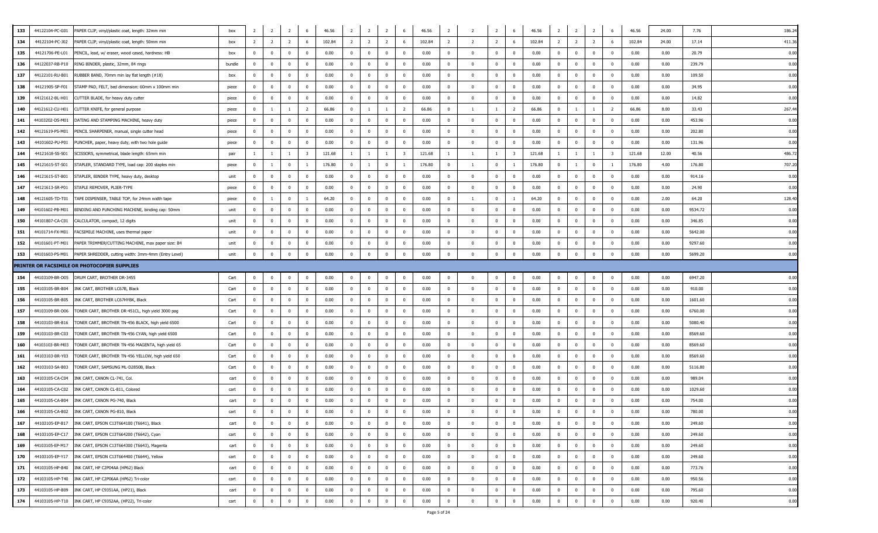| 133 | 44122104-PC-G01 | PAPER CLIP, vinyl/plastic coat, length: 32mm min | box | 2 | 2 | 2 | 6 | 46.56 | 2 | 2 | 2 | 6 | 46.56 | 2 | 2 | 2 | 6 | 46.56 | 2 | 2 | 2 | 6 | 46.56 | 24.00 | 7.76 | 186.24 |
|---|---|---|---|---|---|---|---|---|---|---|---|---|---|---|---|---|---|---|---|---|---|---|---|---|---|---|
| 134 | 44122104-PC-J02 | PAPER CLIP, vinyl/plastic coat, length: 50mm min | box | 2 | 2 | 2 | 6 | 102.84 | 2 | 2 | 2 | 6 | 102.84 | 2 | 2 | 2 | 6 | 102.84 | 2 | 2 | 2 | 6 | 102.84 | 24.00 | 17.14 | 411.36 |
| 135 | 44121706-PE-L01 | PENCIL, lead, w/ eraser, wood cased, hardness: HB | box | 0 | 0 | 0 | 0 | 0.00 | 0 | 0 | 0 | 0 | 0.00 | 0 | 0 | 0 | 0 | 0.00 | 0 | 0 | 0 | 0 | 0.00 | 0.00 | 20.79 | 0.00 |
| 136 | 44122037-RB-P10 | RING BINDER, plastic, 32mm, 84 rings | bundle | 0 | 0 | 0 | 0 | 0.00 | 0 | 0 | 0 | 0 | 0.00 | 0 | 0 | 0 | 0 | 0.00 | 0 | 0 | 0 | 0 | 0.00 | 0.00 | 239.79 | 0.00 |
| 137 | 44122101-RU-B01 | RUBBER BAND, 70mm min lay flat length (#18) | box | 0 | 0 | 0 | 0 | 0.00 | 0 | 0 | 0 | 0 | 0.00 | 0 | 0 | 0 | 0 | 0.00 | 0 | 0 | 0 | 0 | 0.00 | 0.00 | 109.50 | 0.00 |
| 138 | 44121905-SP-F01 | STAMP PAD, FELT, bed dimension: 60mm x 100mm min | piece | 0 | 0 | 0 | 0 | 0.00 | 0 | 0 | 0 | 0 | 0.00 | 0 | 0 | 0 | 0 | 0.00 | 0 | 0 | 0 | 0 | 0.00 | 0.00 | 34.95 | 0.00 |
| 139 | 44121612-BL-H01 | CUTTER BLADE, for heavy duty cutter | piece | 0 | 0 | 0 | 0 | 0.00 | 0 | 0 | 0 | 0 | 0.00 | 0 | 0 | 0 | 0 | 0.00 | 0 | 0 | 0 | 0 | 0.00 | 0.00 | 14.82 | 0.00 |
| 140 | 44121612-CU-H01 | CUTTER KNIFE, for general purpose | piece | 0 | 1 | 1 | 2 | 66.86 | 0 | 1 | 1 | 2 | 66.86 | 0 | 1 | 1 | 2 | 66.86 | 0 | 1 | 1 | 2 | 66.86 | 8.00 | 33.43 | 267.44 |
| 141 | 44103202-DS-M01 | DATING AND STAMPING MACHINE, heavy duty | piece | 0 | 0 | 0 | 0 | 0.00 | 0 | 0 | 0 | 0 | 0.00 | 0 | 0 | 0 | 0 | 0.00 | 0 | 0 | 0 | 0 | 0.00 | 0.00 | 453.96 | 0.00 |
| 142 | 44121619-PS-M01 | PENCIL SHARPENER, manual, single cutter head | piece | 0 | 0 | 0 | 0 | 0.00 | 0 | 0 | 0 | 0 | 0.00 | 0 | 0 | 0 | 0 | 0.00 | 0 | 0 | 0 | 0 | 0.00 | 0.00 | 202.80 | 0.00 |
| 143 | 44101602-PU-P01 | PUNCHER, paper, heavy duty, with two hole guide | piece | 0 | 0 | 0 | 0 | 0.00 | 0 | 0 | 0 | 0 | 0.00 | 0 | 0 | 0 | 0 | 0.00 | 0 | 0 | 0 | 0 | 0.00 | 0.00 | 131.96 | 0.00 |
| 144 | 44121618-SS-S01 | SCISSORS, symmetrical, blade length: 65mm min | pair | 1 | 1 | 1 | 3 | 121.68 | 1 | 1 | 1 | 3 | 121.68 | 1 | 1 | 1 | 3 | 121.68 | 1 | 1 | 1 | 3 | 121.68 | 12.00 | 40.56 | 486.72 |
| 145 | 44121615-ST-S01 | STAPLER, STANDARD TYPE, load cap: 200 staples min | piece | 0 | 1 | 0 | 1 | 176.80 | 0 | 1 | 0 | 1 | 176.80 | 0 | 1 | 0 | 1 | 176.80 | 0 | 1 | 0 | 1 | 176.80 | 4.00 | 176.80 | 707.20 |
| 146 | 44121615-ST-B01 | STAPLER, BINDER TYPE, heavy duty, desktop | unit | 0 | 0 | 0 | 0 | 0.00 | 0 | 0 | 0 | 0 | 0.00 | 0 | 0 | 0 | 0 | 0.00 | 0 | 0 | 0 | 0 | 0.00 | 0.00 | 914.16 | 0.00 |
| 147 | 44121613-SR-P01 | STAPLE REMOVER, PLIER-TYPE | piece | 0 | 0 | 0 | 0 | 0.00 | 0 | 0 | 0 | 0 | 0.00 | 0 | 0 | 0 | 0 | 0.00 | 0 | 0 | 0 | 0 | 0.00 | 0.00 | 24.90 | 0.00 |
| 148 | 44121605-TD-T01 | TAPE DISPENSER, TABLE TOP, for 24mm width tape | piece | 0 | 1 | 0 | 1 | 64.20 | 0 | 0 | 0 | 0 | 0.00 | 0 | 1 | 0 | 1 | 64.20 | 0 | 0 | 0 | 0 | 0.00 | 2.00 | 64.20 | 128.40 |
| 149 | 44101602-PB-M01 | BINDING AND PUNCHING MACHINE, binding cap: 50mm | unit | 0 | 0 | 0 | 0 | 0.00 | 0 | 0 | 0 | 0 | 0.00 | 0 | 0 | 0 | 0 | 0.00 | 0 | 0 | 0 | 0 | 0.00 | 0.00 | 9534.72 | 0.00 |
| 150 | 44101807-CA-C01 | CALCULATOR, compact, 12 digits | unit | 0 | 0 | 0 | 0 | 0.00 | 0 | 0 | 0 | 0 | 0.00 | 0 | 0 | 0 | 0 | 0.00 | 0 | 0 | 0 | 0 | 0.00 | 0.00 | 346.85 | 0.00 |
| 151 | 44101714-FX-M01 | FACSIMILE MACHINE, uses thermal paper | unit | 0 | 0 | 0 | 0 | 0.00 | 0 | 0 | 0 | 0 | 0.00 | 0 | 0 | 0 | 0 | 0.00 | 0 | 0 | 0 | 0 | 0.00 | 0.00 | 5642.00 | 0.00 |
| 152 | 44101601-PT-M01 | PAPER TRIMMER/CUTTING MACHINE, max paper size: B4 | unit | 0 | 0 | 0 | 0 | 0.00 | 0 | 0 | 0 | 0 | 0.00 | 0 | 0 | 0 | 0 | 0.00 | 0 | 0 | 0 | 0 | 0.00 | 0.00 | 9297.60 | 0.00 |
| 153 | 44101603-PS-M01 | PAPER SHREDDER, cutting width: 3mm-4mm (Entry Level) | unit | 0 | 0 | 0 | 0 | 0.00 | 0 | 0 | 0 | 0 | 0.00 | 0 | 0 | 0 | 0 | 0.00 | 0 | 0 | 0 | 0 | 0.00 | 0.00 | 5699.20 | 0.00 |
| **PRINTER OR FACSIMILE OR PHOTOCOPIER SUPPLIES** | | | | | | | | | | | | | | | | | | | | | | | | | | |
| 154 | 44103109-BR-D05 | DRUM CART, BROTHER DR-3455 | Cart | 0 | 0 | 0 | 0 | 0.00 | 0 | 0 | 0 | 0 | 0.00 | 0 | 0 | 0 | 0 | 0.00 | 0 | 0 | 0 | 0 | 0.00 | 0.00 | 6947.20 | 0.00 |
| 155 | 44103105-BR-B04 | INK CART, BROTHER LC67B, Black | Cart | 0 | 0 | 0 | 0 | 0.00 | 0 | 0 | 0 | 0 | 0.00 | 0 | 0 | 0 | 0 | 0.00 | 0 | 0 | 0 | 0 | 0.00 | 0.00 | 910.00 | 0.00 |
| 156 | 44103105-BR-B05 | INK CART, BROTHER LC67HYBK, Black | Cart | 0 | 0 | 0 | 0 | 0.00 | 0 | 0 | 0 | 0 | 0.00 | 0 | 0 | 0 | 0 | 0.00 | 0 | 0 | 0 | 0 | 0.00 | 0.00 | 1601.60 | 0.00 |
| 157 | 44103109-BR-D06 | TONER CART, BROTHER DR-451CL, high yield 3000 pag | Cart | 0 | 0 | 0 | 0 | 0.00 | 0 | 0 | 0 | 0 | 0.00 | 0 | 0 | 0 | 0 | 0.00 | 0 | 0 | 0 | 0 | 0.00 | 0.00 | 6760.00 | 0.00 |
| 158 | 44103103-BR-B16 | TONER CART, BROTHER TN-456 BLACK, high yield 6500 | Cart | 0 | 0 | 0 | 0 | 0.00 | 0 | 0 | 0 | 0 | 0.00 | 0 | 0 | 0 | 0 | 0.00 | 0 | 0 | 0 | 0 | 0.00 | 0.00 | 5080.40 | 0.00 |
| 159 | 44103103-BR-C03 | TONER CART, BROTHER TN-456 CYAN, high yield 6500 | Cart | 0 | 0 | 0 | 0 | 0.00 | 0 | 0 | 0 | 0 | 0.00 | 0 | 0 | 0 | 0 | 0.00 | 0 | 0 | 0 | 0 | 0.00 | 0.00 | 8569.60 | 0.00 |
| 160 | 44103103-BR-M03 | TONER CART, BROTHER TN-456 MAGENTA, high yield 65 | Cart | 0 | 0 | 0 | 0 | 0.00 | 0 | 0 | 0 | 0 | 0.00 | 0 | 0 | 0 | 0 | 0.00 | 0 | 0 | 0 | 0 | 0.00 | 0.00 | 8569.60 | 0.00 |
| 161 | 44103103-BR-Y03 | TONER CART, BROTHER TN-456 YELLOW, high yield 650 | Cart | 0 | 0 | 0 | 0 | 0.00 | 0 | 0 | 0 | 0 | 0.00 | 0 | 0 | 0 | 0 | 0.00 | 0 | 0 | 0 | 0 | 0.00 | 0.00 | 8569.60 | 0.00 |
| 162 | 44103103-SA-B03 | TONER CART, SAMSUNG ML-D2850B, Black | Cart | 0 | 0 | 0 | 0 | 0.00 | 0 | 0 | 0 | 0 | 0.00 | 0 | 0 | 0 | 0 | 0.00 | 0 | 0 | 0 | 0 | 0.00 | 0.00 | 5116.80 | 0.00 |
| 163 | 44103105-CA-C04 | INK CART, CANON CL-741, Col. | cart | 0 | 0 | 0 | 0 | 0.00 | 0 | 0 | 0 | 0 | 0.00 | 0 | 0 | 0 | 0 | 0.00 | 0 | 0 | 0 | 0 | 0.00 | 0.00 | 989.04 | 0.00 |
| 164 | 44103105-CA-C02 | INK CART, CANON CL-811, Colored | cart | 0 | 0 | 0 | 0 | 0.00 | 0 | 0 | 0 | 0 | 0.00 | 0 | 0 | 0 | 0 | 0.00 | 0 | 0 | 0 | 0 | 0.00 | 0.00 | 1029.60 | 0.00 |
| 165 | 44103105-CA-B04 | INK CART, CANON PG-740, Black | cart | 0 | 0 | 0 | 0 | 0.00 | 0 | 0 | 0 | 0 | 0.00 | 0 | 0 | 0 | 0 | 0.00 | 0 | 0 | 0 | 0 | 0.00 | 0.00 | 754.00 | 0.00 |
| 166 | 44103105-CA-B02 | INK CART, CANON PG-810, Black | cart | 0 | 0 | 0 | 0 | 0.00 | 0 | 0 | 0 | 0 | 0.00 | 0 | 0 | 0 | 0 | 0.00 | 0 | 0 | 0 | 0 | 0.00 | 0.00 | 780.00 | 0.00 |
| 167 | 44103105-EP-B17 | INK CART, EPSON C13T664100 (T6641), Black | cart | 0 | 0 | 0 | 0 | 0.00 | 0 | 0 | 0 | 0 | 0.00 | 0 | 0 | 0 | 0 | 0.00 | 0 | 0 | 0 | 0 | 0.00 | 0.00 | 249.60 | 0.00 |
| 168 | 44103105-EP-C17 | INK CART, EPSON C13T664200 (T6642), Cyan | cart | 0 | 0 | 0 | 0 | 0.00 | 0 | 0 | 0 | 0 | 0.00 | 0 | 0 | 0 | 0 | 0.00 | 0 | 0 | 0 | 0 | 0.00 | 0.00 | 249.60 | 0.00 |
| 169 | 44103105-EP-M17 | INK CART, EPSON C13T664300 (T6643), Magenta | cart | 0 | 0 | 0 | 0 | 0.00 | 0 | 0 | 0 | 0 | 0.00 | 0 | 0 | 0 | 0 | 0.00 | 0 | 0 | 0 | 0 | 0.00 | 0.00 | 249.60 | 0.00 |
| 170 | 44103105-EP-Y17 | INK CART, EPSON C13T664400 (T6644), Yellow | cart | 0 | 0 | 0 | 0 | 0.00 | 0 | 0 | 0 | 0 | 0.00 | 0 | 0 | 0 | 0 | 0.00 | 0 | 0 | 0 | 0 | 0.00 | 0.00 | 249.60 | 0.00 |
| 171 | 44103105-HP-B40 | INK CART, HP C2P04AA (HP62) Black | cart | 0 | 0 | 0 | 0 | 0.00 | 0 | 0 | 0 | 0 | 0.00 | 0 | 0 | 0 | 0 | 0.00 | 0 | 0 | 0 | 0 | 0.00 | 0.00 | 773.76 | 0.00 |
| 172 | 44103105-HP-T40 | INK CART, HP C2P06AA (HP62) Tri-color | cart | 0 | 0 | 0 | 0 | 0.00 | 0 | 0 | 0 | 0 | 0.00 | 0 | 0 | 0 | 0 | 0.00 | 0 | 0 | 0 | 0 | 0.00 | 0.00 | 950.56 | 0.00 |
| 173 | 44103105-HP-B09 | INK CART, HP C9351AA, (HP21), Black | cart | 0 | 0 | 0 | 0 | 0.00 | 0 | 0 | 0 | 0 | 0.00 | 0 | 0 | 0 | 0 | 0.00 | 0 | 0 | 0 | 0 | 0.00 | 0.00 | 795.60 | 0.00 |
| 174 | 44103105-HP-T10 | INK CART, HP C9352AA, (HP22), Tri-color | cart | 0 | 0 | 0 | 0 | 0.00 | 0 | 0 | 0 | 0 | 0.00 | 0 | 0 | 0 | 0 | 0.00 | 0 | 0 | 0 | 0 | 0.00 | 0.00 | 920.40 | 0.00 |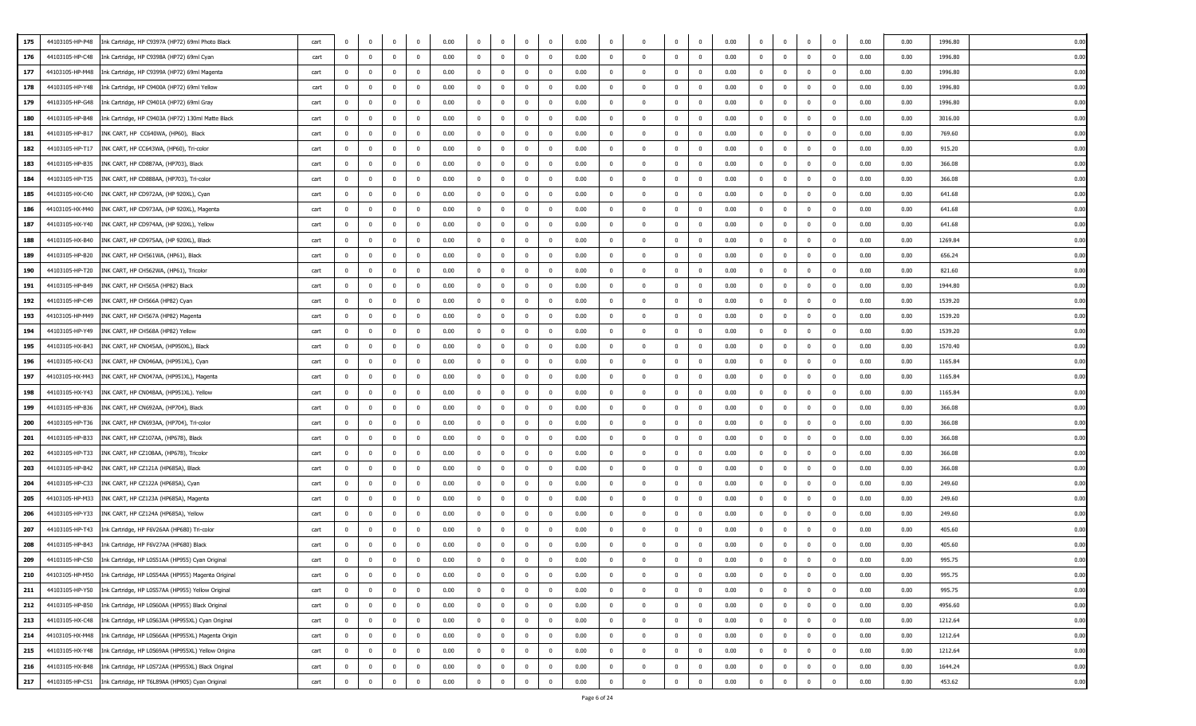| 175 | 44103105-HP-P48 | Ink Cartridge, HP C9397A (HP72) 69ml Photo Black | cart | 0 | 0 | 0 | 0 | 0.00 | 0 | 0 | 0 | 0 | 0.00 | 0 | 0 | 0 | 0 | 0.00 | 0 | 0 | 0 | 0 | 0.00 | 0.00 | 1996.80 | 0.00 |
|---|---|---|---|---|---|---|---|---|---|---|---|---|---|---|---|---|---|---|---|---|---|---|---|---|---|---|
| 176 | 44103105-HP-C48 | Ink Cartridge, HP C9398A (HP72) 69ml Cyan | cart | 0 | 0 | 0 | 0 | 0.00 | 0 | 0 | 0 | 0 | 0.00 | 0 | 0 | 0 | 0 | 0.00 | 0 | 0 | 0 | 0 | 0.00 | 0.00 | 1996.80 | 0.00 |
| 177 | 44103105-HP-M48 | Ink Cartridge, HP C9399A (HP72) 69ml Magenta | cart | 0 | 0 | 0 | 0 | 0.00 | 0 | 0 | 0 | 0 | 0.00 | 0 | 0 | 0 | 0 | 0.00 | 0 | 0 | 0 | 0 | 0.00 | 0.00 | 1996.80 | 0.00 |
| 178 | 44103105-HP-Y48 | Ink Cartridge, HP C9400A (HP72) 69ml Yellow | cart | 0 | 0 | 0 | 0 | 0.00 | 0 | 0 | 0 | 0 | 0.00 | 0 | 0 | 0 | 0 | 0.00 | 0 | 0 | 0 | 0 | 0.00 | 0.00 | 1996.80 | 0.00 |
| 179 | 44103105-HP-G48 | Ink Cartridge, HP C9401A (HP72) 69ml Gray | cart | 0 | 0 | 0 | 0 | 0.00 | 0 | 0 | 0 | 0 | 0.00 | 0 | 0 | 0 | 0 | 0.00 | 0 | 0 | 0 | 0 | 0.00 | 0.00 | 1996.80 | 0.00 |
| 180 | 44103105-HP-B48 | Ink Cartridge, HP C9403A (HP72) 130ml Matte Black | cart | 0 | 0 | 0 | 0 | 0.00 | 0 | 0 | 0 | 0 | 0.00 | 0 | 0 | 0 | 0 | 0.00 | 0 | 0 | 0 | 0 | 0.00 | 0.00 | 3016.00 | 0.00 |
| 181 | 44103105-HP-B17 | INK CART, HP CC640WA, (HP60), Black | cart | 0 | 0 | 0 | 0 | 0.00 | 0 | 0 | 0 | 0 | 0.00 | 0 | 0 | 0 | 0 | 0.00 | 0 | 0 | 0 | 0 | 0.00 | 0.00 | 769.60 | 0.00 |
| 182 | 44103105-HP-T17 | INK CART, HP CC643WA, (HP60), Tri-color | cart | 0 | 0 | 0 | 0 | 0.00 | 0 | 0 | 0 | 0 | 0.00 | 0 | 0 | 0 | 0 | 0.00 | 0 | 0 | 0 | 0 | 0.00 | 0.00 | 915.20 | 0.00 |
| 183 | 44103105-HP-B35 | INK CART, HP CD887AA, (HP703), Black | cart | 0 | 0 | 0 | 0 | 0.00 | 0 | 0 | 0 | 0 | 0.00 | 0 | 0 | 0 | 0 | 0.00 | 0 | 0 | 0 | 0 | 0.00 | 0.00 | 366.08 | 0.00 |
| 184 | 44103105-HP-T35 | INK CART, HP CD888AA, (HP703), Tri-color | cart | 0 | 0 | 0 | 0 | 0.00 | 0 | 0 | 0 | 0 | 0.00 | 0 | 0 | 0 | 0 | 0.00 | 0 | 0 | 0 | 0 | 0.00 | 0.00 | 366.08 | 0.00 |
| 185 | 44103105-HX-C40 | INK CART, HP CD972AA, (HP 920XL), Cyan | cart | 0 | 0 | 0 | 0 | 0.00 | 0 | 0 | 0 | 0 | 0.00 | 0 | 0 | 0 | 0 | 0.00 | 0 | 0 | 0 | 0 | 0.00 | 0.00 | 641.68 | 0.00 |
| 186 | 44103105-HX-M40 | INK CART, HP CD973AA, (HP 920XL), Magenta | cart | 0 | 0 | 0 | 0 | 0.00 | 0 | 0 | 0 | 0 | 0.00 | 0 | 0 | 0 | 0 | 0.00 | 0 | 0 | 0 | 0 | 0.00 | 0.00 | 641.68 | 0.00 |
| 187 | 44103105-HX-Y40 | INK CART, HP CD974AA, (HP 920XL), Yellow | cart | 0 | 0 | 0 | 0 | 0.00 | 0 | 0 | 0 | 0 | 0.00 | 0 | 0 | 0 | 0 | 0.00 | 0 | 0 | 0 | 0 | 0.00 | 0.00 | 641.68 | 0.00 |
| 188 | 44103105-HX-B40 | INK CART, HP CD975AA, (HP 920XL), Black | cart | 0 | 0 | 0 | 0 | 0.00 | 0 | 0 | 0 | 0 | 0.00 | 0 | 0 | 0 | 0 | 0.00 | 0 | 0 | 0 | 0 | 0.00 | 0.00 | 1269.84 | 0.00 |
| 189 | 44103105-HP-B20 | INK CART, HP CH561WA, (HP61), Black | cart | 0 | 0 | 0 | 0 | 0.00 | 0 | 0 | 0 | 0 | 0.00 | 0 | 0 | 0 | 0 | 0.00 | 0 | 0 | 0 | 0 | 0.00 | 0.00 | 656.24 | 0.00 |
| 190 | 44103105-HP-T20 | INK CART, HP CH562WA, (HP61), Tricolor | cart | 0 | 0 | 0 | 0 | 0.00 | 0 | 0 | 0 | 0 | 0.00 | 0 | 0 | 0 | 0 | 0.00 | 0 | 0 | 0 | 0 | 0.00 | 0.00 | 821.60 | 0.00 |
| 191 | 44103105-HP-B49 | INK CART, HP CH565A (HP82) Black | cart | 0 | 0 | 0 | 0 | 0.00 | 0 | 0 | 0 | 0 | 0.00 | 0 | 0 | 0 | 0 | 0.00 | 0 | 0 | 0 | 0 | 0.00 | 0.00 | 1944.80 | 0.00 |
| 192 | 44103105-HP-C49 | INK CART, HP CH566A (HP82) Cyan | cart | 0 | 0 | 0 | 0 | 0.00 | 0 | 0 | 0 | 0 | 0.00 | 0 | 0 | 0 | 0 | 0.00 | 0 | 0 | 0 | 0 | 0.00 | 0.00 | 1539.20 | 0.00 |
| 193 | 44103105-HP-M49 | INK CART, HP CH567A (HP82) Magenta | cart | 0 | 0 | 0 | 0 | 0.00 | 0 | 0 | 0 | 0 | 0.00 | 0 | 0 | 0 | 0 | 0.00 | 0 | 0 | 0 | 0 | 0.00 | 0.00 | 1539.20 | 0.00 |
| 194 | 44103105-HP-Y49 | INK CART, HP CH568A (HP82) Yellow | cart | 0 | 0 | 0 | 0 | 0.00 | 0 | 0 | 0 | 0 | 0.00 | 0 | 0 | 0 | 0 | 0.00 | 0 | 0 | 0 | 0 | 0.00 | 0.00 | 1539.20 | 0.00 |
| 195 | 44103105-HX-B43 | INK CART, HP CN045AA, (HP950XL), Black | cart | 0 | 0 | 0 | 0 | 0.00 | 0 | 0 | 0 | 0 | 0.00 | 0 | 0 | 0 | 0 | 0.00 | 0 | 0 | 0 | 0 | 0.00 | 0.00 | 1570.40 | 0.00 |
| 196 | 44103105-HX-C43 | INK CART, HP CN046AA, (HP951XL), Cyan | cart | 0 | 0 | 0 | 0 | 0.00 | 0 | 0 | 0 | 0 | 0.00 | 0 | 0 | 0 | 0 | 0.00 | 0 | 0 | 0 | 0 | 0.00 | 0.00 | 1165.84 | 0.00 |
| 197 | 44103105-HX-M43 | INK CART, HP CN047AA, (HP951XL), Magenta | cart | 0 | 0 | 0 | 0 | 0.00 | 0 | 0 | 0 | 0 | 0.00 | 0 | 0 | 0 | 0 | 0.00 | 0 | 0 | 0 | 0 | 0.00 | 0.00 | 1165.84 | 0.00 |
| 198 | 44103105-HX-Y43 | INK CART, HP CN048AA, (HP951XL). Yellow | cart | 0 | 0 | 0 | 0 | 0.00 | 0 | 0 | 0 | 0 | 0.00 | 0 | 0 | 0 | 0 | 0.00 | 0 | 0 | 0 | 0 | 0.00 | 0.00 | 1165.84 | 0.00 |
| 199 | 44103105-HP-B36 | INK CART, HP CN692AA, (HP704), Black | cart | 0 | 0 | 0 | 0 | 0.00 | 0 | 0 | 0 | 0 | 0.00 | 0 | 0 | 0 | 0 | 0.00 | 0 | 0 | 0 | 0 | 0.00 | 0.00 | 366.08 | 0.00 |
| 200 | 44103105-HP-T36 | INK CART, HP CN693AA, (HP704), Tri-color | cart | 0 | 0 | 0 | 0 | 0.00 | 0 | 0 | 0 | 0 | 0.00 | 0 | 0 | 0 | 0 | 0.00 | 0 | 0 | 0 | 0 | 0.00 | 0.00 | 366.08 | 0.00 |
| 201 | 44103105-HP-B33 | INK CART, HP CZ107AA, (HP678), Black | cart | 0 | 0 | 0 | 0 | 0.00 | 0 | 0 | 0 | 0 | 0.00 | 0 | 0 | 0 | 0 | 0.00 | 0 | 0 | 0 | 0 | 0.00 | 0.00 | 366.08 | 0.00 |
| 202 | 44103105-HP-T33 | INK CART, HP CZ108AA, (HP678), Tricolor | cart | 0 | 0 | 0 | 0 | 0.00 | 0 | 0 | 0 | 0 | 0.00 | 0 | 0 | 0 | 0 | 0.00 | 0 | 0 | 0 | 0 | 0.00 | 0.00 | 366.08 | 0.00 |
| 203 | 44103105-HP-B42 | INK CART, HP CZ121A (HP685A), Black | cart | 0 | 0 | 0 | 0 | 0.00 | 0 | 0 | 0 | 0 | 0.00 | 0 | 0 | 0 | 0 | 0.00 | 0 | 0 | 0 | 0 | 0.00 | 0.00 | 366.08 | 0.00 |
| 204 | 44103105-HP-C33 | INK CART, HP CZ122A (HP685A), Cyan | cart | 0 | 0 | 0 | 0 | 0.00 | 0 | 0 | 0 | 0 | 0.00 | 0 | 0 | 0 | 0 | 0.00 | 0 | 0 | 0 | 0 | 0.00 | 0.00 | 249.60 | 0.00 |
| 205 | 44103105-HP-M33 | INK CART, HP CZ123A (HP685A), Magenta | cart | 0 | 0 | 0 | 0 | 0.00 | 0 | 0 | 0 | 0 | 0.00 | 0 | 0 | 0 | 0 | 0.00 | 0 | 0 | 0 | 0 | 0.00 | 0.00 | 249.60 | 0.00 |
| 206 | 44103105-HP-Y33 | INK CART, HP CZ124A (HP685A), Yellow | cart | 0 | 0 | 0 | 0 | 0.00 | 0 | 0 | 0 | 0 | 0.00 | 0 | 0 | 0 | 0 | 0.00 | 0 | 0 | 0 | 0 | 0.00 | 0.00 | 249.60 | 0.00 |
| 207 | 44103105-HP-T43 | Ink Cartridge, HP F6V26AA (HP680) Tri-color | cart | 0 | 0 | 0 | 0 | 0.00 | 0 | 0 | 0 | 0 | 0.00 | 0 | 0 | 0 | 0 | 0.00 | 0 | 0 | 0 | 0 | 0.00 | 0.00 | 405.60 | 0.00 |
| 208 | 44103105-HP-B43 | Ink Cartridge, HP F6V27AA (HP680) Black | cart | 0 | 0 | 0 | 0 | 0.00 | 0 | 0 | 0 | 0 | 0.00 | 0 | 0 | 0 | 0 | 0.00 | 0 | 0 | 0 | 0 | 0.00 | 0.00 | 405.60 | 0.00 |
| 209 | 44103105-HP-C50 | Ink Cartridge, HP L0S51AA (HP955) Cyan Original | cart | 0 | 0 | 0 | 0 | 0.00 | 0 | 0 | 0 | 0 | 0.00 | 0 | 0 | 0 | 0 | 0.00 | 0 | 0 | 0 | 0 | 0.00 | 0.00 | 995.75 | 0.00 |
| 210 | 44103105-HP-M50 | Ink Cartridge, HP L0S54AA (HP955) Magenta Original | cart | 0 | 0 | 0 | 0 | 0.00 | 0 | 0 | 0 | 0 | 0.00 | 0 | 0 | 0 | 0 | 0.00 | 0 | 0 | 0 | 0 | 0.00 | 0.00 | 995.75 | 0.00 |
| 211 | 44103105-HP-Y50 | Ink Cartridge, HP L0S57AA (HP955) Yellow Original | cart | 0 | 0 | 0 | 0 | 0.00 | 0 | 0 | 0 | 0 | 0.00 | 0 | 0 | 0 | 0 | 0.00 | 0 | 0 | 0 | 0 | 0.00 | 0.00 | 995.75 | 0.00 |
| 212 | 44103105-HP-B50 | Ink Cartridge, HP L0S60AA (HP955) Black Original | cart | 0 | 0 | 0 | 0 | 0.00 | 0 | 0 | 0 | 0 | 0.00 | 0 | 0 | 0 | 0 | 0.00 | 0 | 0 | 0 | 0 | 0.00 | 0.00 | 4956.60 | 0.00 |
| 213 | 44103105-HX-C48 | Ink Cartridge, HP L0S63AA (HP955XL) Cyan Original | cart | 0 | 0 | 0 | 0 | 0.00 | 0 | 0 | 0 | 0 | 0.00 | 0 | 0 | 0 | 0 | 0.00 | 0 | 0 | 0 | 0 | 0.00 | 0.00 | 1212.64 | 0.00 |
| 214 | 44103105-HX-M48 | Ink Cartridge, HP L0S66AA (HP955XL) Magenta Origin | cart | 0 | 0 | 0 | 0 | 0.00 | 0 | 0 | 0 | 0 | 0.00 | 0 | 0 | 0 | 0 | 0.00 | 0 | 0 | 0 | 0 | 0.00 | 0.00 | 1212.64 | 0.00 |
| 215 | 44103105-HX-Y48 | Ink Cartridge, HP L0S69AA (HP955XL) Yellow Origina | cart | 0 | 0 | 0 | 0 | 0.00 | 0 | 0 | 0 | 0 | 0.00 | 0 | 0 | 0 | 0 | 0.00 | 0 | 0 | 0 | 0 | 0.00 | 0.00 | 1212.64 | 0.00 |
| 216 | 44103105-HX-B48 | Ink Cartridge, HP L0S72AA (HP955XL) Black Original | cart | 0 | 0 | 0 | 0 | 0.00 | 0 | 0 | 0 | 0 | 0.00 | 0 | 0 | 0 | 0 | 0.00 | 0 | 0 | 0 | 0 | 0.00 | 0.00 | 1644.24 | 0.00 |
| 217 | 44103105-HP-C51 | Ink Cartridge, HP T6L89AA (HP905) Cyan Original | cart | 0 | 0 | 0 | 0 | 0.00 | 0 | 0 | 0 | 0 | 0.00 | 0 | 0 | 0 | 0 | 0.00 | 0 | 0 | 0 | 0 | 0.00 | 0.00 | 453.62 | 0.00 |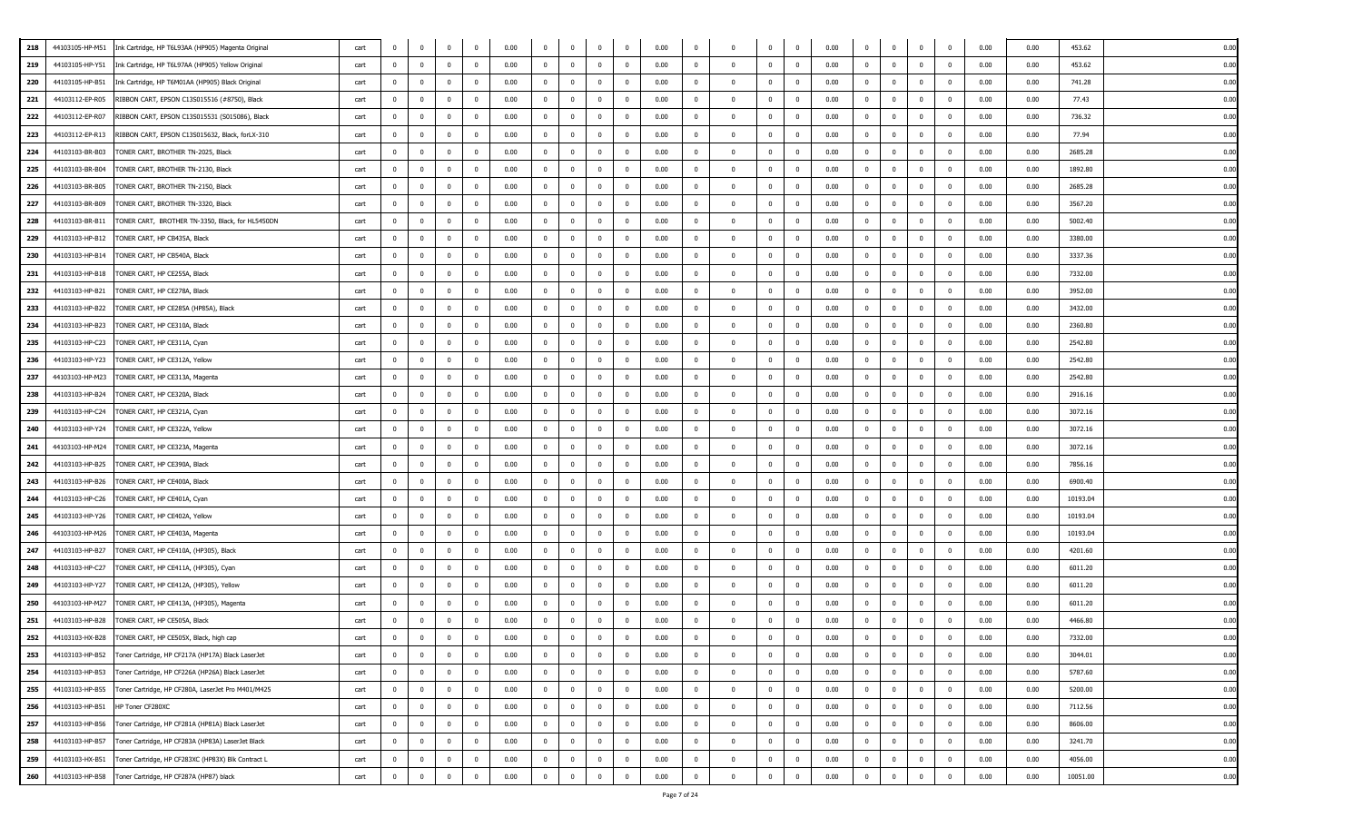| | | | | | | | | | | | | | | | | | | | | | | | | | | |
|---|---|---|---|---|---|---|---|---|---|---|---|---|---|---|---|---|---|---|---|---|---|---|---|---|---|---|
| 218 | 44103105-HP-M51 | Ink Cartridge, HP T6L93AA (HP905) Magenta Original | cart | 0 | 0 | 0 | 0 | 0.00 | 0 | 0 | 0 | 0 | 0.00 | 0 | 0 | 0 | 0 | 0.00 | 0 | 0 | 0 | 0 | 0.00 | 0.00 | 453.62 | 0.00 |
| 219 | 44103105-HP-Y51 | Ink Cartridge, HP T6L97AA (HP905) Yellow Original | cart | 0 | 0 | 0 | 0 | 0.00 | 0 | 0 | 0 | 0 | 0.00 | 0 | 0 | 0 | 0 | 0.00 | 0 | 0 | 0 | 0 | 0.00 | 0.00 | 453.62 | 0.00 |
| 220 | 44103105-HP-B51 | Ink Cartridge, HP T6M01AA (HP905) Black Original | cart | 0 | 0 | 0 | 0 | 0.00 | 0 | 0 | 0 | 0 | 0.00 | 0 | 0 | 0 | 0 | 0.00 | 0 | 0 | 0 | 0 | 0.00 | 0.00 | 741.28 | 0.00 |
| 221 | 44103112-EP-R05 | RIBBON CART, EPSON C13S015516 (#8750), Black | cart | 0 | 0 | 0 | 0 | 0.00 | 0 | 0 | 0 | 0 | 0.00 | 0 | 0 | 0 | 0 | 0.00 | 0 | 0 | 0 | 0 | 0.00 | 0.00 | 77.43 | 0.00 |
| 222 | 44103112-EP-R07 | RIBBON CART, EPSON C13S015531 (S015086), Black | cart | 0 | 0 | 0 | 0 | 0.00 | 0 | 0 | 0 | 0 | 0.00 | 0 | 0 | 0 | 0 | 0.00 | 0 | 0 | 0 | 0 | 0.00 | 0.00 | 736.32 | 0.00 |
| 223 | 44103112-EP-R13 | RIBBON CART, EPSON C13S015632, Black, forLX-310 | cart | 0 | 0 | 0 | 0 | 0.00 | 0 | 0 | 0 | 0 | 0.00 | 0 | 0 | 0 | 0 | 0.00 | 0 | 0 | 0 | 0 | 0.00 | 0.00 | 77.94 | 0.00 |
| 224 | 44103103-BR-B03 | TONER CART, BROTHER TN-2025, Black | cart | 0 | 0 | 0 | 0 | 0.00 | 0 | 0 | 0 | 0 | 0.00 | 0 | 0 | 0 | 0 | 0.00 | 0 | 0 | 0 | 0 | 0.00 | 0.00 | 2685.28 | 0.00 |
| 225 | 44103103-BR-B04 | TONER CART, BROTHER TN-2130, Black | cart | 0 | 0 | 0 | 0 | 0.00 | 0 | 0 | 0 | 0 | 0.00 | 0 | 0 | 0 | 0 | 0.00 | 0 | 0 | 0 | 0 | 0.00 | 0.00 | 1892.80 | 0.00 |
| 226 | 44103103-BR-B05 | TONER CART, BROTHER TN-2150, Black | cart | 0 | 0 | 0 | 0 | 0.00 | 0 | 0 | 0 | 0 | 0.00 | 0 | 0 | 0 | 0 | 0.00 | 0 | 0 | 0 | 0 | 0.00 | 0.00 | 2685.28 | 0.00 |
| 227 | 44103103-BR-B09 | TONER CART, BROTHER TN-3320, Black | cart | 0 | 0 | 0 | 0 | 0.00 | 0 | 0 | 0 | 0 | 0.00 | 0 | 0 | 0 | 0 | 0.00 | 0 | 0 | 0 | 0 | 0.00 | 0.00 | 3567.20 | 0.00 |
| 228 | 44103103-BR-B11 | TONER CART, BROTHER TN-3350, Black, for HL5450DN | cart | 0 | 0 | 0 | 0 | 0.00 | 0 | 0 | 0 | 0 | 0.00 | 0 | 0 | 0 | 0 | 0.00 | 0 | 0 | 0 | 0 | 0.00 | 0.00 | 5002.40 | 0.00 |
| 229 | 44103103-HP-B12 | TONER CART, HP CB435A, Black | cart | 0 | 0 | 0 | 0 | 0.00 | 0 | 0 | 0 | 0 | 0.00 | 0 | 0 | 0 | 0 | 0.00 | 0 | 0 | 0 | 0 | 0.00 | 0.00 | 3380.00 | 0.00 |
| 230 | 44103103-HP-B14 | TONER CART, HP CB540A, Black | cart | 0 | 0 | 0 | 0 | 0.00 | 0 | 0 | 0 | 0 | 0.00 | 0 | 0 | 0 | 0 | 0.00 | 0 | 0 | 0 | 0 | 0.00 | 0.00 | 3337.36 | 0.00 |
| 231 | 44103103-HP-B18 | TONER CART, HP CE255A, Black | cart | 0 | 0 | 0 | 0 | 0.00 | 0 | 0 | 0 | 0 | 0.00 | 0 | 0 | 0 | 0 | 0.00 | 0 | 0 | 0 | 0 | 0.00 | 0.00 | 7332.00 | 0.00 |
| 232 | 44103103-HP-B21 | TONER CART, HP CE278A, Black | cart | 0 | 0 | 0 | 0 | 0.00 | 0 | 0 | 0 | 0 | 0.00 | 0 | 0 | 0 | 0 | 0.00 | 0 | 0 | 0 | 0 | 0.00 | 0.00 | 3952.00 | 0.00 |
| 233 | 44103103-HP-B22 | TONER CART, HP CE285A (HP85A), Black | cart | 0 | 0 | 0 | 0 | 0.00 | 0 | 0 | 0 | 0 | 0.00 | 0 | 0 | 0 | 0 | 0.00 | 0 | 0 | 0 | 0 | 0.00 | 0.00 | 3432.00 | 0.00 |
| 234 | 44103103-HP-B23 | TONER CART, HP CE310A, Black | cart | 0 | 0 | 0 | 0 | 0.00 | 0 | 0 | 0 | 0 | 0.00 | 0 | 0 | 0 | 0 | 0.00 | 0 | 0 | 0 | 0 | 0.00 | 0.00 | 2360.80 | 0.00 |
| 235 | 44103103-HP-C23 | TONER CART, HP CE311A, Cyan | cart | 0 | 0 | 0 | 0 | 0.00 | 0 | 0 | 0 | 0 | 0.00 | 0 | 0 | 0 | 0 | 0.00 | 0 | 0 | 0 | 0 | 0.00 | 0.00 | 2542.80 | 0.00 |
| 236 | 44103103-HP-Y23 | TONER CART, HP CE312A, Yellow | cart | 0 | 0 | 0 | 0 | 0.00 | 0 | 0 | 0 | 0 | 0.00 | 0 | 0 | 0 | 0 | 0.00 | 0 | 0 | 0 | 0 | 0.00 | 0.00 | 2542.80 | 0.00 |
| 237 | 44103103-HP-M23 | TONER CART, HP CE313A, Magenta | cart | 0 | 0 | 0 | 0 | 0.00 | 0 | 0 | 0 | 0 | 0.00 | 0 | 0 | 0 | 0 | 0.00 | 0 | 0 | 0 | 0 | 0.00 | 0.00 | 2542.80 | 0.00 |
| 238 | 44103103-HP-B24 | TONER CART, HP CE320A, Black | cart | 0 | 0 | 0 | 0 | 0.00 | 0 | 0 | 0 | 0 | 0.00 | 0 | 0 | 0 | 0 | 0.00 | 0 | 0 | 0 | 0 | 0.00 | 0.00 | 2916.16 | 0.00 |
| 239 | 44103103-HP-C24 | TONER CART, HP CE321A, Cyan | cart | 0 | 0 | 0 | 0 | 0.00 | 0 | 0 | 0 | 0 | 0.00 | 0 | 0 | 0 | 0 | 0.00 | 0 | 0 | 0 | 0 | 0.00 | 0.00 | 3072.16 | 0.00 |
| 240 | 44103103-HP-Y24 | TONER CART, HP CE322A, Yellow | cart | 0 | 0 | 0 | 0 | 0.00 | 0 | 0 | 0 | 0 | 0.00 | 0 | 0 | 0 | 0 | 0.00 | 0 | 0 | 0 | 0 | 0.00 | 0.00 | 3072.16 | 0.00 |
| 241 | 44103103-HP-M24 | TONER CART, HP CE323A, Magenta | cart | 0 | 0 | 0 | 0 | 0.00 | 0 | 0 | 0 | 0 | 0.00 | 0 | 0 | 0 | 0 | 0.00 | 0 | 0 | 0 | 0 | 0.00 | 0.00 | 3072.16 | 0.00 |
| 242 | 44103103-HP-B25 | TONER CART, HP CE390A, Black | cart | 0 | 0 | 0 | 0 | 0.00 | 0 | 0 | 0 | 0 | 0.00 | 0 | 0 | 0 | 0 | 0.00 | 0 | 0 | 0 | 0 | 0.00 | 0.00 | 7856.16 | 0.00 |
| 243 | 44103103-HP-B26 | TONER CART, HP CE400A, Black | cart | 0 | 0 | 0 | 0 | 0.00 | 0 | 0 | 0 | 0 | 0.00 | 0 | 0 | 0 | 0 | 0.00 | 0 | 0 | 0 | 0 | 0.00 | 0.00 | 6900.40 | 0.00 |
| 244 | 44103103-HP-C26 | TONER CART, HP CE401A, Cyan | cart | 0 | 0 | 0 | 0 | 0.00 | 0 | 0 | 0 | 0 | 0.00 | 0 | 0 | 0 | 0 | 0.00 | 0 | 0 | 0 | 0 | 0.00 | 0.00 | 10193.04 | 0.00 |
| 245 | 44103103-HP-Y26 | TONER CART, HP CE402A, Yellow | cart | 0 | 0 | 0 | 0 | 0.00 | 0 | 0 | 0 | 0 | 0.00 | 0 | 0 | 0 | 0 | 0.00 | 0 | 0 | 0 | 0 | 0.00 | 0.00 | 10193.04 | 0.00 |
| 246 | 44103103-HP-M26 | TONER CART, HP CE403A, Magenta | cart | 0 | 0 | 0 | 0 | 0.00 | 0 | 0 | 0 | 0 | 0.00 | 0 | 0 | 0 | 0 | 0.00 | 0 | 0 | 0 | 0 | 0.00 | 0.00 | 10193.04 | 0.00 |
| 247 | 44103103-HP-B27 | TONER CART, HP CE410A, (HP305), Black | cart | 0 | 0 | 0 | 0 | 0.00 | 0 | 0 | 0 | 0 | 0.00 | 0 | 0 | 0 | 0 | 0.00 | 0 | 0 | 0 | 0 | 0.00 | 0.00 | 4201.60 | 0.00 |
| 248 | 44103103-HP-C27 | TONER CART, HP CE411A, (HP305), Cyan | cart | 0 | 0 | 0 | 0 | 0.00 | 0 | 0 | 0 | 0 | 0.00 | 0 | 0 | 0 | 0 | 0.00 | 0 | 0 | 0 | 0 | 0.00 | 0.00 | 6011.20 | 0.00 |
| 249 | 44103103-HP-Y27 | TONER CART, HP CE412A, (HP305), Yellow | cart | 0 | 0 | 0 | 0 | 0.00 | 0 | 0 | 0 | 0 | 0.00 | 0 | 0 | 0 | 0 | 0.00 | 0 | 0 | 0 | 0 | 0.00 | 0.00 | 6011.20 | 0.00 |
| 250 | 44103103-HP-M27 | TONER CART, HP CE413A, (HP305), Magenta | cart | 0 | 0 | 0 | 0 | 0.00 | 0 | 0 | 0 | 0 | 0.00 | 0 | 0 | 0 | 0 | 0.00 | 0 | 0 | 0 | 0 | 0.00 | 0.00 | 6011.20 | 0.00 |
| 251 | 44103103-HP-B28 | TONER CART, HP CE505A, Black | cart | 0 | 0 | 0 | 0 | 0.00 | 0 | 0 | 0 | 0 | 0.00 | 0 | 0 | 0 | 0 | 0.00 | 0 | 0 | 0 | 0 | 0.00 | 0.00 | 4466.80 | 0.00 |
| 252 | 44103103-HX-B28 | TONER CART, HP CE505X, Black, high cap | cart | 0 | 0 | 0 | 0 | 0.00 | 0 | 0 | 0 | 0 | 0.00 | 0 | 0 | 0 | 0 | 0.00 | 0 | 0 | 0 | 0 | 0.00 | 0.00 | 7332.00 | 0.00 |
| 253 | 44103103-HP-B52 | Toner Cartridge, HP CF217A (HP17A) Black LaserJet | cart | 0 | 0 | 0 | 0 | 0.00 | 0 | 0 | 0 | 0 | 0.00 | 0 | 0 | 0 | 0 | 0.00 | 0 | 0 | 0 | 0 | 0.00 | 0.00 | 3044.01 | 0.00 |
| 254 | 44103103-HP-B53 | Toner Cartridge, HP CF226A (HP26A) Black LaserJet | cart | 0 | 0 | 0 | 0 | 0.00 | 0 | 0 | 0 | 0 | 0.00 | 0 | 0 | 0 | 0 | 0.00 | 0 | 0 | 0 | 0 | 0.00 | 0.00 | 5787.60 | 0.00 |
| 255 | 44103103-HP-B55 | Toner Cartridge, HP CF280A, LaserJet Pro M401/M425 | cart | 0 | 0 | 0 | 0 | 0.00 | 0 | 0 | 0 | 0 | 0.00 | 0 | 0 | 0 | 0 | 0.00 | 0 | 0 | 0 | 0 | 0.00 | 0.00 | 5200.00 | 0.00 |
| 256 | 44103103-HP-B51 | HP Toner CF280XC | cart | 0 | 0 | 0 | 0 | 0.00 | 0 | 0 | 0 | 0 | 0.00 | 0 | 0 | 0 | 0 | 0.00 | 0 | 0 | 0 | 0 | 0.00 | 0.00 | 7112.56 | 0.00 |
| 257 | 44103103-HP-B56 | Toner Cartridge, HP CF281A (HP81A) Black LaserJet | cart | 0 | 0 | 0 | 0 | 0.00 | 0 | 0 | 0 | 0 | 0.00 | 0 | 0 | 0 | 0 | 0.00 | 0 | 0 | 0 | 0 | 0.00 | 0.00 | 8606.00 | 0.00 |
| 258 | 44103103-HP-B57 | Toner Cartridge, HP CF283A (HP83A) LaserJet Black | cart | 0 | 0 | 0 | 0 | 0.00 | 0 | 0 | 0 | 0 | 0.00 | 0 | 0 | 0 | 0 | 0.00 | 0 | 0 | 0 | 0 | 0.00 | 0.00 | 3241.70 | 0.00 |
| 259 | 44103103-HX-B51 | Toner Cartridge, HP CF283XC (HP83X) Blk Contract L | cart | 0 | 0 | 0 | 0 | 0.00 | 0 | 0 | 0 | 0 | 0.00 | 0 | 0 | 0 | 0 | 0.00 | 0 | 0 | 0 | 0 | 0.00 | 0.00 | 4056.00 | 0.00 |
| 260 | 44103103-HP-B58 | Toner Cartridge, HP CF287A (HP87) black | cart | 0 | 0 | 0 | 0 | 0.00 | 0 | 0 | 0 | 0 | 0.00 | 0 | 0 | 0 | 0 | 0.00 | 0 | 0 | 0 | 0 | 0.00 | 0.00 | 10051.00 | 0.00 |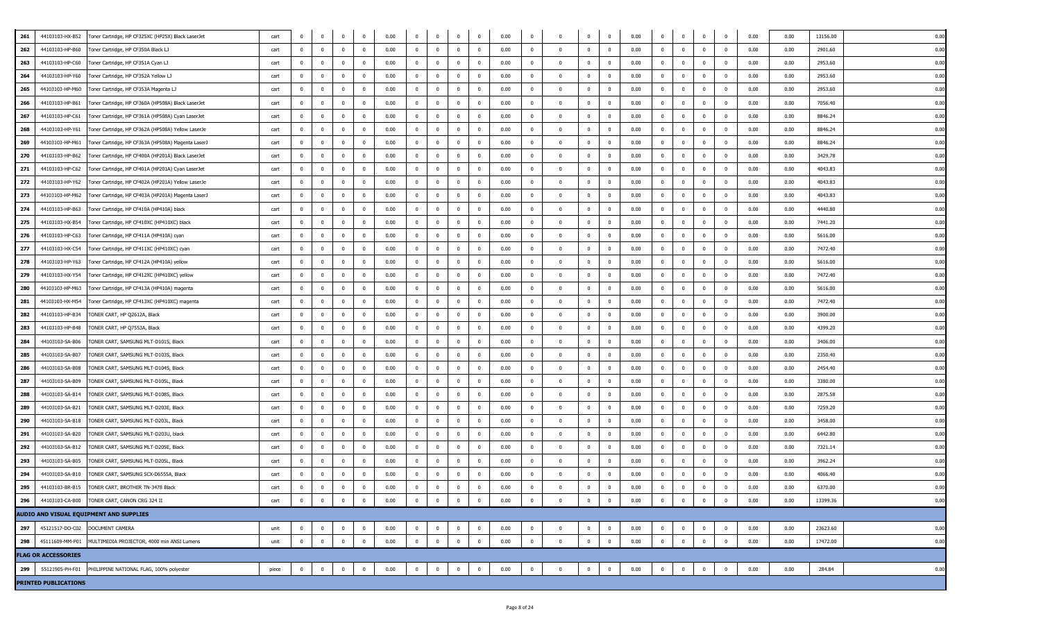| | | | | | | | | | | | | | | | | | | | | | | | | | | |
|---|---|---|---|---|---|---|---|---|---|---|---|---|---|---|---|---|---|---|---|---|---|---|---|---|---|---|
| 261 | 44103103-HX-B52 | Toner Cartridge, HP CF325XC (HP25X) Black LaserJet | cart | 0 | 0 | 0 | 0 | 0.00 | 0 | 0 | 0 | 0 | 0.00 | 0 | 0 | 0 | 0 | 0.00 | 0 | 0 | 0 | 0 | 0.00 | 0.00 | 13156.00 | 0.00 |
| 262 | 44103103-HP-B60 | Toner Cartridge, HP CF350A Black LJ | cart | 0 | 0 | 0 | 0 | 0.00 | 0 | 0 | 0 | 0 | 0.00 | 0 | 0 | 0 | 0 | 0.00 | 0 | 0 | 0 | 0 | 0.00 | 0.00 | 2901.60 | 0.00 |
| 263 | 44103103-HP-C60 | Toner Cartridge, HP CF351A Cyan LJ | cart | 0 | 0 | 0 | 0 | 0.00 | 0 | 0 | 0 | 0 | 0.00 | 0 | 0 | 0 | 0 | 0.00 | 0 | 0 | 0 | 0 | 0.00 | 0.00 | 2953.60 | 0.00 |
| 264 | 44103103-HP-Y60 | Toner Cartridge, HP CF352A Yellow LJ | cart | 0 | 0 | 0 | 0 | 0.00 | 0 | 0 | 0 | 0 | 0.00 | 0 | 0 | 0 | 0 | 0.00 | 0 | 0 | 0 | 0 | 0.00 | 0.00 | 2953.60 | 0.00 |
| 265 | 44103103-HP-M60 | Toner Cartridge, HP CF353A Magenta LJ | cart | 0 | 0 | 0 | 0 | 0.00 | 0 | 0 | 0 | 0 | 0.00 | 0 | 0 | 0 | 0 | 0.00 | 0 | 0 | 0 | 0 | 0.00 | 0.00 | 2953.60 | 0.00 |
| 266 | 44103103-HP-B61 | Toner Cartridge, HP CF360A (HP508A) Black LaserJet | cart | 0 | 0 | 0 | 0 | 0.00 | 0 | 0 | 0 | 0 | 0.00 | 0 | 0 | 0 | 0 | 0.00 | 0 | 0 | 0 | 0 | 0.00 | 0.00 | 7056.40 | 0.00 |
| 267 | 44103103-HP-C61 | Toner Cartridge, HP CF361A (HP508A) Cyan LaserJet | cart | 0 | 0 | 0 | 0 | 0.00 | 0 | 0 | 0 | 0 | 0.00 | 0 | 0 | 0 | 0 | 0.00 | 0 | 0 | 0 | 0 | 0.00 | 0.00 | 8846.24 | 0.00 |
| 268 | 44103103-HP-Y61 | Toner Cartridge, HP CF362A (HP508A) Yellow LaserJe | cart | 0 | 0 | 0 | 0 | 0.00 | 0 | 0 | 0 | 0 | 0.00 | 0 | 0 | 0 | 0 | 0.00 | 0 | 0 | 0 | 0 | 0.00 | 0.00 | 8846.24 | 0.00 |
| 269 | 44103103-HP-M61 | Toner Cartridge, HP CF363A (HP508A) Magenta LaserJ | cart | 0 | 0 | 0 | 0 | 0.00 | 0 | 0 | 0 | 0 | 0.00 | 0 | 0 | 0 | 0 | 0.00 | 0 | 0 | 0 | 0 | 0.00 | 0.00 | 8846.24 | 0.00 |
| 270 | 44103103-HP-B62 | Toner Cartridge, HP CF400A (HP201A) Black LaserJet | cart | 0 | 0 | 0 | 0 | 0.00 | 0 | 0 | 0 | 0 | 0.00 | 0 | 0 | 0 | 0 | 0.00 | 0 | 0 | 0 | 0 | 0.00 | 0.00 | 3429.78 | 0.00 |
| 271 | 44103103-HP-C62 | Toner Cartridge, HP CF401A (HP201A) Cyan LaserJet | cart | 0 | 0 | 0 | 0 | 0.00 | 0 | 0 | 0 | 0 | 0.00 | 0 | 0 | 0 | 0 | 0.00 | 0 | 0 | 0 | 0 | 0.00 | 0.00 | 4043.83 | 0.00 |
| 272 | 44103103-HP-Y62 | Toner Cartridge, HP CF402A (HP201A) Yellow LaserJe | cart | 0 | 0 | 0 | 0 | 0.00 | 0 | 0 | 0 | 0 | 0.00 | 0 | 0 | 0 | 0 | 0.00 | 0 | 0 | 0 | 0 | 0.00 | 0.00 | 4043.83 | 0.00 |
| 273 | 44103103-HP-M62 | Toner Cartridge, HP CF403A (HP201A) Magenta LaserJ | cart | 0 | 0 | 0 | 0 | 0.00 | 0 | 0 | 0 | 0 | 0.00 | 0 | 0 | 0 | 0 | 0.00 | 0 | 0 | 0 | 0 | 0.00 | 0.00 | 4043.83 | 0.00 |
| 274 | 44103103-HP-B63 | Toner Cartridge, HP CF410A (HP410A) black | cart | 0 | 0 | 0 | 0 | 0.00 | 0 | 0 | 0 | 0 | 0.00 | 0 | 0 | 0 | 0 | 0.00 | 0 | 0 | 0 | 0 | 0.00 | 0.00 | 4440.80 | 0.00 |
| 275 | 44103103-HX-B54 | Toner Cartridge, HP CF410XC (HP410XC) black | cart | 0 | 0 | 0 | 0 | 0.00 | 0 | 0 | 0 | 0 | 0.00 | 0 | 0 | 0 | 0 | 0.00 | 0 | 0 | 0 | 0 | 0.00 | 0.00 | 7441.20 | 0.00 |
| 276 | 44103103-HP-C63 | Toner Cartridge, HP CF411A (HP410A) cyan | cart | 0 | 0 | 0 | 0 | 0.00 | 0 | 0 | 0 | 0 | 0.00 | 0 | 0 | 0 | 0 | 0.00 | 0 | 0 | 0 | 0 | 0.00 | 0.00 | 5616.00 | 0.00 |
| 277 | 44103103-HX-C54 | Toner Cartridge, HP CF411XC (HP410XC) cyan | cart | 0 | 0 | 0 | 0 | 0.00 | 0 | 0 | 0 | 0 | 0.00 | 0 | 0 | 0 | 0 | 0.00 | 0 | 0 | 0 | 0 | 0.00 | 0.00 | 7472.40 | 0.00 |
| 278 | 44103103-HP-Y63 | Toner Cartridge, HP CF412A (HP410A) yellow | cart | 0 | 0 | 0 | 0 | 0.00 | 0 | 0 | 0 | 0 | 0.00 | 0 | 0 | 0 | 0 | 0.00 | 0 | 0 | 0 | 0 | 0.00 | 0.00 | 5616.00 | 0.00 |
| 279 | 44103103-HX-Y54 | Toner Cartridge, HP CF412XC (HP410XC) yellow | cart | 0 | 0 | 0 | 0 | 0.00 | 0 | 0 | 0 | 0 | 0.00 | 0 | 0 | 0 | 0 | 0.00 | 0 | 0 | 0 | 0 | 0.00 | 0.00 | 7472.40 | 0.00 |
| 280 | 44103103-HP-M63 | Toner Cartridge, HP CF413A (HP410A) magenta | cart | 0 | 0 | 0 | 0 | 0.00 | 0 | 0 | 0 | 0 | 0.00 | 0 | 0 | 0 | 0 | 0.00 | 0 | 0 | 0 | 0 | 0.00 | 0.00 | 5616.00 | 0.00 |
| 281 | 44103103-HX-M54 | Toner Cartridge, HP CF413XC (HP410XC) magenta | cart | 0 | 0 | 0 | 0 | 0.00 | 0 | 0 | 0 | 0 | 0.00 | 0 | 0 | 0 | 0 | 0.00 | 0 | 0 | 0 | 0 | 0.00 | 0.00 | 7472.40 | 0.00 |
| 282 | 44103103-HP-B34 | TONER CART, HP Q2612A, Black | cart | 0 | 0 | 0 | 0 | 0.00 | 0 | 0 | 0 | 0 | 0.00 | 0 | 0 | 0 | 0 | 0.00 | 0 | 0 | 0 | 0 | 0.00 | 0.00 | 3900.00 | 0.00 |
| 283 | 44103103-HP-B48 | TONER CART, HP Q7553A, Black | cart | 0 | 0 | 0 | 0 | 0.00 | 0 | 0 | 0 | 0 | 0.00 | 0 | 0 | 0 | 0 | 0.00 | 0 | 0 | 0 | 0 | 0.00 | 0.00 | 4399.20 | 0.00 |
| 284 | 44103103-SA-B06 | TONER CART, SAMSUNG MLT-D101S, Black | cart | 0 | 0 | 0 | 0 | 0.00 | 0 | 0 | 0 | 0 | 0.00 | 0 | 0 | 0 | 0 | 0.00 | 0 | 0 | 0 | 0 | 0.00 | 0.00 | 3406.00 | 0.00 |
| 285 | 44103103-SA-B07 | TONER CART, SAMSUNG MLT-D103S, Black | cart | 0 | 0 | 0 | 0 | 0.00 | 0 | 0 | 0 | 0 | 0.00 | 0 | 0 | 0 | 0 | 0.00 | 0 | 0 | 0 | 0 | 0.00 | 0.00 | 2350.40 | 0.00 |
| 286 | 44103103-SA-B08 | TONER CART, SAMSUNG MLT-D104S, Black | cart | 0 | 0 | 0 | 0 | 0.00 | 0 | 0 | 0 | 0 | 0.00 | 0 | 0 | 0 | 0 | 0.00 | 0 | 0 | 0 | 0 | 0.00 | 0.00 | 2454.40 | 0.00 |
| 287 | 44103103-SA-B09 | TONER CART, SAMSUNG MLT-D105L, Black | cart | 0 | 0 | 0 | 0 | 0.00 | 0 | 0 | 0 | 0 | 0.00 | 0 | 0 | 0 | 0 | 0.00 | 0 | 0 | 0 | 0 | 0.00 | 0.00 | 3380.00 | 0.00 |
| 288 | 44103103-SA-B14 | TONER CART, SAMSUNG MLT-D108S, Black | cart | 0 | 0 | 0 | 0 | 0.00 | 0 | 0 | 0 | 0 | 0.00 | 0 | 0 | 0 | 0 | 0.00 | 0 | 0 | 0 | 0 | 0.00 | 0.00 | 2875.58 | 0.00 |
| 289 | 44103103-SA-B21 | TONER CART, SAMSUNG MLT-D203E, Black | cart | 0 | 0 | 0 | 0 | 0.00 | 0 | 0 | 0 | 0 | 0.00 | 0 | 0 | 0 | 0 | 0.00 | 0 | 0 | 0 | 0 | 0.00 | 0.00 | 7259.20 | 0.00 |
| 290 | 44103103-SA-B18 | TONER CART, SAMSUNG MLT-D203L, Black | cart | 0 | 0 | 0 | 0 | 0.00 | 0 | 0 | 0 | 0 | 0.00 | 0 | 0 | 0 | 0 | 0.00 | 0 | 0 | 0 | 0 | 0.00 | 0.00 | 3458.00 | 0.00 |
| 291 | 44103103-SA-B20 | TONER CART, SAMSUNG MLT-D203U, black | cart | 0 | 0 | 0 | 0 | 0.00 | 0 | 0 | 0 | 0 | 0.00 | 0 | 0 | 0 | 0 | 0.00 | 0 | 0 | 0 | 0 | 0.00 | 0.00 | 6442.80 | 0.00 |
| 292 | 44103103-SA-B12 | TONER CART, SAMSUNG MLT-D205E, Black | cart | 0 | 0 | 0 | 0 | 0.00 | 0 | 0 | 0 | 0 | 0.00 | 0 | 0 | 0 | 0 | 0.00 | 0 | 0 | 0 | 0 | 0.00 | 0.00 | 7321.14 | 0.00 |
| 293 | 44103103-SA-B05 | TONER CART, SAMSUNG MLT-D205L, Black | cart | 0 | 0 | 0 | 0 | 0.00 | 0 | 0 | 0 | 0 | 0.00 | 0 | 0 | 0 | 0 | 0.00 | 0 | 0 | 0 | 0 | 0.00 | 0.00 | 3962.24 | 0.00 |
| 294 | 44103103-SA-B10 | TONER CART, SAMSUNG SCX-D6555A, Black | cart | 0 | 0 | 0 | 0 | 0.00 | 0 | 0 | 0 | 0 | 0.00 | 0 | 0 | 0 | 0 | 0.00 | 0 | 0 | 0 | 0 | 0.00 | 0.00 | 4066.40 | 0.00 |
| 295 | 44103103-BR-B15 | TONER CART, BROTHER TN-3478 Black | cart | 0 | 0 | 0 | 0 | 0.00 | 0 | 0 | 0 | 0 | 0.00 | 0 | 0 | 0 | 0 | 0.00 | 0 | 0 | 0 | 0 | 0.00 | 0.00 | 6370.00 | 0.00 |
| 296 | 44103103-CA-B00 | TONER CART, CANON CRG 324 II | cart | 0 | 0 | 0 | 0 | 0.00 | 0 | 0 | 0 | 0 | 0.00 | 0 | 0 | 0 | 0 | 0.00 | 0 | 0 | 0 | 0 | 0.00 | 0.00 | 13399.36 | 0.00 |
| **AUDIO AND VISUAL EQUIPMENT AND SUPPLIES** | | | | | | | | | | | | | | | | | | | | | | | | | | |
| 297 | 45121517-DO-C02 | DOCUMENT CAMERA | unit | 0 | 0 | 0 | 0 | 0.00 | 0 | 0 | 0 | 0 | 0.00 | 0 | 0 | 0 | 0 | 0.00 | 0 | 0 | 0 | 0 | 0.00 | 0.00 | 23623.60 | 0.00 |
| 298 | 45111609-MM-P01 | MULTIMEDIA PROJECTOR, 4000 min ANSI Lumens | unit | 0 | 0 | 0 | 0 | 0.00 | 0 | 0 | 0 | 0 | 0.00 | 0 | 0 | 0 | 0 | 0.00 | 0 | 0 | 0 | 0 | 0.00 | 0.00 | 17472.00 | 0.00 |
| **FLAG OR ACCESSORIES** | | | | | | | | | | | | | | | | | | | | | | | | | | |
| 299 | 55121905-PH-F01 | PHILIPPINE NATIONAL FLAG, 100% polyester | piece | 0 | 0 | 0 | 0 | 0.00 | 0 | 0 | 0 | 0 | 0.00 | 0 | 0 | 0 | 0 | 0.00 | 0 | 0 | 0 | 0 | 0.00 | 0.00 | 284.84 | 0.00 |
| **PRINTED PUBLICATIONS** | | | | | | | | | | | | | | | | | | | | | | | | | | |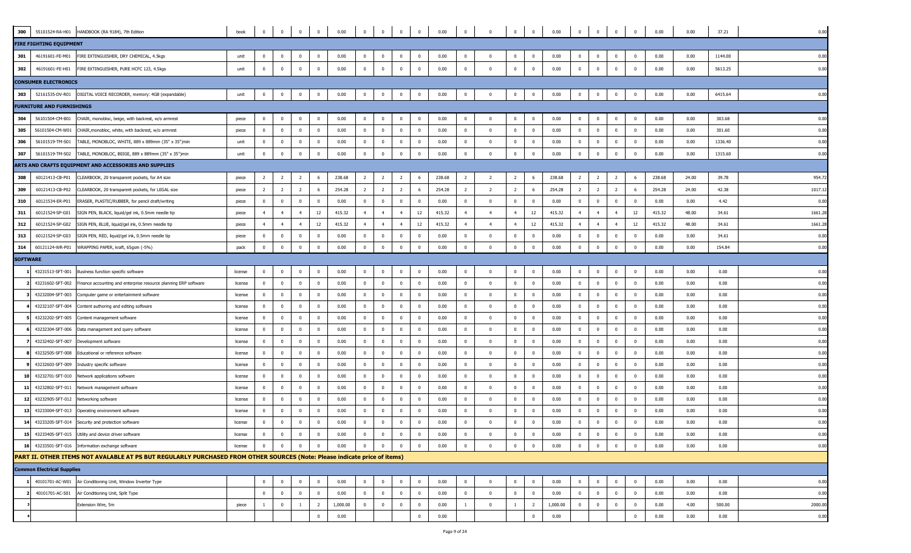| | | | | | | | | | | | | | | | | | | | | | | | | | | |
|---|---|---|---|---|---|---|---|---|---|---|---|---|---|---|---|---|---|---|---|---|---|---|---|---|---|---|
| 300 | 55101524-RA-H01 | HANDBOOK (RA 9184), 7th Edition | book | 0 | 0 | 0 | 0 | 0.00 | 0 | 0 | 0 | 0 | 0.00 | 0 | 0 | 0 | 0 | 0.00 | 0 | 0 | 0 | 0 | 0.00 | 0.00 | 37.21 | 0.00 |
| **FIRE FIGHTING EQUIPMENT** | | | | | | | | | | | | | | | | | | | | | | | | | | |
| 301 | 46191601-FE-M01 | FIRE EXTINGUISHER, DRY CHEMICAL, 4.5kgs | unit | 0 | 0 | 0 | 0 | 0.00 | 0 | 0 | 0 | 0 | 0.00 | 0 | 0 | 0 | 0 | 0.00 | 0 | 0 | 0 | 0 | 0.00 | 0.00 | 1144.00 | 0.00 |
| 302 | 46191601-FE-H01 | FIRE EXTINGUISHER, PURE HCFC 123, 4.5kgs | unit | 0 | 0 | 0 | 0 | 0.00 | 0 | 0 | 0 | 0 | 0.00 | 0 | 0 | 0 | 0 | 0.00 | 0 | 0 | 0 | 0 | 0.00 | 0.00 | 5613.25 | 0.00 |
| **CONSUMER ELECTRONICS** | | | | | | | | | | | | | | | | | | | | | | | | | | |
| 303 | 52161535-DV-R01 | DIGITAL VOICE RECORDER, memory: 4GB (expandable) | unit | 0 | 0 | 0 | 0 | 0.00 | 0 | 0 | 0 | 0 | 0.00 | 0 | 0 | 0 | 0 | 0.00 | 0 | 0 | 0 | 0 | 0.00 | 0.00 | 6415.64 | 0.00 |
| **FURNITURE AND FURNISHINGS** | | | | | | | | | | | | | | | | | | | | | | | | | | |
| 304 | 56101504-CM-B01 | CHAIR, monobloc, beige, with backrest, w/o armrest | piece | 0 | 0 | 0 | 0 | 0.00 | 0 | 0 | 0 | 0 | 0.00 | 0 | 0 | 0 | 0 | 0.00 | 0 | 0 | 0 | 0 | 0.00 | 0.00 | 303.68 | 0.00 |
| 305 | 56101504-CM-W01 | CHAIR,monobloc, white, with backrest, w/o armrest | piece | 0 | 0 | 0 | 0 | 0.00 | 0 | 0 | 0 | 0 | 0.00 | 0 | 0 | 0 | 0 | 0.00 | 0 | 0 | 0 | 0 | 0.00 | 0.00 | 301.60 | 0.00 |
| 306 | 56101519-TM-S01 | TABLE, MONOBLOC, WHITE, 889 x 889mm (35" x 35")min | unit | 0 | 0 | 0 | 0 | 0.00 | 0 | 0 | 0 | 0 | 0.00 | 0 | 0 | 0 | 0 | 0.00 | 0 | 0 | 0 | 0 | 0.00 | 0.00 | 1336.40 | 0.00 |
| 307 | 56101519-TM-S02 | TABLE, MONOBLOC, BEIGE, 889 x 889mm (35" x 35")min | unit | 0 | 0 | 0 | 0 | 0.00 | 0 | 0 | 0 | 0 | 0.00 | 0 | 0 | 0 | 0 | 0.00 | 0 | 0 | 0 | 0 | 0.00 | 0.00 | 1315.60 | 0.00 |
| **ARTS AND CRAFTS EQUIPMENT AND ACCESSORIES AND SUPPLIES** | | | | | | | | | | | | | | | | | | | | | | | | | | |
| 308 | 60121413-CB-P01 | CLEARBOOK, 20 transparent pockets, for A4 size | piece | 2 | 2 | 2 | 6 | 238.68 | 2 | 2 | 2 | 6 | 238.68 | 2 | 2 | 2 | 6 | 238.68 | 2 | 2 | 2 | 6 | 238.68 | 24.00 | 39.78 | 954.72 |
| 309 | 60121413-CB-P02 | CLEARBOOK, 20 transparent pockets, for LEGAL size | piece | 2 | 2 | 2 | 6 | 254.28 | 2 | 2 | 2 | 6 | 254.28 | 2 | 2 | 2 | 6 | 254.28 | 2 | 2 | 2 | 6 | 254.28 | 24.00 | 42.38 | 1017.12 |
| 310 | 60121534-ER-P01 | ERASER, PLASTIC/RUBBER, for pencil draft/writing | piece | 0 | 0 | 0 | 0 | 0.00 | 0 | 0 | 0 | 0 | 0.00 | 0 | 0 | 0 | 0 | 0.00 | 0 | 0 | 0 | 0 | 0.00 | 0.00 | 4.42 | 0.00 |
| 311 | 60121524-SP-G01 | SIGN PEN, BLACK, liquid/gel ink, 0.5mm needle tip | piece | 4 | 4 | 4 | 12 | 415.32 | 4 | 4 | 4 | 12 | 415.32 | 4 | 4 | 4 | 12 | 415.32 | 4 | 4 | 4 | 12 | 415.32 | 48.00 | 34.61 | 1661.28 |
| 312 | 60121524-SP-G02 | SIGN PEN, BLUE, liquid/gel ink, 0.5mm needle tip | piece | 4 | 4 | 4 | 12 | 415.32 | 4 | 4 | 4 | 12 | 415.32 | 4 | 4 | 4 | 12 | 415.32 | 4 | 4 | 4 | 12 | 415.32 | 48.00 | 34.61 | 1661.28 |
| 313 | 60121524-SP-G03 | SIGN PEN, RED, liquid/gel ink, 0.5mm needle tip | piece | 0 | 0 | 0 | 0 | 0.00 | 0 | 0 | 0 | 0 | 0.00 | 0 | 0 | 0 | 0 | 0.00 | 0 | 0 | 0 | 0 | 0.00 | 0.00 | 34.61 | 0.00 |
| 314 | 60121124-WR-P01 | WRAPPING PAPER, kraft, 65gsm (-5%) | pack | 0 | 0 | 0 | 0 | 0.00 | 0 | 0 | 0 | 0 | 0.00 | 0 | 0 | 0 | 0 | 0.00 | 0 | 0 | 0 | 0 | 0.00 | 0.00 | 154.84 | 0.00 |
| **SOFTWARE** | | | | | | | | | | | | | | | | | | | | | | | | | | |
| 1 | 43231513-SFT-001 | Business function specific software | license | 0 | 0 | 0 | 0 | 0.00 | 0 | 0 | 0 | 0 | 0.00 | 0 | 0 | 0 | 0 | 0.00 | 0 | 0 | 0 | 0 | 0.00 | 0.00 | 0.00 | 0.00 |
| 2 | 43231602-SFT-002 | Finance accounting and enterprise resource planning ERP software | license | 0 | 0 | 0 | 0 | 0.00 | 0 | 0 | 0 | 0 | 0.00 | 0 | 0 | 0 | 0 | 0.00 | 0 | 0 | 0 | 0 | 0.00 | 0.00 | 0.00 | 0.00 |
| 3 | 43232004-SFT-003 | Computer game or entertainment software | license | 0 | 0 | 0 | 0 | 0.00 | 0 | 0 | 0 | 0 | 0.00 | 0 | 0 | 0 | 0 | 0.00 | 0 | 0 | 0 | 0 | 0.00 | 0.00 | 0.00 | 0.00 |
| 4 | 43232107-SFT-004 | Content authoring and editing software | license | 0 | 0 | 0 | 0 | 0.00 | 0 | 0 | 0 | 0 | 0.00 | 0 | 0 | 0 | 0 | 0.00 | 0 | 0 | 0 | 0 | 0.00 | 0.00 | 0.00 | 0.00 |
| 5 | 43232202-SFT-005 | Content management software | license | 0 | 0 | 0 | 0 | 0.00 | 0 | 0 | 0 | 0 | 0.00 | 0 | 0 | 0 | 0 | 0.00 | 0 | 0 | 0 | 0 | 0.00 | 0.00 | 0.00 | 0.00 |
| 6 | 43232304-SFT-006 | Data management and query software | license | 0 | 0 | 0 | 0 | 0.00 | 0 | 0 | 0 | 0 | 0.00 | 0 | 0 | 0 | 0 | 0.00 | 0 | 0 | 0 | 0 | 0.00 | 0.00 | 0.00 | 0.00 |
| 7 | 43232402-SFT-007 | Development software | license | 0 | 0 | 0 | 0 | 0.00 | 0 | 0 | 0 | 0 | 0.00 | 0 | 0 | 0 | 0 | 0.00 | 0 | 0 | 0 | 0 | 0.00 | 0.00 | 0.00 | 0.00 |
| 8 | 43232505-SFT-008 | Educational or reference software | license | 0 | 0 | 0 | 0 | 0.00 | 0 | 0 | 0 | 0 | 0.00 | 0 | 0 | 0 | 0 | 0.00 | 0 | 0 | 0 | 0 | 0.00 | 0.00 | 0.00 | 0.00 |
| 9 | 43232603-SFT-009 | Industry specific software | license | 0 | 0 | 0 | 0 | 0.00 | 0 | 0 | 0 | 0 | 0.00 | 0 | 0 | 0 | 0 | 0.00 | 0 | 0 | 0 | 0 | 0.00 | 0.00 | 0.00 | 0.00 |
| 10 | 43232701-SFT-010 | Network applications software | license | 0 | 0 | 0 | 0 | 0.00 | 0 | 0 | 0 | 0 | 0.00 | 0 | 0 | 0 | 0 | 0.00 | 0 | 0 | 0 | 0 | 0.00 | 0.00 | 0.00 | 0.00 |
| 11 | 43232802-SFT-011 | Network management software | license | 0 | 0 | 0 | 0 | 0.00 | 0 | 0 | 0 | 0 | 0.00 | 0 | 0 | 0 | 0 | 0.00 | 0 | 0 | 0 | 0 | 0.00 | 0.00 | 0.00 | 0.00 |
| 12 | 43232905-SFT-012 | Networking software | license | 0 | 0 | 0 | 0 | 0.00 | 0 | 0 | 0 | 0 | 0.00 | 0 | 0 | 0 | 0 | 0.00 | 0 | 0 | 0 | 0 | 0.00 | 0.00 | 0.00 | 0.00 |
| 13 | 43233004-SFT-013 | Operating environment software | license | 0 | 0 | 0 | 0 | 0.00 | 0 | 0 | 0 | 0 | 0.00 | 0 | 0 | 0 | 0 | 0.00 | 0 | 0 | 0 | 0 | 0.00 | 0.00 | 0.00 | 0.00 |
| 14 | 43233205-SFT-014 | Security and protection software | license | 0 | 0 | 0 | 0 | 0.00 | 0 | 0 | 0 | 0 | 0.00 | 0 | 0 | 0 | 0 | 0.00 | 0 | 0 | 0 | 0 | 0.00 | 0.00 | 0.00 | 0.00 |
| 15 | 43233405-SFT-015 | Utility and device driver software | license | 0 | 0 | 0 | 0 | 0.00 | 0 | 0 | 0 | 0 | 0.00 | 0 | 0 | 0 | 0 | 0.00 | 0 | 0 | 0 | 0 | 0.00 | 0.00 | 0.00 | 0.00 |
| 16 | 43233501-SFT-016 | Information exchange software | license | 0 | 0 | 0 | 0 | 0.00 | 0 | 0 | 0 | 0 | 0.00 | 0 | 0 | 0 | 0 | 0.00 | 0 | 0 | 0 | 0 | 0.00 | 0.00 | 0.00 | 0.00 |
| **PART II. OTHER ITEMS NOT AVALABLE AT PS BUT REGULARLY PURCHASED FROM OTHER SOURCES (Note: Please indicate price of items)** | | | | | | | | | | | | | | | | | | | | | | | | | | |
| **Common Electrical Supplies** | | | | | | | | | | | | | | | | | | | | | | | | | | |
| 1 | 40101701-AC-W01 | Air Conditioning Unit, Window Inverter Type | | 0 | 0 | 0 | 0 | 0.00 | 0 | 0 | 0 | 0 | 0.00 | 0 | 0 | 0 | 0 | 0.00 | 0 | 0 | 0 | 0 | 0.00 | 0.00 | 0.00 | 0.00 |
| 2 | 40101701-AC-S01 | Air Conditioning Unit, Split Type | | 0 | 0 | 0 | 0 | 0.00 | 0 | 0 | 0 | 0 | 0.00 | 0 | 0 | 0 | 0 | 0.00 | 0 | 0 | 0 | 0 | 0.00 | 0.00 | 0.00 | 0.00 |
| 3 | | Extension Wire, 5m | piece | 1 | 0 | 1 | 2 | 1,000.00 | 0 | 0 | 0 | 0 | 0.00 | 1 | 0 | 1 | 2 | 1,000.00 | 0 | 0 | 0 | 0 | 0.00 | 4.00 | 500.00 | 2000.00 |
| 4 | | | | | | | 0 | 0.00 | | | | 0 | 0.00 | | | | 0 | 0.00 | | | | 0 | 0.00 | 0.00 | 0.00 | 0.00 |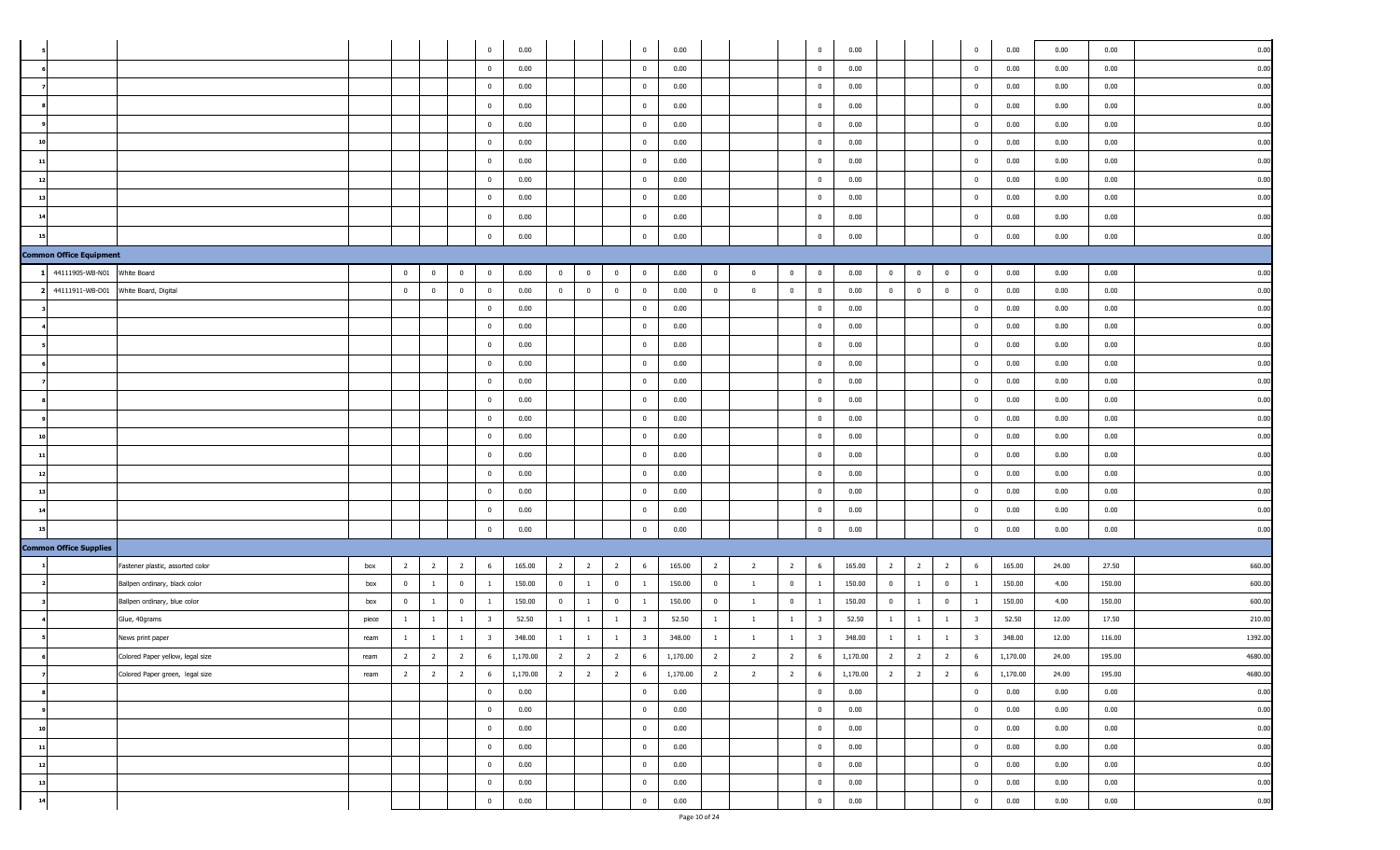| | | | | | | | | | | | | | | | | | | | | | | | | | | | | |
|---|---|---|---|---|---|---|---|---|---|---|---|---|---|---|---|---|---|---|---|---|---|---|---|---|---|---|---|---|
| 5 | | | | | | | 0 | 0.00 | | | | 0 | 0.00 | | | | 0 | 0.00 | | | | 0 | 0.00 | 0.00 | 0.00 | 0.00 |
| 6 | | | | | | | 0 | 0.00 | | | | 0 | 0.00 | | | | 0 | 0.00 | | | | 0 | 0.00 | 0.00 | 0.00 | 0.00 |
| 7 | | | | | | | 0 | 0.00 | | | | 0 | 0.00 | | | | 0 | 0.00 | | | | 0 | 0.00 | 0.00 | 0.00 | 0.00 |
| 8 | | | | | | | 0 | 0.00 | | | | 0 | 0.00 | | | | 0 | 0.00 | | | | 0 | 0.00 | 0.00 | 0.00 | 0.00 |
| 9 | | | | | | | 0 | 0.00 | | | | 0 | 0.00 | | | | 0 | 0.00 | | | | 0 | 0.00 | 0.00 | 0.00 | 0.00 |
| 10 | | | | | | | 0 | 0.00 | | | | 0 | 0.00 | | | | 0 | 0.00 | | | | 0 | 0.00 | 0.00 | 0.00 | 0.00 |
| 11 | | | | | | | 0 | 0.00 | | | | 0 | 0.00 | | | | 0 | 0.00 | | | | 0 | 0.00 | 0.00 | 0.00 | 0.00 |
| 12 | | | | | | | 0 | 0.00 | | | | 0 | 0.00 | | | | 0 | 0.00 | | | | 0 | 0.00 | 0.00 | 0.00 | 0.00 |
| 13 | | | | | | | 0 | 0.00 | | | | 0 | 0.00 | | | | 0 | 0.00 | | | | 0 | 0.00 | 0.00 | 0.00 | 0.00 |
| 14 | | | | | | | 0 | 0.00 | | | | 0 | 0.00 | | | | 0 | 0.00 | | | | 0 | 0.00 | 0.00 | 0.00 | 0.00 |
| 15 | | | | | | | 0 | 0.00 | | | | 0 | 0.00 | | | | 0 | 0.00 | | | | 0 | 0.00 | 0.00 | 0.00 | 0.00 |
| **Common Office Equipment** | | | | | | | | | | | | | | | | | | | | | | | | | | |
| 1 | 44111905-WB-N01 | White Board | | 0 | 0 | 0 | 0 | 0.00 | 0 | 0 | 0 | 0 | 0.00 | 0 | 0 | 0 | 0 | 0.00 | 0 | 0 | 0 | 0 | 0.00 | 0.00 | 0.00 | 0.00 |
| 2 | 44111911-WB-D01 | White Board, Digital | | 0 | 0 | 0 | 0 | 0.00 | 0 | 0 | 0 | 0 | 0.00 | 0 | 0 | 0 | 0 | 0.00 | 0 | 0 | 0 | 0 | 0.00 | 0.00 | 0.00 | 0.00 |
| 3 | | | | | | | 0 | 0.00 | | | | 0 | 0.00 | | | | 0 | 0.00 | | | | 0 | 0.00 | 0.00 | 0.00 | 0.00 |
| 4 | | | | | | | 0 | 0.00 | | | | 0 | 0.00 | | | | 0 | 0.00 | | | | 0 | 0.00 | 0.00 | 0.00 | 0.00 |
| 5 | | | | | | | 0 | 0.00 | | | | 0 | 0.00 | | | | 0 | 0.00 | | | | 0 | 0.00 | 0.00 | 0.00 | 0.00 |
| 6 | | | | | | | 0 | 0.00 | | | | 0 | 0.00 | | | | 0 | 0.00 | | | | 0 | 0.00 | 0.00 | 0.00 | 0.00 |
| 7 | | | | | | | 0 | 0.00 | | | | 0 | 0.00 | | | | 0 | 0.00 | | | | 0 | 0.00 | 0.00 | 0.00 | 0.00 |
| 8 | | | | | | | 0 | 0.00 | | | | 0 | 0.00 | | | | 0 | 0.00 | | | | 0 | 0.00 | 0.00 | 0.00 | 0.00 |
| 9 | | | | | | | 0 | 0.00 | | | | 0 | 0.00 | | | | 0 | 0.00 | | | | 0 | 0.00 | 0.00 | 0.00 | 0.00 |
| 10 | | | | | | | 0 | 0.00 | | | | 0 | 0.00 | | | | 0 | 0.00 | | | | 0 | 0.00 | 0.00 | 0.00 | 0.00 |
| 11 | | | | | | | 0 | 0.00 | | | | 0 | 0.00 | | | | 0 | 0.00 | | | | 0 | 0.00 | 0.00 | 0.00 | 0.00 |
| 12 | | | | | | | 0 | 0.00 | | | | 0 | 0.00 | | | | 0 | 0.00 | | | | 0 | 0.00 | 0.00 | 0.00 | 0.00 |
| 13 | | | | | | | 0 | 0.00 | | | | 0 | 0.00 | | | | 0 | 0.00 | | | | 0 | 0.00 | 0.00 | 0.00 | 0.00 |
| 14 | | | | | | | 0 | 0.00 | | | | 0 | 0.00 | | | | 0 | 0.00 | | | | 0 | 0.00 | 0.00 | 0.00 | 0.00 |
| 15 | | | | | | | 0 | 0.00 | | | | 0 | 0.00 | | | | 0 | 0.00 | | | | 0 | 0.00 | 0.00 | 0.00 | 0.00 |
| **Common Office Supplies** | | | | | | | | | | | | | | | | | | | | | | | | | | |
| 1 | | Fastener plastic, assorted color | box | 2 | 2 | 2 | 6 | 165.00 | 2 | 2 | 2 | 6 | 165.00 | 2 | 2 | 2 | 6 | 165.00 | 2 | 2 | 2 | 6 | 165.00 | 24.00 | 27.50 | 660.00 |
| 2 | | Ballpen ordinary, black color | box | 0 | 1 | 0 | 1 | 150.00 | 0 | 1 | 0 | 1 | 150.00 | 0 | 1 | 0 | 1 | 150.00 | 0 | 1 | 0 | 1 | 150.00 | 4.00 | 150.00 | 600.00 |
| 3 | | Ballpen ordinary, blue color | box | 0 | 1 | 0 | 1 | 150.00 | 0 | 1 | 0 | 1 | 150.00 | 0 | 1 | 0 | 1 | 150.00 | 0 | 1 | 0 | 1 | 150.00 | 4.00 | 150.00 | 600.00 |
| 4 | | Glue, 40grams | piece | 1 | 1 | 1 | 3 | 52.50 | 1 | 1 | 1 | 3 | 52.50 | 1 | 1 | 1 | 3 | 52.50 | 1 | 1 | 1 | 3 | 52.50 | 12.00 | 17.50 | 210.00 |
| 5 | | News print paper | ream | 1 | 1 | 1 | 3 | 348.00 | 1 | 1 | 1 | 3 | 348.00 | 1 | 1 | 1 | 3 | 348.00 | 1 | 1 | 1 | 3 | 348.00 | 12.00 | 116.00 | 1392.00 |
| 6 | | Colored Paper yellow, legal size | ream | 2 | 2 | 2 | 6 | 1,170.00 | 2 | 2 | 2 | 6 | 1,170.00 | 2 | 2 | 2 | 6 | 1,170.00 | 2 | 2 | 2 | 6 | 1,170.00 | 24.00 | 195.00 | 4680.00 |
| 7 | | Colored Paper green, legal size | ream | 2 | 2 | 2 | 6 | 1,170.00 | 2 | 2 | 2 | 6 | 1,170.00 | 2 | 2 | 2 | 6 | 1,170.00 | 2 | 2 | 2 | 6 | 1,170.00 | 24.00 | 195.00 | 4680.00 |
| 8 | | | | | | | 0 | 0.00 | | | | 0 | 0.00 | | | | 0 | 0.00 | | | | 0 | 0.00 | 0.00 | 0.00 | 0.00 |
| 9 | | | | | | | 0 | 0.00 | | | | 0 | 0.00 | | | | 0 | 0.00 | | | | 0 | 0.00 | 0.00 | 0.00 | 0.00 |
| 10 | | | | | | | 0 | 0.00 | | | | 0 | 0.00 | | | | 0 | 0.00 | | | | 0 | 0.00 | 0.00 | 0.00 | 0.00 |
| 11 | | | | | | | 0 | 0.00 | | | | 0 | 0.00 | | | | 0 | 0.00 | | | | 0 | 0.00 | 0.00 | 0.00 | 0.00 |
| 12 | | | | | | | 0 | 0.00 | | | | 0 | 0.00 | | | | 0 | 0.00 | | | | 0 | 0.00 | 0.00 | 0.00 | 0.00 |
| 13 | | | | | | | 0 | 0.00 | | | | 0 | 0.00 | | | | 0 | 0.00 | | | | 0 | 0.00 | 0.00 | 0.00 | 0.00 |
| 14 | | | | | | | 0 | 0.00 | | | | 0 | 0.00 | | | | 0 | 0.00 | | | | 0 | 0.00 | 0.00 | 0.00 | 0.00 |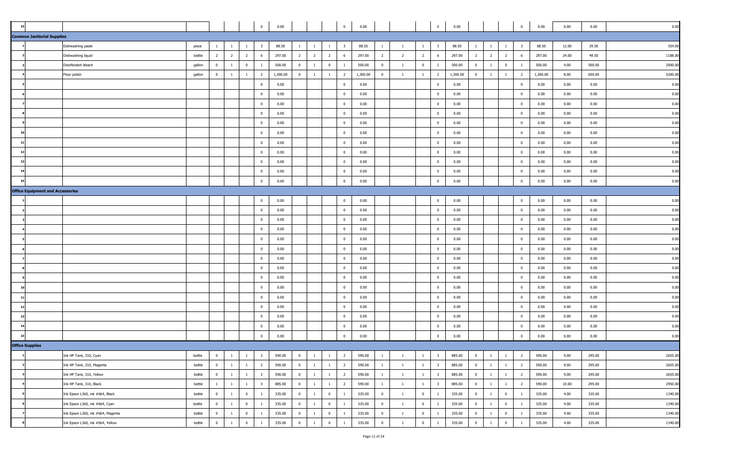| | | | | | | | | | | | | | | | | | | | | | | | | | | |
|---|---|---|---|---|---|---|---|---|---|---|---|---|---|---|---|---|---|---|---|---|---|---|---|---|---|---|
| 15 | | | | | | | 0 | 0.00 | | | | 0 | 0.00 | | | | 0 | 0.00 | | | | 0 | 0.00 | 0.00 | 0.00 | 0.00 |
| **Common Janitorial Supplies** | | | | | | | | | | | | | | | | | | | | | | | | | | |
| 1 | | Dishwashing paste | piece | 1 | 1 | 1 | 3 | 88.50 | 1 | 1 | 1 | 3 | 88.50 | 1 | 1 | 1 | 3 | 88.50 | 1 | 1 | 1 | 3 | 88.50 | 12.00 | 29.50 | 354.00 |
| 2 | | Dishwashing liquid | bottle | 2 | 2 | 2 | 6 | 297.00 | 2 | 2 | 2 | 6 | 297.00 | 2 | 2 | 2 | 6 | 297.00 | 2 | 2 | 2 | 6 | 297.00 | 24.00 | 49.50 | 1188.00 |
| 3 | | Disinfectant bleach | gallon | 0 | 1 | 0 | 1 | 500.00 | 0 | 1 | 0 | 1 | 500.00 | 0 | 1 | 0 | 1 | 500.00 | 0 | 1 | 0 | 1 | 500.00 | 4.00 | 500.00 | 2000.00 |
| 4 | | Floor polish | gallon | 0 | 1 | 1 | 2 | 1,300.00 | 0 | 1 | 1 | 2 | 1,300.00 | 0 | 1 | 1 | 2 | 1,300.00 | 0 | 1 | 1 | 2 | 1,300.00 | 8.00 | 650.00 | 5200.00 |
| 5 | | | | | | | 0 | 0.00 | | | | 0 | 0.00 | | | | 0 | 0.00 | | | | 0 | 0.00 | 0.00 | 0.00 | 0.00 |
| 6 | | | | | | | 0 | 0.00 | | | | 0 | 0.00 | | | | 0 | 0.00 | | | | 0 | 0.00 | 0.00 | 0.00 | 0.00 |
| 7 | | | | | | | 0 | 0.00 | | | | 0 | 0.00 | | | | 0 | 0.00 | | | | 0 | 0.00 | 0.00 | 0.00 | 0.00 |
| 8 | | | | | | | 0 | 0.00 | | | | 0 | 0.00 | | | | 0 | 0.00 | | | | 0 | 0.00 | 0.00 | 0.00 | 0.00 |
| 9 | | | | | | | 0 | 0.00 | | | | 0 | 0.00 | | | | 0 | 0.00 | | | | 0 | 0.00 | 0.00 | 0.00 | 0.00 |
| 10 | | | | | | | 0 | 0.00 | | | | 0 | 0.00 | | | | 0 | 0.00 | | | | 0 | 0.00 | 0.00 | 0.00 | 0.00 |
| 11 | | | | | | | 0 | 0.00 | | | | 0 | 0.00 | | | | 0 | 0.00 | | | | 0 | 0.00 | 0.00 | 0.00 | 0.00 |
| 12 | | | | | | | 0 | 0.00 | | | | 0 | 0.00 | | | | 0 | 0.00 | | | | 0 | 0.00 | 0.00 | 0.00 | 0.00 |
| 13 | | | | | | | 0 | 0.00 | | | | 0 | 0.00 | | | | 0 | 0.00 | | | | 0 | 0.00 | 0.00 | 0.00 | 0.00 |
| 14 | | | | | | | 0 | 0.00 | | | | 0 | 0.00 | | | | 0 | 0.00 | | | | 0 | 0.00 | 0.00 | 0.00 | 0.00 |
| 15 | | | | | | | 0 | 0.00 | | | | 0 | 0.00 | | | | 0 | 0.00 | | | | 0 | 0.00 | 0.00 | 0.00 | 0.00 |
| **Office Equipment and Accessories** | | | | | | | | | | | | | | | | | | | | | | | | | | |
| 1 | | | | | | | 0 | 0.00 | | | | 0 | 0.00 | | | | 0 | 0.00 | | | | 0 | 0.00 | 0.00 | 0.00 | 0.00 |
| 2 | | | | | | | 0 | 0.00 | | | | 0 | 0.00 | | | | 0 | 0.00 | | | | 0 | 0.00 | 0.00 | 0.00 | 0.00 |
| 3 | | | | | | | 0 | 0.00 | | | | 0 | 0.00 | | | | 0 | 0.00 | | | | 0 | 0.00 | 0.00 | 0.00 | 0.00 |
| 4 | | | | | | | 0 | 0.00 | | | | 0 | 0.00 | | | | 0 | 0.00 | | | | 0 | 0.00 | 0.00 | 0.00 | 0.00 |
| 5 | | | | | | | 0 | 0.00 | | | | 0 | 0.00 | | | | 0 | 0.00 | | | | 0 | 0.00 | 0.00 | 0.00 | 0.00 |
| 6 | | | | | | | 0 | 0.00 | | | | 0 | 0.00 | | | | 0 | 0.00 | | | | 0 | 0.00 | 0.00 | 0.00 | 0.00 |
| 7 | | | | | | | 0 | 0.00 | | | | 0 | 0.00 | | | | 0 | 0.00 | | | | 0 | 0.00 | 0.00 | 0.00 | 0.00 |
| 8 | | | | | | | 0 | 0.00 | | | | 0 | 0.00 | | | | 0 | 0.00 | | | | 0 | 0.00 | 0.00 | 0.00 | 0.00 |
| 9 | | | | | | | 0 | 0.00 | | | | 0 | 0.00 | | | | 0 | 0.00 | | | | 0 | 0.00 | 0.00 | 0.00 | 0.00 |
| 10 | | | | | | | 0 | 0.00 | | | | 0 | 0.00 | | | | 0 | 0.00 | | | | 0 | 0.00 | 0.00 | 0.00 | 0.00 |
| 11 | | | | | | | 0 | 0.00 | | | | 0 | 0.00 | | | | 0 | 0.00 | | | | 0 | 0.00 | 0.00 | 0.00 | 0.00 |
| 12 | | | | | | | 0 | 0.00 | | | | 0 | 0.00 | | | | 0 | 0.00 | | | | 0 | 0.00 | 0.00 | 0.00 | 0.00 |
| 13 | | | | | | | 0 | 0.00 | | | | 0 | 0.00 | | | | 0 | 0.00 | | | | 0 | 0.00 | 0.00 | 0.00 | 0.00 |
| 14 | | | | | | | 0 | 0.00 | | | | 0 | 0.00 | | | | 0 | 0.00 | | | | 0 | 0.00 | 0.00 | 0.00 | 0.00 |
| 15 | | | | | | | 0 | 0.00 | | | | 0 | 0.00 | | | | 0 | 0.00 | | | | 0 | 0.00 | 0.00 | 0.00 | 0.00 |
| **Office Supplies** | | | | | | | | | | | | | | | | | | | | | | | | | | |
| 1 | | Ink HP Tank, 310, Cyan | bottle | 0 | 1 | 1 | 2 | 590.00 | 0 | 1 | 1 | 2 | 590.00 | 1 | 1 | 1 | 3 | 885.00 | 0 | 1 | 1 | 2 | 590.00 | 9.00 | 295.00 | 2655.00 |
| 2 | | Ink HP Tank, 310, Magenta | bottle | 0 | 1 | 1 | 2 | 590.00 | 0 | 1 | 1 | 2 | 590.00 | 1 | 1 | 1 | 3 | 885.00 | 0 | 1 | 1 | 2 | 590.00 | 9.00 | 295.00 | 2655.00 |
| 3 | | Ink HP Tank, 310, Yellow | bottle | 0 | 1 | 1 | 2 | 590.00 | 0 | 1 | 1 | 2 | 590.00 | 1 | 1 | 1 | 3 | 885.00 | 0 | 1 | 1 | 2 | 590.00 | 9.00 | 295.00 | 2655.00 |
| 4 | | Ink HP Tank, 310, Black | bottle | 1 | 1 | 1 | 3 | 885.00 | 0 | 1 | 1 | 2 | 590.00 | 1 | 1 | 1 | 3 | 885.00 | 0 | 1 | 1 | 2 | 590.00 | 10.00 | 295.00 | 2950.00 |
| 5 | | Ink Epson L360, ink #664, Black | bottle | 0 | 1 | 0 | 1 | 335.00 | 0 | 1 | 0 | 1 | 335.00 | 0 | 1 | 0 | 1 | 335.00 | 0 | 1 | 0 | 1 | 335.00 | 4.00 | 335.00 | 1340.00 |
| 6 | | Ink Epson L360, ink #664, Cyan | bottle | 0 | 1 | 0 | 1 | 335.00 | 0 | 1 | 0 | 1 | 335.00 | 0 | 1 | 0 | 1 | 335.00 | 0 | 1 | 0 | 1 | 335.00 | 4.00 | 335.00 | 1340.00 |
| 7 | | Ink Epson L360, ink #664, Magenta | bottle | 0 | 1 | 0 | 1 | 335.00 | 0 | 1 | 0 | 1 | 335.00 | 0 | 1 | 0 | 1 | 335.00 | 0 | 1 | 0 | 1 | 335.00 | 4.00 | 335.00 | 1340.00 |
| 8 | | Ink Epson L360, ink #664, Yellow | bottle | 0 | 1 | 0 | 1 | 335.00 | 0 | 1 | 0 | 1 | 335.00 | 0 | 1 | 0 | 1 | 335.00 | 0 | 1 | 0 | 1 | 335.00 | 4.00 | 335.00 | 1340.00 |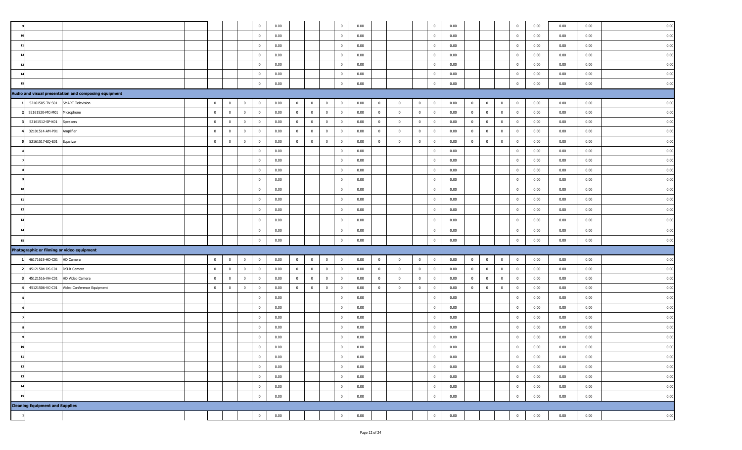| | | | | | | | | | | | | | | | | | | | | | | | | | | |
|---|---|---|---|---|---|---|---|---|---|---|---|---|---|---|---|---|---|---|---|---|---|---|---|---|---|---|
| 9 | | | | | | | 0 | 0.00 | | | | 0 | 0.00 | | | | 0 | 0.00 | | | | 0 | 0.00 | 0.00 | 0.00 | 0.00 |
| 10 | | | | | | | 0 | 0.00 | | | | 0 | 0.00 | | | | 0 | 0.00 | | | | 0 | 0.00 | 0.00 | 0.00 | 0.00 |
| 11 | | | | | | | 0 | 0.00 | | | | 0 | 0.00 | | | | 0 | 0.00 | | | | 0 | 0.00 | 0.00 | 0.00 | 0.00 |
| 12 | | | | | | | 0 | 0.00 | | | | 0 | 0.00 | | | | 0 | 0.00 | | | | 0 | 0.00 | 0.00 | 0.00 | 0.00 |
| 13 | | | | | | | 0 | 0.00 | | | | 0 | 0.00 | | | | 0 | 0.00 | | | | 0 | 0.00 | 0.00 | 0.00 | 0.00 |
| 14 | | | | | | | 0 | 0.00 | | | | 0 | 0.00 | | | | 0 | 0.00 | | | | 0 | 0.00 | 0.00 | 0.00 | 0.00 |
| 15 | | | | | | | 0 | 0.00 | | | | 0 | 0.00 | | | | 0 | 0.00 | | | | 0 | 0.00 | 0.00 | 0.00 | 0.00 |
| **Audio and visual presentation and composing equipment** | | | | | | | | | | | | | | | | | | | | | | | | | | |
| 1 | 52161505-TV-S01 | SMART Television | | 0 | 0 | 0 | 0 | 0.00 | 0 | 0 | 0 | 0 | 0.00 | 0 | 0 | 0 | 0 | 0.00 | 0 | 0 | 0 | 0 | 0.00 | 0.00 | 0.00 | 0.00 |
| 2 | 52161520-MC-M01 | Microphone | | 0 | 0 | 0 | 0 | 0.00 | 0 | 0 | 0 | 0 | 0.00 | 0 | 0 | 0 | 0 | 0.00 | 0 | 0 | 0 | 0 | 0.00 | 0.00 | 0.00 | 0.00 |
| 3 | 52161512-SP-K01 | Speakers | | 0 | 0 | 0 | 0 | 0.00 | 0 | 0 | 0 | 0 | 0.00 | 0 | 0 | 0 | 0 | 0.00 | 0 | 0 | 0 | 0 | 0.00 | 0.00 | 0.00 | 0.00 |
| 4 | 32101514-AM-P01 | Amplifier | | 0 | 0 | 0 | 0 | 0.00 | 0 | 0 | 0 | 0 | 0.00 | 0 | 0 | 0 | 0 | 0.00 | 0 | 0 | 0 | 0 | 0.00 | 0.00 | 0.00 | 0.00 |
| 5 | 52161517-EQ-E01 | Equalizer | | 0 | 0 | 0 | 0 | 0.00 | 0 | 0 | 0 | 0 | 0.00 | 0 | 0 | 0 | 0 | 0.00 | 0 | 0 | 0 | 0 | 0.00 | 0.00 | 0.00 | 0.00 |
| 6 | | | | | | | 0 | 0.00 | | | | 0 | 0.00 | | | | 0 | 0.00 | | | | 0 | 0.00 | 0.00 | 0.00 | 0.00 |
| 7 | | | | | | | 0 | 0.00 | | | | 0 | 0.00 | | | | 0 | 0.00 | | | | 0 | 0.00 | 0.00 | 0.00 | 0.00 |
| 8 | | | | | | | 0 | 0.00 | | | | 0 | 0.00 | | | | 0 | 0.00 | | | | 0 | 0.00 | 0.00 | 0.00 | 0.00 |
| 9 | | | | | | | 0 | 0.00 | | | | 0 | 0.00 | | | | 0 | 0.00 | | | | 0 | 0.00 | 0.00 | 0.00 | 0.00 |
| 10 | | | | | | | 0 | 0.00 | | | | 0 | 0.00 | | | | 0 | 0.00 | | | | 0 | 0.00 | 0.00 | 0.00 | 0.00 |
| 11 | | | | | | | 0 | 0.00 | | | | 0 | 0.00 | | | | 0 | 0.00 | | | | 0 | 0.00 | 0.00 | 0.00 | 0.00 |
| 12 | | | | | | | 0 | 0.00 | | | | 0 | 0.00 | | | | 0 | 0.00 | | | | 0 | 0.00 | 0.00 | 0.00 | 0.00 |
| 13 | | | | | | | 0 | 0.00 | | | | 0 | 0.00 | | | | 0 | 0.00 | | | | 0 | 0.00 | 0.00 | 0.00 | 0.00 |
| 14 | | | | | | | 0 | 0.00 | | | | 0 | 0.00 | | | | 0 | 0.00 | | | | 0 | 0.00 | 0.00 | 0.00 | 0.00 |
| 15 | | | | | | | 0 | 0.00 | | | | 0 | 0.00 | | | | 0 | 0.00 | | | | 0 | 0.00 | 0.00 | 0.00 | 0.00 |
| **Photographic or filming or video equipment** | | | | | | | | | | | | | | | | | | | | | | | | | | |
| 1 | 46171615-HD-C01 | HD Camera | | 0 | 0 | 0 | 0 | 0.00 | 0 | 0 | 0 | 0 | 0.00 | 0 | 0 | 0 | 0 | 0.00 | 0 | 0 | 0 | 0 | 0.00 | 0.00 | 0.00 | 0.00 |
| 2 | 45121504-DS-C01 | DSLR Camera | | 0 | 0 | 0 | 0 | 0.00 | 0 | 0 | 0 | 0 | 0.00 | 0 | 0 | 0 | 0 | 0.00 | 0 | 0 | 0 | 0 | 0.00 | 0.00 | 0.00 | 0.00 |
| 3 | 45121516-VH-C01 | HD Video Camera | | 0 | 0 | 0 | 0 | 0.00 | 0 | 0 | 0 | 0 | 0.00 | 0 | 0 | 0 | 0 | 0.00 | 0 | 0 | 0 | 0 | 0.00 | 0.00 | 0.00 | 0.00 |
| 4 | 45121506-VC-C01 | Video Conference Equipment | | 0 | 0 | 0 | 0 | 0.00 | 0 | 0 | 0 | 0 | 0.00 | 0 | 0 | 0 | 0 | 0.00 | 0 | 0 | 0 | 0 | 0.00 | 0.00 | 0.00 | 0.00 |
| 5 | | | | | | | 0 | 0.00 | | | | 0 | 0.00 | | | | 0 | 0.00 | | | | 0 | 0.00 | 0.00 | 0.00 | 0.00 |
| 6 | | | | | | | 0 | 0.00 | | | | 0 | 0.00 | | | | 0 | 0.00 | | | | 0 | 0.00 | 0.00 | 0.00 | 0.00 |
| 7 | | | | | | | 0 | 0.00 | | | | 0 | 0.00 | | | | 0 | 0.00 | | | | 0 | 0.00 | 0.00 | 0.00 | 0.00 |
| 8 | | | | | | | 0 | 0.00 | | | | 0 | 0.00 | | | | 0 | 0.00 | | | | 0 | 0.00 | 0.00 | 0.00 | 0.00 |
| 9 | | | | | | | 0 | 0.00 | | | | 0 | 0.00 | | | | 0 | 0.00 | | | | 0 | 0.00 | 0.00 | 0.00 | 0.00 |
| 10 | | | | | | | 0 | 0.00 | | | | 0 | 0.00 | | | | 0 | 0.00 | | | | 0 | 0.00 | 0.00 | 0.00 | 0.00 |
| 11 | | | | | | | 0 | 0.00 | | | | 0 | 0.00 | | | | 0 | 0.00 | | | | 0 | 0.00 | 0.00 | 0.00 | 0.00 |
| 12 | | | | | | | 0 | 0.00 | | | | 0 | 0.00 | | | | 0 | 0.00 | | | | 0 | 0.00 | 0.00 | 0.00 | 0.00 |
| 13 | | | | | | | 0 | 0.00 | | | | 0 | 0.00 | | | | 0 | 0.00 | | | | 0 | 0.00 | 0.00 | 0.00 | 0.00 |
| 14 | | | | | | | 0 | 0.00 | | | | 0 | 0.00 | | | | 0 | 0.00 | | | | 0 | 0.00 | 0.00 | 0.00 | 0.00 |
| 15 | | | | | | | 0 | 0.00 | | | | 0 | 0.00 | | | | 0 | 0.00 | | | | 0 | 0.00 | 0.00 | 0.00 | 0.00 |
| **Cleaning Equipment and Supplies** | | | | | | | | | | | | | | | | | | | | | | | | | | |
| 1 | | | | | | | 0 | 0.00 | | | | 0 | 0.00 | | | | 0 | 0.00 | | | | 0 | 0.00 | 0.00 | 0.00 | 0.00 |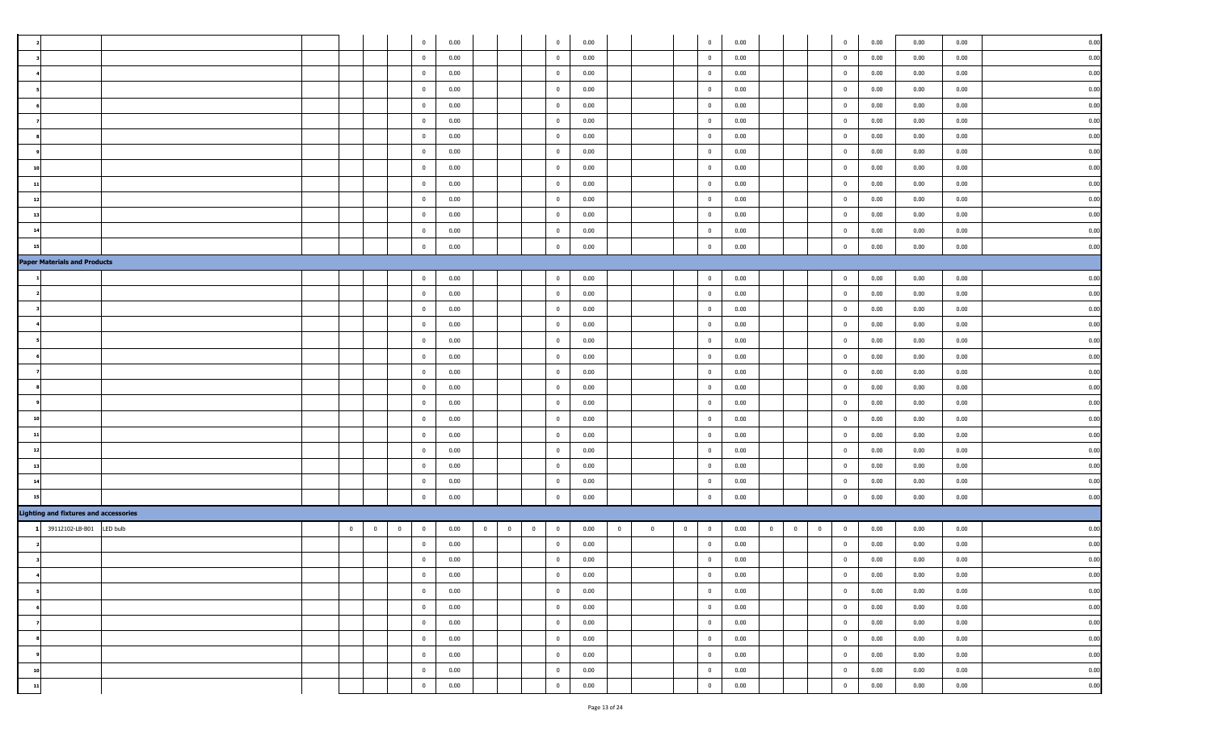| | | | | | | | | | | | | | | | | | | | | | | | | | | |
|---|---|---|---|---|---|---|---|---|---|---|---|---|---|---|---|---|---|---|---|---|---|---|---|---|---|---|
| 2 | | | | | | | 0 | 0.00 | | | | 0 | 0.00 | | | | 0 | 0.00 | | | | 0 | 0.00 | 0.00 | 0.00 | 0.00 |
| 3 | | | | | | | 0 | 0.00 | | | | 0 | 0.00 | | | | 0 | 0.00 | | | | 0 | 0.00 | 0.00 | 0.00 | 0.00 |
| 4 | | | | | | | 0 | 0.00 | | | | 0 | 0.00 | | | | 0 | 0.00 | | | | 0 | 0.00 | 0.00 | 0.00 | 0.00 |
| 5 | | | | | | | 0 | 0.00 | | | | 0 | 0.00 | | | | 0 | 0.00 | | | | 0 | 0.00 | 0.00 | 0.00 | 0.00 |
| 6 | | | | | | | 0 | 0.00 | | | | 0 | 0.00 | | | | 0 | 0.00 | | | | 0 | 0.00 | 0.00 | 0.00 | 0.00 |
| 7 | | | | | | | 0 | 0.00 | | | | 0 | 0.00 | | | | 0 | 0.00 | | | | 0 | 0.00 | 0.00 | 0.00 | 0.00 |
| 8 | | | | | | | 0 | 0.00 | | | | 0 | 0.00 | | | | 0 | 0.00 | | | | 0 | 0.00 | 0.00 | 0.00 | 0.00 |
| 9 | | | | | | | 0 | 0.00 | | | | 0 | 0.00 | | | | 0 | 0.00 | | | | 0 | 0.00 | 0.00 | 0.00 | 0.00 |
| 10 | | | | | | | 0 | 0.00 | | | | 0 | 0.00 | | | | 0 | 0.00 | | | | 0 | 0.00 | 0.00 | 0.00 | 0.00 |
| 11 | | | | | | | 0 | 0.00 | | | | 0 | 0.00 | | | | 0 | 0.00 | | | | 0 | 0.00 | 0.00 | 0.00 | 0.00 |
| 12 | | | | | | | 0 | 0.00 | | | | 0 | 0.00 | | | | 0 | 0.00 | | | | 0 | 0.00 | 0.00 | 0.00 | 0.00 |
| 13 | | | | | | | 0 | 0.00 | | | | 0 | 0.00 | | | | 0 | 0.00 | | | | 0 | 0.00 | 0.00 | 0.00 | 0.00 |
| 14 | | | | | | | 0 | 0.00 | | | | 0 | 0.00 | | | | 0 | 0.00 | | | | 0 | 0.00 | 0.00 | 0.00 | 0.00 |
| 15 | | | | | | | 0 | 0.00 | | | | 0 | 0.00 | | | | 0 | 0.00 | | | | 0 | 0.00 | 0.00 | 0.00 | 0.00 |
| **Paper Materials and Products** | | | | | | | | | | | | | | | | | | | | | | | | | | |
| 1 | | | | | | | 0 | 0.00 | | | | 0 | 0.00 | | | | 0 | 0.00 | | | | 0 | 0.00 | 0.00 | 0.00 | 0.00 |
| 2 | | | | | | | 0 | 0.00 | | | | 0 | 0.00 | | | | 0 | 0.00 | | | | 0 | 0.00 | 0.00 | 0.00 | 0.00 |
| 3 | | | | | | | 0 | 0.00 | | | | 0 | 0.00 | | | | 0 | 0.00 | | | | 0 | 0.00 | 0.00 | 0.00 | 0.00 |
| 4 | | | | | | | 0 | 0.00 | | | | 0 | 0.00 | | | | 0 | 0.00 | | | | 0 | 0.00 | 0.00 | 0.00 | 0.00 |
| 5 | | | | | | | 0 | 0.00 | | | | 0 | 0.00 | | | | 0 | 0.00 | | | | 0 | 0.00 | 0.00 | 0.00 | 0.00 |
| 6 | | | | | | | 0 | 0.00 | | | | 0 | 0.00 | | | | 0 | 0.00 | | | | 0 | 0.00 | 0.00 | 0.00 | 0.00 |
| 7 | | | | | | | 0 | 0.00 | | | | 0 | 0.00 | | | | 0 | 0.00 | | | | 0 | 0.00 | 0.00 | 0.00 | 0.00 |
| 8 | | | | | | | 0 | 0.00 | | | | 0 | 0.00 | | | | 0 | 0.00 | | | | 0 | 0.00 | 0.00 | 0.00 | 0.00 |
| 9 | | | | | | | 0 | 0.00 | | | | 0 | 0.00 | | | | 0 | 0.00 | | | | 0 | 0.00 | 0.00 | 0.00 | 0.00 |
| 10 | | | | | | | 0 | 0.00 | | | | 0 | 0.00 | | | | 0 | 0.00 | | | | 0 | 0.00 | 0.00 | 0.00 | 0.00 |
| 11 | | | | | | | 0 | 0.00 | | | | 0 | 0.00 | | | | 0 | 0.00 | | | | 0 | 0.00 | 0.00 | 0.00 | 0.00 |
| 12 | | | | | | | 0 | 0.00 | | | | 0 | 0.00 | | | | 0 | 0.00 | | | | 0 | 0.00 | 0.00 | 0.00 | 0.00 |
| 13 | | | | | | | 0 | 0.00 | | | | 0 | 0.00 | | | | 0 | 0.00 | | | | 0 | 0.00 | 0.00 | 0.00 | 0.00 |
| 14 | | | | | | | 0 | 0.00 | | | | 0 | 0.00 | | | | 0 | 0.00 | | | | 0 | 0.00 | 0.00 | 0.00 | 0.00 |
| 15 | | | | | | | 0 | 0.00 | | | | 0 | 0.00 | | | | 0 | 0.00 | | | | 0 | 0.00 | 0.00 | 0.00 | 0.00 |
| **Lighting and fixtures and accessories** | | | | | | | | | | | | | | | | | | | | | | | | | | |
| 1 | 39112102-LB-B01 | LED bulb | | 0 | 0 | 0 | 0 | 0.00 | 0 | 0 | 0 | 0 | 0.00 | 0 | 0 | 0 | 0 | 0.00 | 0 | 0 | 0 | 0 | 0.00 | 0.00 | 0.00 | 0.00 |
| 2 | | | | | | | 0 | 0.00 | | | | 0 | 0.00 | | | | 0 | 0.00 | | | | 0 | 0.00 | 0.00 | 0.00 | 0.00 |
| 3 | | | | | | | 0 | 0.00 | | | | 0 | 0.00 | | | | 0 | 0.00 | | | | 0 | 0.00 | 0.00 | 0.00 | 0.00 |
| 4 | | | | | | | 0 | 0.00 | | | | 0 | 0.00 | | | | 0 | 0.00 | | | | 0 | 0.00 | 0.00 | 0.00 | 0.00 |
| 5 | | | | | | | 0 | 0.00 | | | | 0 | 0.00 | | | | 0 | 0.00 | | | | 0 | 0.00 | 0.00 | 0.00 | 0.00 |
| 6 | | | | | | | 0 | 0.00 | | | | 0 | 0.00 | | | | 0 | 0.00 | | | | 0 | 0.00 | 0.00 | 0.00 | 0.00 |
| 7 | | | | | | | 0 | 0.00 | | | | 0 | 0.00 | | | | 0 | 0.00 | | | | 0 | 0.00 | 0.00 | 0.00 | 0.00 |
| 8 | | | | | | | 0 | 0.00 | | | | 0 | 0.00 | | | | 0 | 0.00 | | | | 0 | 0.00 | 0.00 | 0.00 | 0.00 |
| 9 | | | | | | | 0 | 0.00 | | | | 0 | 0.00 | | | | 0 | 0.00 | | | | 0 | 0.00 | 0.00 | 0.00 | 0.00 |
| 10 | | | | | | | 0 | 0.00 | | | | 0 | 0.00 | | | | 0 | 0.00 | | | | 0 | 0.00 | 0.00 | 0.00 | 0.00 |
| 11 | | | | | | | 0 | 0.00 | | | | 0 | 0.00 | | | | 0 | 0.00 | | | | 0 | 0.00 | 0.00 | 0.00 | 0.00 |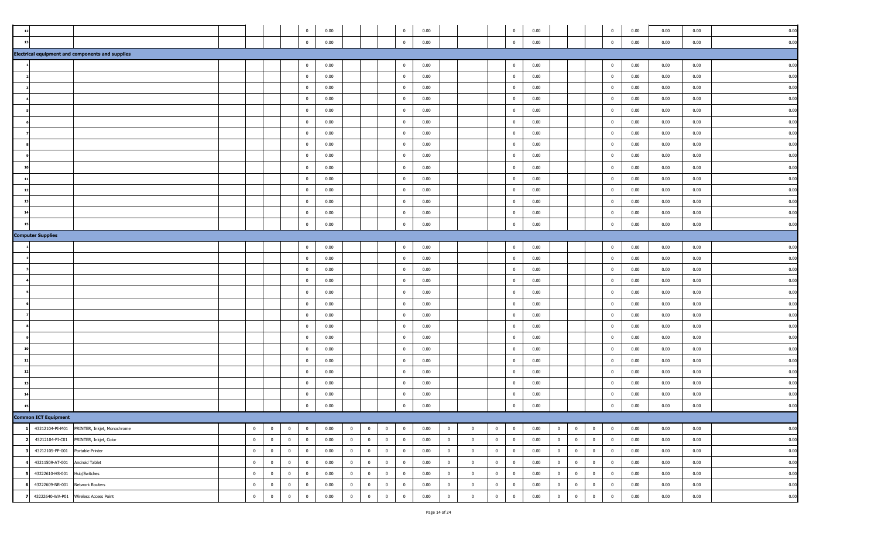| | | | | | | | | | | | | | | | | | | | | | | | | | | |
|---|---|---|---|---|---|---|---|---|---|---|---|---|---|---|---|---|---|---|---|---|---|---|---|---|---|---|
| 12 | | | | | | | 0 | 0.00 | | | | 0 | 0.00 | | | | 0 | 0.00 | | | | 0 | 0.00 | 0.00 | 0.00 | 0.00 |
| 13 | | | | | | | 0 | 0.00 | | | | 0 | 0.00 | | | | 0 | 0.00 | | | | 0 | 0.00 | 0.00 | 0.00 | 0.00 |
| **Electrical equipment and components and supplies** | | | | | | | | | | | | | | | | | | | | | | | | | | |
| 1 | | | | | | | 0 | 0.00 | | | | 0 | 0.00 | | | | 0 | 0.00 | | | | 0 | 0.00 | 0.00 | 0.00 | 0.00 |
| 2 | | | | | | | 0 | 0.00 | | | | 0 | 0.00 | | | | 0 | 0.00 | | | | 0 | 0.00 | 0.00 | 0.00 | 0.00 |
| 3 | | | | | | | 0 | 0.00 | | | | 0 | 0.00 | | | | 0 | 0.00 | | | | 0 | 0.00 | 0.00 | 0.00 | 0.00 |
| 4 | | | | | | | 0 | 0.00 | | | | 0 | 0.00 | | | | 0 | 0.00 | | | | 0 | 0.00 | 0.00 | 0.00 | 0.00 |
| 5 | | | | | | | 0 | 0.00 | | | | 0 | 0.00 | | | | 0 | 0.00 | | | | 0 | 0.00 | 0.00 | 0.00 | 0.00 |
| 6 | | | | | | | 0 | 0.00 | | | | 0 | 0.00 | | | | 0 | 0.00 | | | | 0 | 0.00 | 0.00 | 0.00 | 0.00 |
| 7 | | | | | | | 0 | 0.00 | | | | 0 | 0.00 | | | | 0 | 0.00 | | | | 0 | 0.00 | 0.00 | 0.00 | 0.00 |
| 8 | | | | | | | 0 | 0.00 | | | | 0 | 0.00 | | | | 0 | 0.00 | | | | 0 | 0.00 | 0.00 | 0.00 | 0.00 |
| 9 | | | | | | | 0 | 0.00 | | | | 0 | 0.00 | | | | 0 | 0.00 | | | | 0 | 0.00 | 0.00 | 0.00 | 0.00 |
| 10 | | | | | | | 0 | 0.00 | | | | 0 | 0.00 | | | | 0 | 0.00 | | | | 0 | 0.00 | 0.00 | 0.00 | 0.00 |
| 11 | | | | | | | 0 | 0.00 | | | | 0 | 0.00 | | | | 0 | 0.00 | | | | 0 | 0.00 | 0.00 | 0.00 | 0.00 |
| 12 | | | | | | | 0 | 0.00 | | | | 0 | 0.00 | | | | 0 | 0.00 | | | | 0 | 0.00 | 0.00 | 0.00 | 0.00 |
| 13 | | | | | | | 0 | 0.00 | | | | 0 | 0.00 | | | | 0 | 0.00 | | | | 0 | 0.00 | 0.00 | 0.00 | 0.00 |
| 14 | | | | | | | 0 | 0.00 | | | | 0 | 0.00 | | | | 0 | 0.00 | | | | 0 | 0.00 | 0.00 | 0.00 | 0.00 |
| 15 | | | | | | | 0 | 0.00 | | | | 0 | 0.00 | | | | 0 | 0.00 | | | | 0 | 0.00 | 0.00 | 0.00 | 0.00 |
| **Computer Supplies** | | | | | | | | | | | | | | | | | | | | | | | | | | |
| 1 | | | | | | | 0 | 0.00 | | | | 0 | 0.00 | | | | 0 | 0.00 | | | | 0 | 0.00 | 0.00 | 0.00 | 0.00 |
| 2 | | | | | | | 0 | 0.00 | | | | 0 | 0.00 | | | | 0 | 0.00 | | | | 0 | 0.00 | 0.00 | 0.00 | 0.00 |
| 3 | | | | | | | 0 | 0.00 | | | | 0 | 0.00 | | | | 0 | 0.00 | | | | 0 | 0.00 | 0.00 | 0.00 | 0.00 |
| 4 | | | | | | | 0 | 0.00 | | | | 0 | 0.00 | | | | 0 | 0.00 | | | | 0 | 0.00 | 0.00 | 0.00 | 0.00 |
| 5 | | | | | | | 0 | 0.00 | | | | 0 | 0.00 | | | | 0 | 0.00 | | | | 0 | 0.00 | 0.00 | 0.00 | 0.00 |
| 6 | | | | | | | 0 | 0.00 | | | | 0 | 0.00 | | | | 0 | 0.00 | | | | 0 | 0.00 | 0.00 | 0.00 | 0.00 |
| 7 | | | | | | | 0 | 0.00 | | | | 0 | 0.00 | | | | 0 | 0.00 | | | | 0 | 0.00 | 0.00 | 0.00 | 0.00 |
| 8 | | | | | | | 0 | 0.00 | | | | 0 | 0.00 | | | | 0 | 0.00 | | | | 0 | 0.00 | 0.00 | 0.00 | 0.00 |
| 9 | | | | | | | 0 | 0.00 | | | | 0 | 0.00 | | | | 0 | 0.00 | | | | 0 | 0.00 | 0.00 | 0.00 | 0.00 |
| 10 | | | | | | | 0 | 0.00 | | | | 0 | 0.00 | | | | 0 | 0.00 | | | | 0 | 0.00 | 0.00 | 0.00 | 0.00 |
| 11 | | | | | | | 0 | 0.00 | | | | 0 | 0.00 | | | | 0 | 0.00 | | | | 0 | 0.00 | 0.00 | 0.00 | 0.00 |
| 12 | | | | | | | 0 | 0.00 | | | | 0 | 0.00 | | | | 0 | 0.00 | | | | 0 | 0.00 | 0.00 | 0.00 | 0.00 |
| 13 | | | | | | | 0 | 0.00 | | | | 0 | 0.00 | | | | 0 | 0.00 | | | | 0 | 0.00 | 0.00 | 0.00 | 0.00 |
| 14 | | | | | | | 0 | 0.00 | | | | 0 | 0.00 | | | | 0 | 0.00 | | | | 0 | 0.00 | 0.00 | 0.00 | 0.00 |
| 15 | | | | | | | 0 | 0.00 | | | | 0 | 0.00 | | | | 0 | 0.00 | | | | 0 | 0.00 | 0.00 | 0.00 | 0.00 |
| **Common ICT Equipment** | | | | | | | | | | | | | | | | | | | | | | | | | | |
| 1 | 43212104-PI-M01 | PRINTER, Inkjet, Monochrome | | 0 | 0 | 0 | 0 | 0.00 | 0 | 0 | 0 | 0 | 0.00 | 0 | 0 | 0 | 0 | 0.00 | 0 | 0 | 0 | 0 | 0.00 | 0.00 | 0.00 | 0.00 |
| 2 | 43212104-PI-C01 | PRINTER, Inkjet, Color | | 0 | 0 | 0 | 0 | 0.00 | 0 | 0 | 0 | 0 | 0.00 | 0 | 0 | 0 | 0 | 0.00 | 0 | 0 | 0 | 0 | 0.00 | 0.00 | 0.00 | 0.00 |
| 3 | 43212105-PP-001 | Portable Printer | | 0 | 0 | 0 | 0 | 0.00 | 0 | 0 | 0 | 0 | 0.00 | 0 | 0 | 0 | 0 | 0.00 | 0 | 0 | 0 | 0 | 0.00 | 0.00 | 0.00 | 0.00 |
| 4 | 43211509-AT-001 | Android Tablet | | 0 | 0 | 0 | 0 | 0.00 | 0 | 0 | 0 | 0 | 0.00 | 0 | 0 | 0 | 0 | 0.00 | 0 | 0 | 0 | 0 | 0.00 | 0.00 | 0.00 | 0.00 |
| 5 | 43222610-HS-001 | Hub/Switches | | 0 | 0 | 0 | 0 | 0.00 | 0 | 0 | 0 | 0 | 0.00 | 0 | 0 | 0 | 0 | 0.00 | 0 | 0 | 0 | 0 | 0.00 | 0.00 | 0.00 | 0.00 |
| 6 | 43222609-NR-001 | Network Routers | | 0 | 0 | 0 | 0 | 0.00 | 0 | 0 | 0 | 0 | 0.00 | 0 | 0 | 0 | 0 | 0.00 | 0 | 0 | 0 | 0 | 0.00 | 0.00 | 0.00 | 0.00 |
| 7 | 43222640-WA-P01 | Wireless Access Point | | 0 | 0 | 0 | 0 | 0.00 | 0 | 0 | 0 | 0 | 0.00 | 0 | 0 | 0 | 0 | 0.00 | 0 | 0 | 0 | 0 | 0.00 | 0.00 | 0.00 | 0.00 |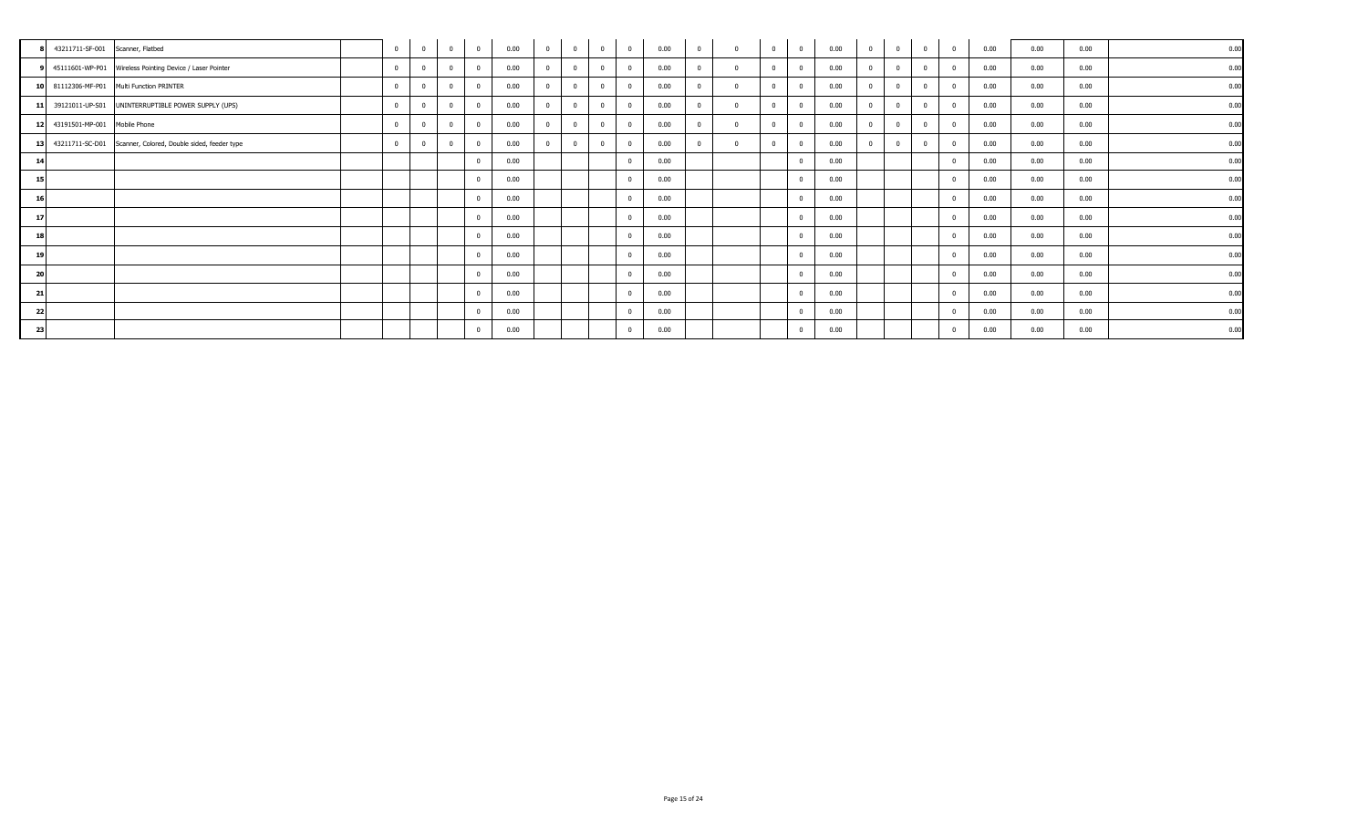| | | | | | | | | | | | | | | | | | | | | | | | | | | |
|---|---|---|---|---|---|---|---|---|---|---|---|---|---|---|---|---|---|---|---|---|---|---|---|---|---|---|
| 8 | 43211711-SF-001 | Scanner, Flatbed | | 0 | 0 | 0 | 0 | 0.00 | 0 | 0 | 0 | 0 | 0.00 | 0 | 0 | 0 | 0 | 0.00 | 0 | 0 | 0 | 0 | 0.00 | 0.00 | 0.00 | 0.00 |
| 9 | 45111601-WP-P01 | Wireless Pointing Device / Laser Pointer | | 0 | 0 | 0 | 0 | 0.00 | 0 | 0 | 0 | 0 | 0.00 | 0 | 0 | 0 | 0 | 0.00 | 0 | 0 | 0 | 0 | 0.00 | 0.00 | 0.00 | 0.00 |
| 10 | 81112306-MF-P01 | Multi Function PRINTER | | 0 | 0 | 0 | 0 | 0.00 | 0 | 0 | 0 | 0 | 0.00 | 0 | 0 | 0 | 0 | 0.00 | 0 | 0 | 0 | 0 | 0.00 | 0.00 | 0.00 | 0.00 |
| 11 | 39121011-UP-S01 | UNINTERRUPTIBLE POWER SUPPLY (UPS) | | 0 | 0 | 0 | 0 | 0.00 | 0 | 0 | 0 | 0 | 0.00 | 0 | 0 | 0 | 0 | 0.00 | 0 | 0 | 0 | 0 | 0.00 | 0.00 | 0.00 | 0.00 |
| 12 | 43191501-MP-001 | Mobile Phone | | 0 | 0 | 0 | 0 | 0.00 | 0 | 0 | 0 | 0 | 0.00 | 0 | 0 | 0 | 0 | 0.00 | 0 | 0 | 0 | 0 | 0.00 | 0.00 | 0.00 | 0.00 |
| 13 | 43211711-SC-D01 | Scanner, Colored, Double sided, feeder type | | 0 | 0 | 0 | 0 | 0.00 | 0 | 0 | 0 | 0 | 0.00 | 0 | 0 | 0 | 0 | 0.00 | 0 | 0 | 0 | 0 | 0.00 | 0.00 | 0.00 | 0.00 |
| 14 | | | | | | | 0 | 0.00 | | | | 0 | 0.00 | | | | 0 | 0.00 | | | | 0 | 0.00 | 0.00 | 0.00 | 0.00 |
| 15 | | | | | | | 0 | 0.00 | | | | 0 | 0.00 | | | | 0 | 0.00 | | | | 0 | 0.00 | 0.00 | 0.00 | 0.00 |
| 16 | | | | | | | 0 | 0.00 | | | | 0 | 0.00 | | | | 0 | 0.00 | | | | 0 | 0.00 | 0.00 | 0.00 | 0.00 |
| 17 | | | | | | | 0 | 0.00 | | | | 0 | 0.00 | | | | 0 | 0.00 | | | | 0 | 0.00 | 0.00 | 0.00 | 0.00 |
| 18 | | | | | | | 0 | 0.00 | | | | 0 | 0.00 | | | | 0 | 0.00 | | | | 0 | 0.00 | 0.00 | 0.00 | 0.00 |
| 19 | | | | | | | 0 | 0.00 | | | | 0 | 0.00 | | | | 0 | 0.00 | | | | 0 | 0.00 | 0.00 | 0.00 | 0.00 |
| 20 | | | | | | | 0 | 0.00 | | | | 0 | 0.00 | | | | 0 | 0.00 | | | | 0 | 0.00 | 0.00 | 0.00 | 0.00 |
| 21 | | | | | | | 0 | 0.00 | | | | 0 | 0.00 | | | | 0 | 0.00 | | | | 0 | 0.00 | 0.00 | 0.00 | 0.00 |
| 22 | | | | | | | 0 | 0.00 | | | | 0 | 0.00 | | | | 0 | 0.00 | | | | 0 | 0.00 | 0.00 | 0.00 | 0.00 |
| 23 | | | | | | | 0 | 0.00 | | | | 0 | 0.00 | | | | 0 | 0.00 | | | | 0 | 0.00 | 0.00 | 0.00 | 0.00 |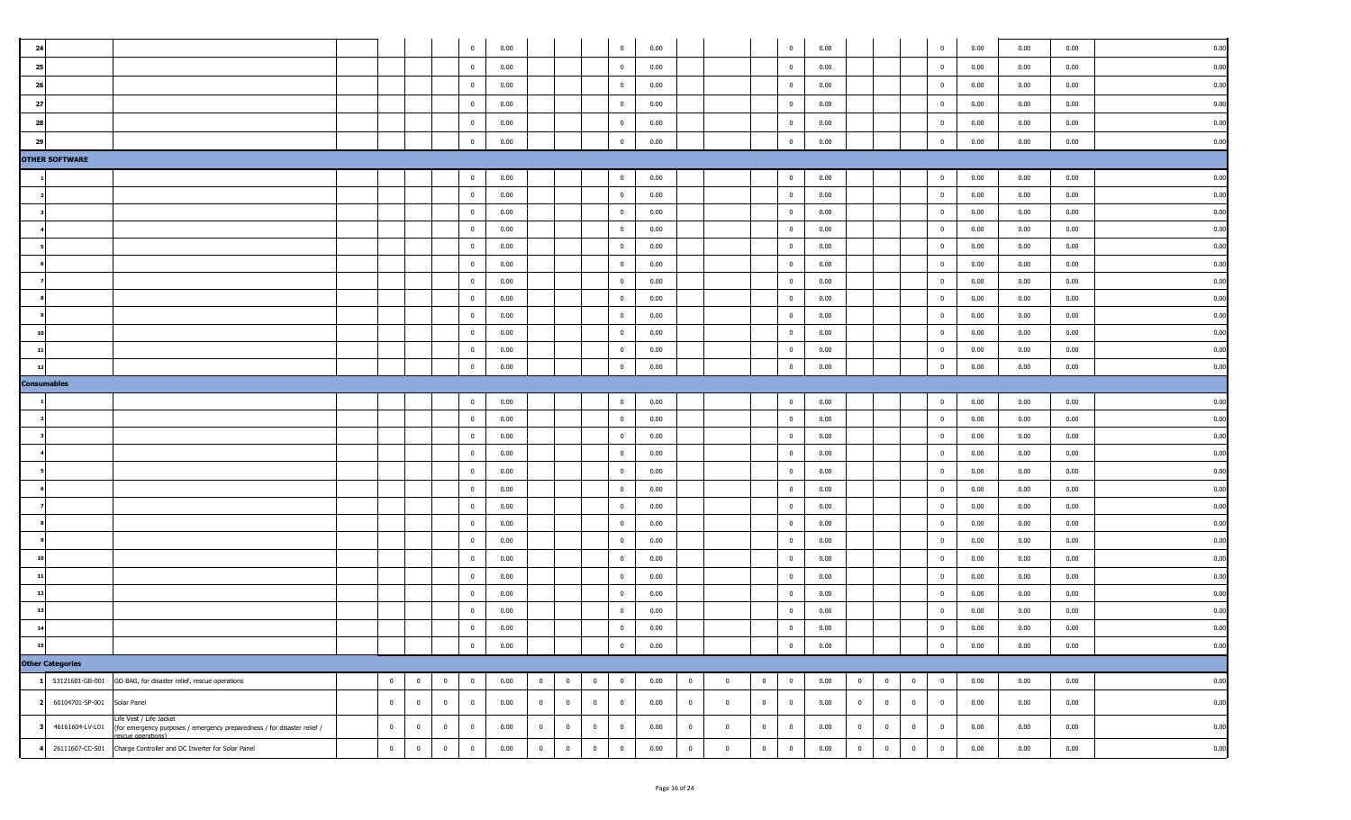| | | | | | | | | | | | | | | | | | | | | | | | | | | |
|---|---|---|---|---|---|---|---|---|---|---|---|---|---|---|---|---|---|---|---|---|---|---|---|---|---|---|
| 24 | | | | | | | 0 | 0.00 | | | | 0 | 0.00 | | | | 0 | 0.00 | | | | 0 | 0.00 | 0.00 | 0.00 | 0.00 |
| 25 | | | | | | | 0 | 0.00 | | | | 0 | 0.00 | | | | 0 | 0.00 | | | | 0 | 0.00 | 0.00 | 0.00 | 0.00 |
| 26 | | | | | | | 0 | 0.00 | | | | 0 | 0.00 | | | | 0 | 0.00 | | | | 0 | 0.00 | 0.00 | 0.00 | 0.00 |
| 27 | | | | | | | 0 | 0.00 | | | | 0 | 0.00 | | | | 0 | 0.00 | | | | 0 | 0.00 | 0.00 | 0.00 | 0.00 |
| 28 | | | | | | | 0 | 0.00 | | | | 0 | 0.00 | | | | 0 | 0.00 | | | | 0 | 0.00 | 0.00 | 0.00 | 0.00 |
| 29 | | | | | | | 0 | 0.00 | | | | 0 | 0.00 | | | | 0 | 0.00 | | | | 0 | 0.00 | 0.00 | 0.00 | 0.00 |
| **OTHER SOFTWARE** | | | | | | | | | | | | | | | | | | | | | | | | | | |
| 1 | | | | | | | 0 | 0.00 | | | | 0 | 0.00 | | | | 0 | 0.00 | | | | 0 | 0.00 | 0.00 | 0.00 | 0.00 |
| 2 | | | | | | | 0 | 0.00 | | | | 0 | 0.00 | | | | 0 | 0.00 | | | | 0 | 0.00 | 0.00 | 0.00 | 0.00 |
| 3 | | | | | | | 0 | 0.00 | | | | 0 | 0.00 | | | | 0 | 0.00 | | | | 0 | 0.00 | 0.00 | 0.00 | 0.00 |
| 4 | | | | | | | 0 | 0.00 | | | | 0 | 0.00 | | | | 0 | 0.00 | | | | 0 | 0.00 | 0.00 | 0.00 | 0.00 |
| 5 | | | | | | | 0 | 0.00 | | | | 0 | 0.00 | | | | 0 | 0.00 | | | | 0 | 0.00 | 0.00 | 0.00 | 0.00 |
| 6 | | | | | | | 0 | 0.00 | | | | 0 | 0.00 | | | | 0 | 0.00 | | | | 0 | 0.00 | 0.00 | 0.00 | 0.00 |
| 7 | | | | | | | 0 | 0.00 | | | | 0 | 0.00 | | | | 0 | 0.00 | | | | 0 | 0.00 | 0.00 | 0.00 | 0.00 |
| 8 | | | | | | | 0 | 0.00 | | | | 0 | 0.00 | | | | 0 | 0.00 | | | | 0 | 0.00 | 0.00 | 0.00 | 0.00 |
| 9 | | | | | | | 0 | 0.00 | | | | 0 | 0.00 | | | | 0 | 0.00 | | | | 0 | 0.00 | 0.00 | 0.00 | 0.00 |
| 10 | | | | | | | 0 | 0.00 | | | | 0 | 0.00 | | | | 0 | 0.00 | | | | 0 | 0.00 | 0.00 | 0.00 | 0.00 |
| 11 | | | | | | | 0 | 0.00 | | | | 0 | 0.00 | | | | 0 | 0.00 | | | | 0 | 0.00 | 0.00 | 0.00 | 0.00 |
| 12 | | | | | | | 0 | 0.00 | | | | 0 | 0.00 | | | | 0 | 0.00 | | | | 0 | 0.00 | 0.00 | 0.00 | 0.00 |
| **Consumables** | | | | | | | | | | | | | | | | | | | | | | | | | | |
| 1 | | | | | | | 0 | 0.00 | | | | 0 | 0.00 | | | | 0 | 0.00 | | | | 0 | 0.00 | 0.00 | 0.00 | 0.00 |
| 2 | | | | | | | 0 | 0.00 | | | | 0 | 0.00 | | | | 0 | 0.00 | | | | 0 | 0.00 | 0.00 | 0.00 | 0.00 |
| 3 | | | | | | | 0 | 0.00 | | | | 0 | 0.00 | | | | 0 | 0.00 | | | | 0 | 0.00 | 0.00 | 0.00 | 0.00 |
| 4 | | | | | | | 0 | 0.00 | | | | 0 | 0.00 | | | | 0 | 0.00 | | | | 0 | 0.00 | 0.00 | 0.00 | 0.00 |
| 5 | | | | | | | 0 | 0.00 | | | | 0 | 0.00 | | | | 0 | 0.00 | | | | 0 | 0.00 | 0.00 | 0.00 | 0.00 |
| 6 | | | | | | | 0 | 0.00 | | | | 0 | 0.00 | | | | 0 | 0.00 | | | | 0 | 0.00 | 0.00 | 0.00 | 0.00 |
| 7 | | | | | | | 0 | 0.00 | | | | 0 | 0.00 | | | | 0 | 0.00 | | | | 0 | 0.00 | 0.00 | 0.00 | 0.00 |
| 8 | | | | | | | 0 | 0.00 | | | | 0 | 0.00 | | | | 0 | 0.00 | | | | 0 | 0.00 | 0.00 | 0.00 | 0.00 |
| 9 | | | | | | | 0 | 0.00 | | | | 0 | 0.00 | | | | 0 | 0.00 | | | | 0 | 0.00 | 0.00 | 0.00 | 0.00 |
| 10 | | | | | | | 0 | 0.00 | | | | 0 | 0.00 | | | | 0 | 0.00 | | | | 0 | 0.00 | 0.00 | 0.00 | 0.00 |
| 11 | | | | | | | 0 | 0.00 | | | | 0 | 0.00 | | | | 0 | 0.00 | | | | 0 | 0.00 | 0.00 | 0.00 | 0.00 |
| 12 | | | | | | | 0 | 0.00 | | | | 0 | 0.00 | | | | 0 | 0.00 | | | | 0 | 0.00 | 0.00 | 0.00 | 0.00 |
| 13 | | | | | | | 0 | 0.00 | | | | 0 | 0.00 | | | | 0 | 0.00 | | | | 0 | 0.00 | 0.00 | 0.00 | 0.00 |
| 14 | | | | | | | 0 | 0.00 | | | | 0 | 0.00 | | | | 0 | 0.00 | | | | 0 | 0.00 | 0.00 | 0.00 | 0.00 |
| 15 | | | | | | | 0 | 0.00 | | | | 0 | 0.00 | | | | 0 | 0.00 | | | | 0 | 0.00 | 0.00 | 0.00 | 0.00 |
| **Other Categories** | | | | | | | | | | | | | | | | | | | | | | | | | | |
| 1 | 53121601-GB-001 | GO BAG, for disaster relief, rescue operations | | 0 | 0 | 0 | 0 | 0.00 | 0 | 0 | 0 | 0 | 0.00 | 0 | 0 | 0 | 0 | 0.00 | 0 | 0 | 0 | 0 | 0.00 | 0.00 | 0.00 | 0.00 |
| 2 | 60104701-SP-001 | Solar Panel | | 0 | 0 | 0 | 0 | 0.00 | 0 | 0 | 0 | 0 | 0.00 | 0 | 0 | 0 | 0 | 0.00 | 0 | 0 | 0 | 0 | 0.00 | 0.00 | 0.00 | 0.00 |
| 3 | 46161604-LV-L01 | Life Vest / Life Jacket (for emergency purposes / emergency preparedness / for disaster relief / rescue operations) | | 0 | 0 | 0 | 0 | 0.00 | 0 | 0 | 0 | 0 | 0.00 | 0 | 0 | 0 | 0 | 0.00 | 0 | 0 | 0 | 0 | 0.00 | 0.00 | 0.00 | 0.00 |
| 4 | 26111607-CC-S01 | Charge Controller and DC Inverter for Solar Panel | | 0 | 0 | 0 | 0 | 0.00 | 0 | 0 | 0 | 0 | 0.00 | 0 | 0 | 0 | 0 | 0.00 | 0 | 0 | 0 | 0 | 0.00 | 0.00 | 0.00 | 0.00 |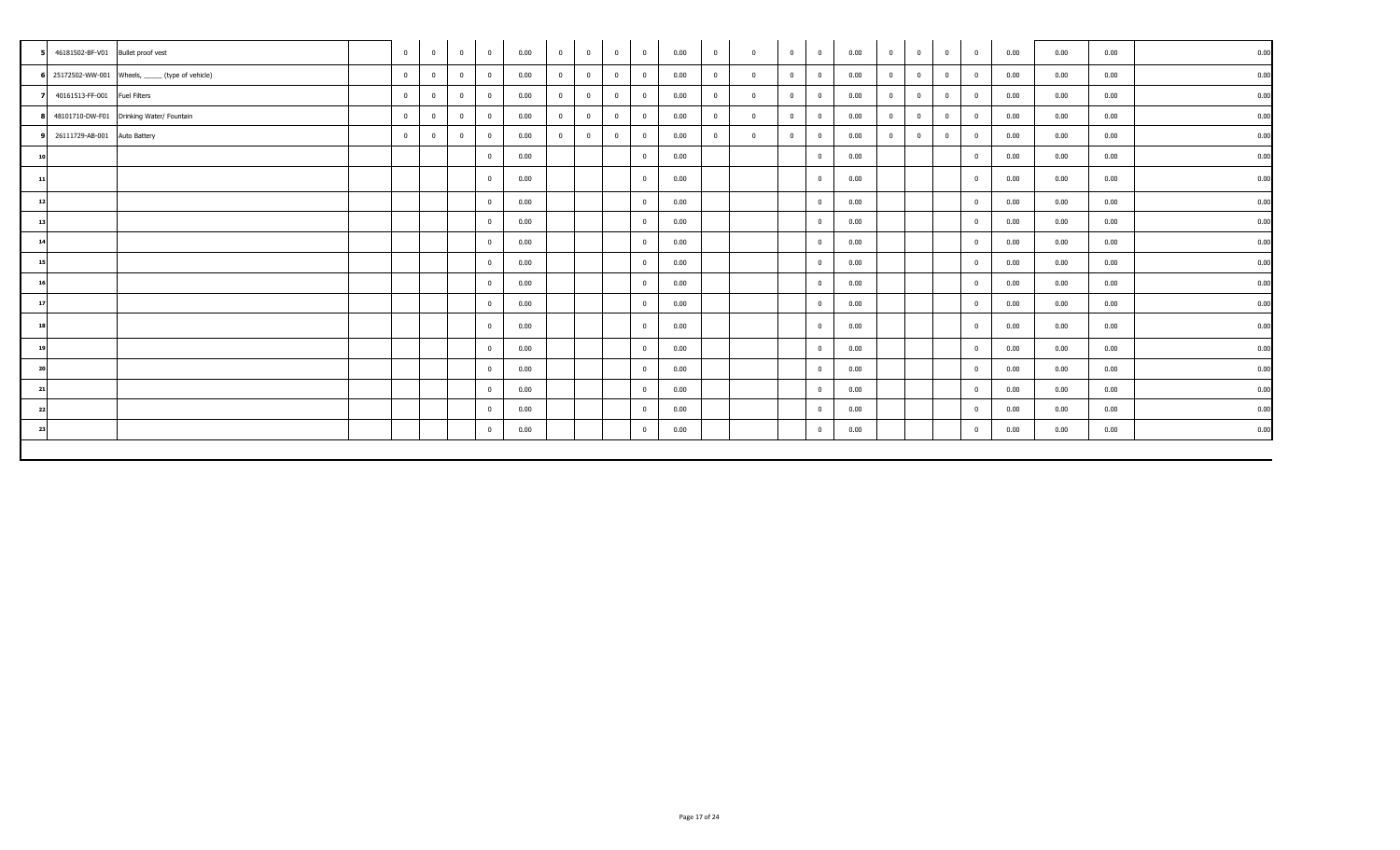| | | | | | | | | | | | | | | | | | | | | | | | | | | |
|---|---|---|---|---|---|---|---|---|---|---|---|---|---|---|---|---|---|---|---|---|---|---|---|---|---|---|
| 5 | 46181502-BF-V01 | Bullet proof vest | | 0 | 0 | 0 | 0 | 0.00 | 0 | 0 | 0 | 0 | 0.00 | 0 | 0 | 0 | 0 | 0.00 | 0 | 0 | 0 | 0 | 0.00 | 0.00 | 0.00 | 0.00 |
| 6 | 25172502-WW-001 | Wheels, _____ (type of vehicle) | | 0 | 0 | 0 | 0 | 0.00 | 0 | 0 | 0 | 0 | 0.00 | 0 | 0 | 0 | 0 | 0.00 | 0 | 0 | 0 | 0 | 0.00 | 0.00 | 0.00 | 0.00 |
| 7 | 40161513-FF-001 | Fuel Filters | | 0 | 0 | 0 | 0 | 0.00 | 0 | 0 | 0 | 0 | 0.00 | 0 | 0 | 0 | 0 | 0.00 | 0 | 0 | 0 | 0 | 0.00 | 0.00 | 0.00 | 0.00 |
| 8 | 48101710-DW-F01 | Drinking Water/ Fountain | | 0 | 0 | 0 | 0 | 0.00 | 0 | 0 | 0 | 0 | 0.00 | 0 | 0 | 0 | 0 | 0.00 | 0 | 0 | 0 | 0 | 0.00 | 0.00 | 0.00 | 0.00 |
| 9 | 26111729-AB-001 | Auto Battery | | 0 | 0 | 0 | 0 | 0.00 | 0 | 0 | 0 | 0 | 0.00 | 0 | 0 | 0 | 0 | 0.00 | 0 | 0 | 0 | 0 | 0.00 | 0.00 | 0.00 | 0.00 |
| 10 | | | | | | | 0 | 0.00 | | | | 0 | 0.00 | | | | 0 | 0.00 | | | | 0 | 0.00 | 0.00 | 0.00 | 0.00 |
| 11 | | | | | | | 0 | 0.00 | | | | 0 | 0.00 | | | | 0 | 0.00 | | | | 0 | 0.00 | 0.00 | 0.00 | 0.00 |
| 12 | | | | | | | 0 | 0.00 | | | | 0 | 0.00 | | | | 0 | 0.00 | | | | 0 | 0.00 | 0.00 | 0.00 | 0.00 |
| 13 | | | | | | | 0 | 0.00 | | | | 0 | 0.00 | | | | 0 | 0.00 | | | | 0 | 0.00 | 0.00 | 0.00 | 0.00 |
| 14 | | | | | | | 0 | 0.00 | | | | 0 | 0.00 | | | | 0 | 0.00 | | | | 0 | 0.00 | 0.00 | 0.00 | 0.00 |
| 15 | | | | | | | 0 | 0.00 | | | | 0 | 0.00 | | | | 0 | 0.00 | | | | 0 | 0.00 | 0.00 | 0.00 | 0.00 |
| 16 | | | | | | | 0 | 0.00 | | | | 0 | 0.00 | | | | 0 | 0.00 | | | | 0 | 0.00 | 0.00 | 0.00 | 0.00 |
| 17 | | | | | | | 0 | 0.00 | | | | 0 | 0.00 | | | | 0 | 0.00 | | | | 0 | 0.00 | 0.00 | 0.00 | 0.00 |
| 18 | | | | | | | 0 | 0.00 | | | | 0 | 0.00 | | | | 0 | 0.00 | | | | 0 | 0.00 | 0.00 | 0.00 | 0.00 |
| 19 | | | | | | | 0 | 0.00 | | | | 0 | 0.00 | | | | 0 | 0.00 | | | | 0 | 0.00 | 0.00 | 0.00 | 0.00 |
| 20 | | | | | | | 0 | 0.00 | | | | 0 | 0.00 | | | | 0 | 0.00 | | | | 0 | 0.00 | 0.00 | 0.00 | 0.00 |
| 21 | | | | | | | 0 | 0.00 | | | | 0 | 0.00 | | | | 0 | 0.00 | | | | 0 | 0.00 | 0.00 | 0.00 | 0.00 |
| 22 | | | | | | | 0 | 0.00 | | | | 0 | 0.00 | | | | 0 | 0.00 | | | | 0 | 0.00 | 0.00 | 0.00 | 0.00 |
| 23 | | | | | | | 0 | 0.00 | | | | 0 | 0.00 | | | | 0 | 0.00 | | | | 0 | 0.00 | 0.00 | 0.00 | 0.00 |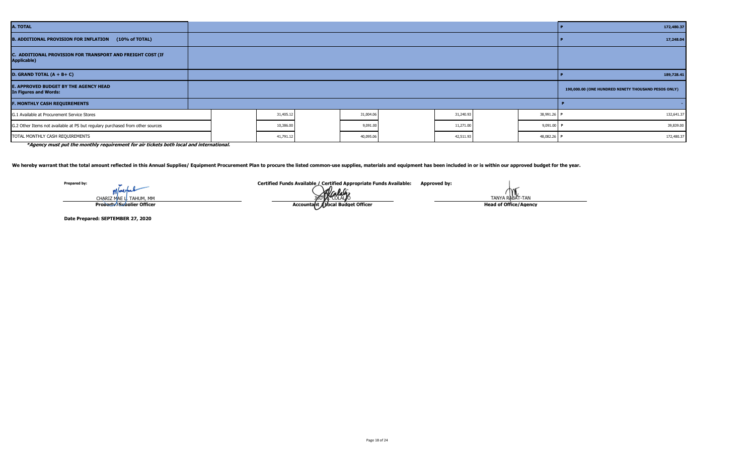| | | | | | | | | | |
|---|---|---|---|---|---|---|---|---|---|
| **A. TOTAL** | | | | | | | | | ₱ 172,480.37 |
| **B. ADDITIONAL PROVISION FOR INFLATION (10% of TOTAL)** | | | | | | | | | ₱ 17,248.04 |
| **C. ADDITIONAL PROVISION FOR TRANSPORT AND FREIGHT COST (If Applicable)** | | | | | | | | | |
| **D. GRAND TOTAL (A + B+ C)** | | | | | | | | | ₱ 189,728.41 |
| **E. APPROVED BUDGET BY THE AGENCY HEAD In Figures and Words:** | | | | | | | | | **190,000.00 (ONE HUNDRED NINETY THOUSAND PESOS ONLY)** |
| **F. MONTHLY CASH REQUIREMENTS** | | | | | | | | | ₱ - |
| G.1 Available at Procurement Service Stores | | 31,405.12 | | 31,004.06 | | 31,240.93 | | 38,991.26 | ₱ 132,641.37 |
| G.2 Other Items not available at PS but regulary purchased from other sources | | 10,386.00 | | 9,091.00 | | 11,271.00 | | 9,091.00 | ₱ 39,839.00 |
| TOTAL MONTHLY CASH REQUIREMENTS | | 41,791.12 | | 40,095.06 | | 42,511.93 | | 48,082.26 | ₱ 172,480.37 |

***Agency must put the monthly requirement for air tickets both local and international.**

**We hereby warrant that the total amount reflected in this Annual Supplies/ Equipment Procurement Plan to procure the listed common-use supplies, materials and equipment has been included in or is within our approved budget for the year.**

**Prepared by:**

CHARIZ MAE L. TAHUM, MM
**Property/Supplier Officer**

**Certified Funds Available / Certified Appropriate Funds Available:**

JUDY A. COLALJO
**Accountant /Local Budget Officer**

**Approved by:**

TANYA RABAT-TAN
**Head of Office/Agency**

**Date Prepared: SEPTEMBER 27, 2020**